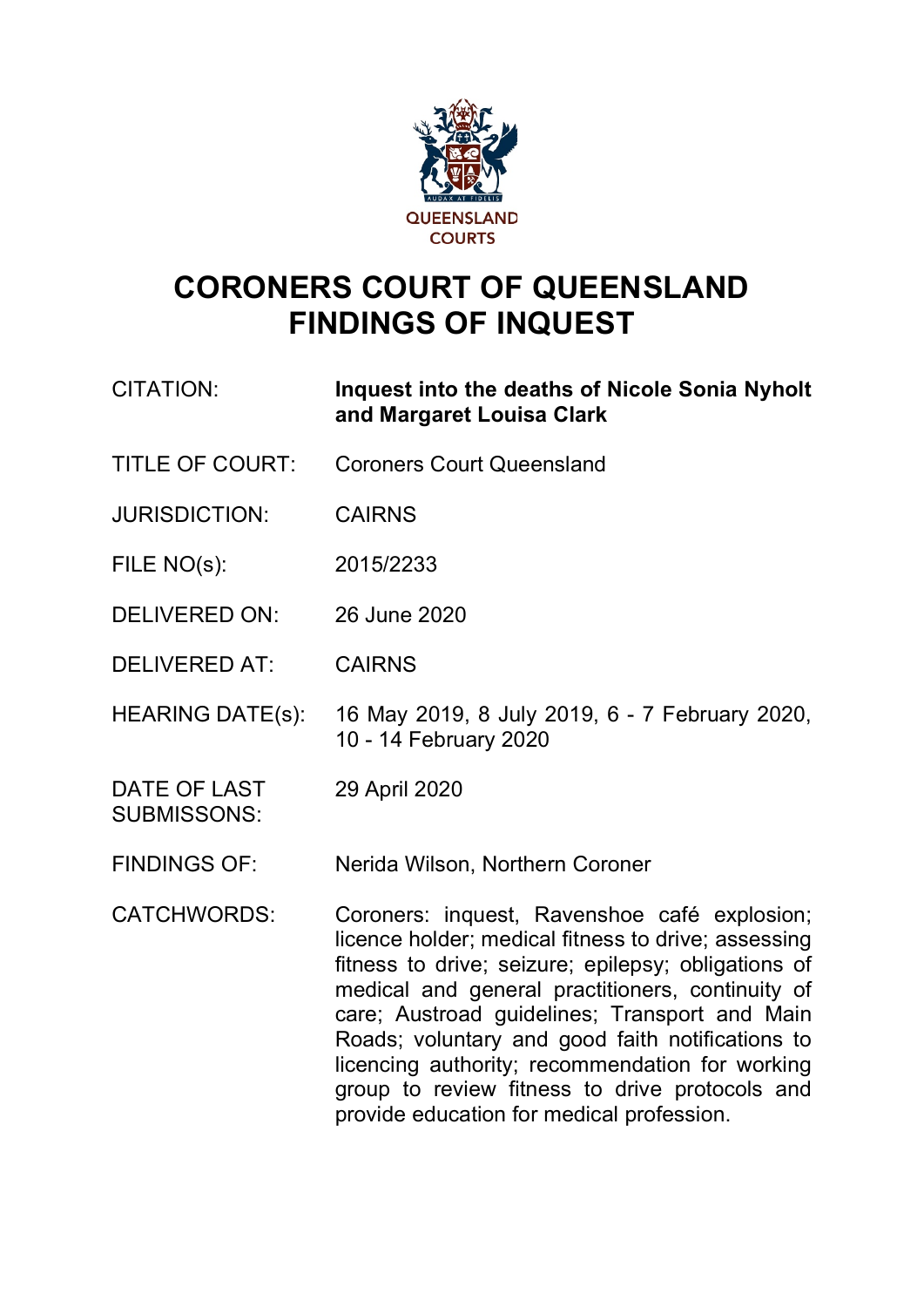QUEENSLAND COURTS

# CORONERS COURT OF QUEENSLAND FINDINGS OF INQUEST

| | |
|---|---|
| CITATION: | **Inquest into the deaths of Nicole Sonia Nyholt and Margaret Louisa Clark** |
| TITLE OF COURT: | Coroners Court Queensland |
| JURISDICTION: | CAIRNS |
| FILE NO(s): | 2015/2233 |
| DELIVERED ON: | 26 June 2020 |
| DELIVERED AT: | CAIRNS |
| HEARING DATE(s): | 16 May 2019, 8 July 2019, 6 - 7 February 2020, 10 - 14 February 2020 |
| DATE OF LAST SUBMISSONS: | 29 April 2020 |
| FINDINGS OF: | Nerida Wilson, Northern Coroner |
| CATCHWORDS: | Coroners: inquest, Ravenshoe café explosion; licence holder; medical fitness to drive; assessing fitness to drive; seizure; epilepsy; obligations of medical and general practitioners, continuity of care; Austroad guidelines; Transport and Main Roads; voluntary and good faith notifications to licencing authority; recommendation for working group to review fitness to drive protocols and provide education for medical profession. |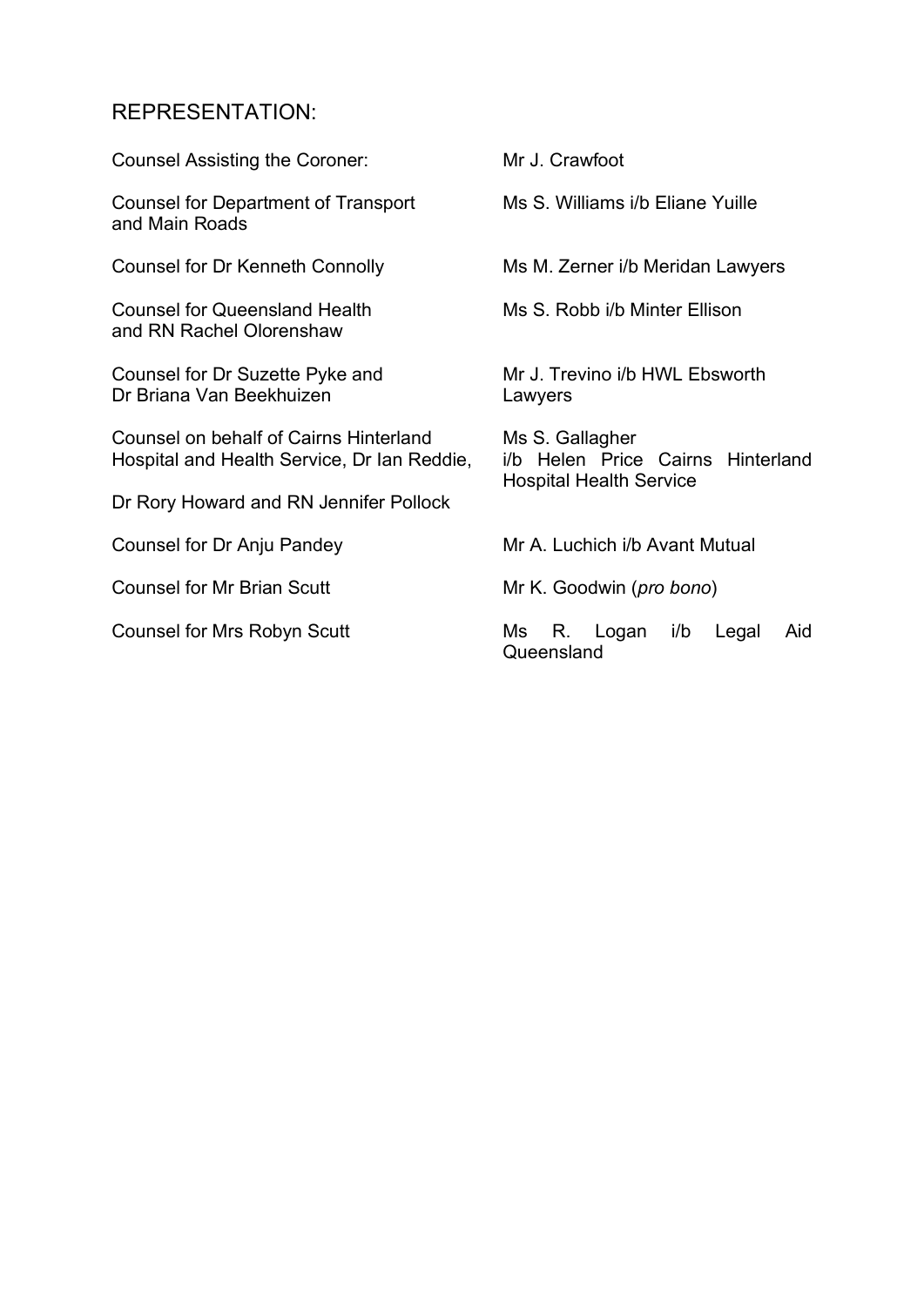## REPRESENTATION:

| | |
|---|---|
| Counsel Assisting the Coroner: | Mr J. Crawfoot |
| Counsel for Department of Transport and Main Roads | Ms S. Williams i/b Eliane Yuille |
| Counsel for Dr Kenneth Connolly | Ms M. Zerner i/b Meridan Lawyers |
| Counsel for Queensland Health and RN Rachel Olorenshaw | Ms S. Robb i/b Minter Ellison |
| Counsel for Dr Suzette Pyke and Dr Briana Van Beekhuizen | Mr J. Trevino i/b HWL Ebsworth Lawyers |
| Counsel on behalf of Cairns Hinterland Hospital and Health Service, Dr Ian Reddie, Dr Rory Howard and RN Jennifer Pollock | Ms S. Gallagher i/b Helen Price Cairns Hinterland Hospital Health Service |
| Counsel for Dr Anju Pandey | Mr A. Luchich i/b Avant Mutual |
| Counsel for Mr Brian Scutt | Mr K. Goodwin (*pro bono*) |
| Counsel for Mrs Robyn Scutt | Ms R. Logan i/b Legal Aid Queensland |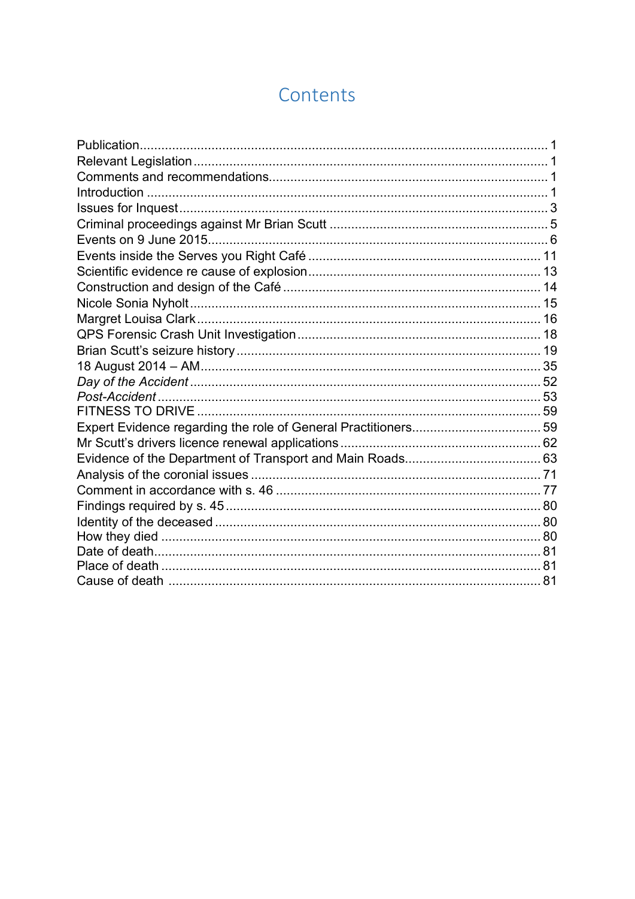# Contents

Publication ... 1
Relevant Legislation ... 1
Comments and recommendations ... 1
Introduction ... 1
Issues for Inquest ... 3
Criminal proceedings against Mr Brian Scutt ... 5
Events on 9 June 2015 ... 6
Events inside the Serves you Right Café ... 11
Scientific evidence re cause of explosion ... 13
Construction and design of the Café ... 14
Nicole Sonia Nyholt ... 15
Margret Louisa Clark ... 16
QPS Forensic Crash Unit Investigation ... 18
Brian Scutt's seizure history ... 19
18 August 2014 – AM ... 35
*Day of the Accident* ... 52
*Post-Accident* ... 53
FITNESS TO DRIVE ... 59
Expert Evidence regarding the role of General Practitioners ... 59
Mr Scutt's drivers licence renewal applications ... 62
Evidence of the Department of Transport and Main Roads ... 63
Analysis of the coronial issues ... 71
Comment in accordance with s. 46 ... 77
Findings required by s. 45 ... 80
Identity of the deceased ... 80
How they died ... 80
Date of death ... 81
Place of death ... 81
Cause of death ... 81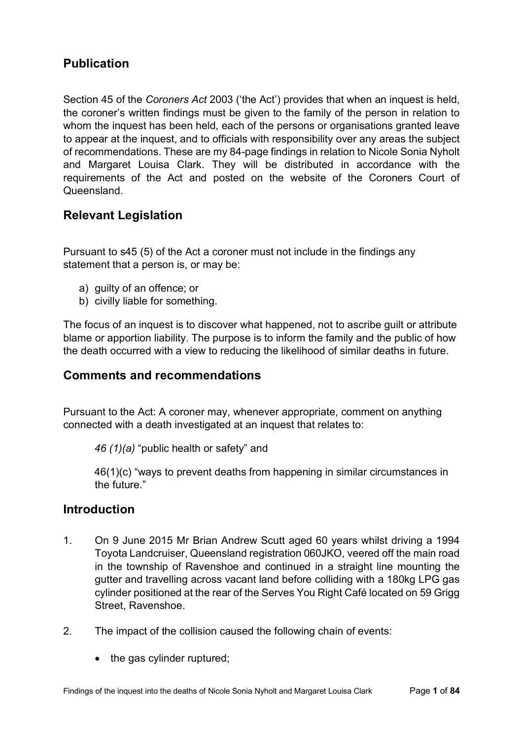## Publication

Section 45 of the *Coroners Act* 2003 ('the Act') provides that when an inquest is held, the coroner's written findings must be given to the family of the person in relation to whom the inquest has been held, each of the persons or organisations granted leave to appear at the inquest, and to officials with responsibility over any areas the subject of recommendations. These are my 84-page findings in relation to Nicole Sonia Nyholt and Margaret Louisa Clark. They will be distributed in accordance with the requirements of the Act and posted on the website of the Coroners Court of Queensland.

## Relevant Legislation

Pursuant to s45 (5) of the Act a coroner must not include in the findings any statement that a person is, or may be:

a) guilty of an offence; or
b) civilly liable for something.

The focus of an inquest is to discover what happened, not to ascribe guilt or attribute blame or apportion liability. The purpose is to inform the family and the public of how the death occurred with a view to reducing the likelihood of similar deaths in future.

## Comments and recommendations

Pursuant to the Act: A coroner may, whenever appropriate, comment on anything connected with a death investigated at an inquest that relates to:

> *46 (1)(a)* "public health or safety" and
>
> 46(1)(c) "ways to prevent deaths from happening in similar circumstances in the future."

## Introduction

1. On 9 June 2015 Mr Brian Andrew Scutt aged 60 years whilst driving a 1994 Toyota Landcruiser, Queensland registration 060JKO, veered off the main road in the township of Ravenshoe and continued in a straight line mounting the gutter and travelling across vacant land before colliding with a 180kg LPG gas cylinder positioned at the rear of the Serves You Right Café located on 59 Grigg Street, Ravenshoe.

2. The impact of the collision caused the following chain of events:

   - the gas cylinder ruptured;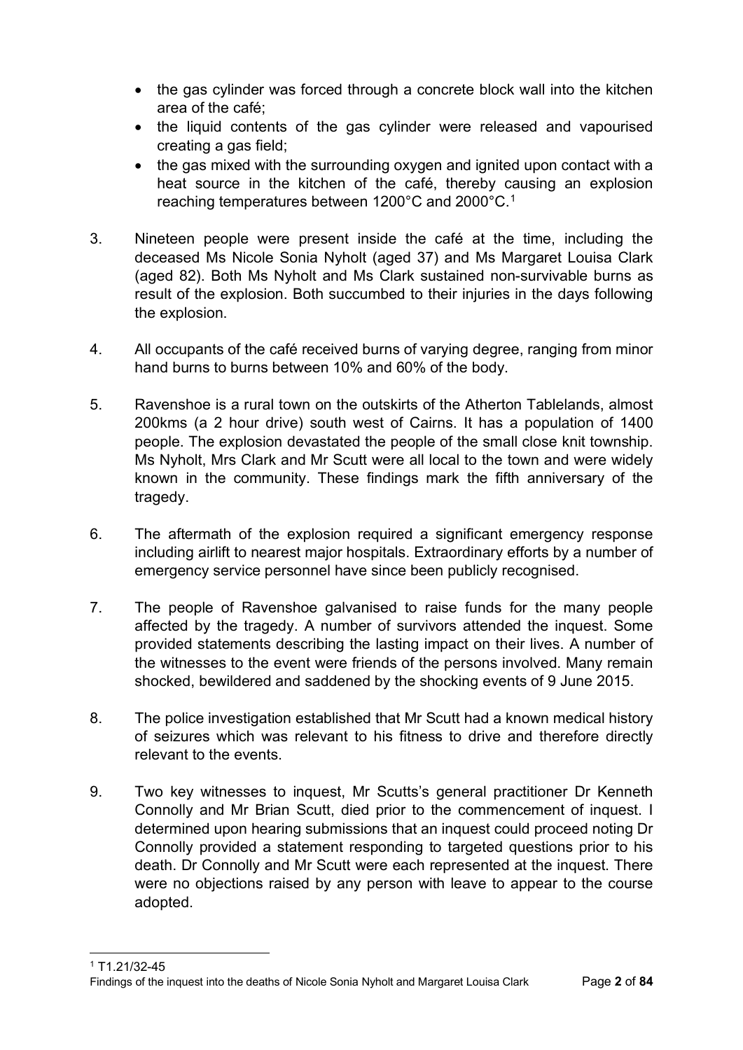- the gas cylinder was forced through a concrete block wall into the kitchen area of the café;
- the liquid contents of the gas cylinder were released and vapourised creating a gas field;
- the gas mixed with the surrounding oxygen and ignited upon contact with a heat source in the kitchen of the café, thereby causing an explosion reaching temperatures between 1200°C and 2000°C.[1]

3. Nineteen people were present inside the café at the time, including the deceased Ms Nicole Sonia Nyholt (aged 37) and Ms Margaret Louisa Clark (aged 82). Both Ms Nyholt and Ms Clark sustained non-survivable burns as result of the explosion. Both succumbed to their injuries in the days following the explosion.

4. All occupants of the café received burns of varying degree, ranging from minor hand burns to burns between 10% and 60% of the body.

5. Ravenshoe is a rural town on the outskirts of the Atherton Tablelands, almost 200kms (a 2 hour drive) south west of Cairns. It has a population of 1400 people. The explosion devastated the people of the small close knit township. Ms Nyholt, Mrs Clark and Mr Scutt were all local to the town and were widely known in the community. These findings mark the fifth anniversary of the tragedy.

6. The aftermath of the explosion required a significant emergency response including airlift to nearest major hospitals. Extraordinary efforts by a number of emergency service personnel have since been publicly recognised.

7. The people of Ravenshoe galvanised to raise funds for the many people affected by the tragedy. A number of survivors attended the inquest. Some provided statements describing the lasting impact on their lives. A number of the witnesses to the event were friends of the persons involved. Many remain shocked, bewildered and saddened by the shocking events of 9 June 2015.

8. The police investigation established that Mr Scutt had a known medical history of seizures which was relevant to his fitness to drive and therefore directly relevant to the events.

9. Two key witnesses to inquest, Mr Scutts's general practitioner Dr Kenneth Connolly and Mr Brian Scutt, died prior to the commencement of inquest. I determined upon hearing submissions that an inquest could proceed noting Dr Connolly provided a statement responding to targeted questions prior to his death. Dr Connolly and Mr Scutt were each represented at the inquest. There were no objections raised by any person with leave to appear to the course adopted.

[1] T1.21/32-45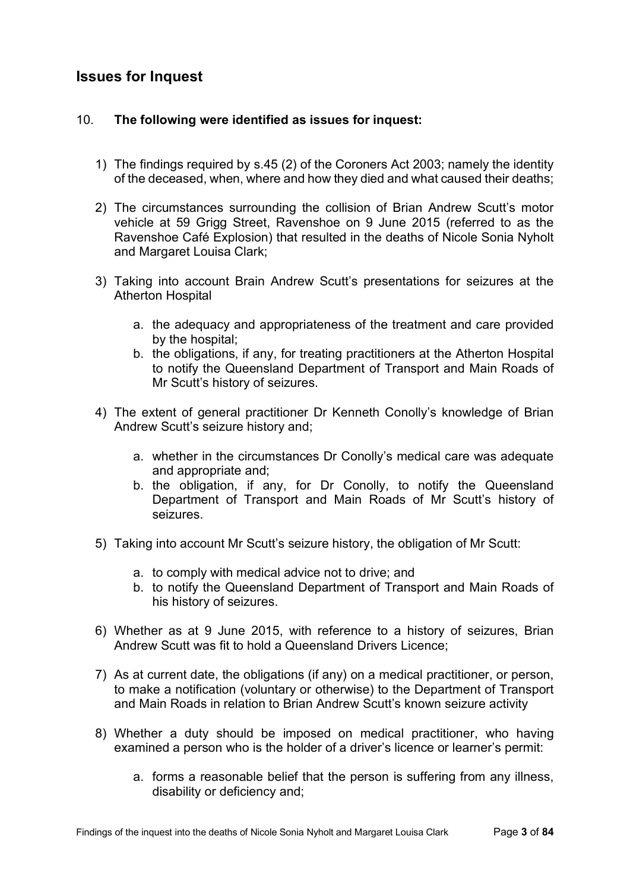## Issues for Inquest

10. **The following were identified as issues for inquest:**

    1) The findings required by s.45 (2) of the Coroners Act 2003; namely the identity of the deceased, when, where and how they died and what caused their deaths;

    2) The circumstances surrounding the collision of Brian Andrew Scutt's motor vehicle at 59 Grigg Street, Ravenshoe on 9 June 2015 (referred to as the Ravenshoe Café Explosion) that resulted in the deaths of Nicole Sonia Nyholt and Margaret Louisa Clark;

    3) Taking into account Brain Andrew Scutt's presentations for seizures at the Atherton Hospital

        a. the adequacy and appropriateness of the treatment and care provided by the hospital;
        b. the obligations, if any, for treating practitioners at the Atherton Hospital to notify the Queensland Department of Transport and Main Roads of Mr Scutt's history of seizures.

    4) The extent of general practitioner Dr Kenneth Conolly's knowledge of Brian Andrew Scutt's seizure history and;

        a. whether in the circumstances Dr Conolly's medical care was adequate and appropriate and;
        b. the obligation, if any, for Dr Conolly, to notify the Queensland Department of Transport and Main Roads of Mr Scutt's history of seizures.

    5) Taking into account Mr Scutt's seizure history, the obligation of Mr Scutt:

        a. to comply with medical advice not to drive; and
        b. to notify the Queensland Department of Transport and Main Roads of his history of seizures.

    6) Whether as at 9 June 2015, with reference to a history of seizures, Brian Andrew Scutt was fit to hold a Queensland Drivers Licence;

    7) As at current date, the obligations (if any) on a medical practitioner, or person, to make a notification (voluntary or otherwise) to the Department of Transport and Main Roads in relation to Brian Andrew Scutt's known seizure activity

    8) Whether a duty should be imposed on medical practitioner, who having examined a person who is the holder of a driver's licence or learner's permit:

        a. forms a reasonable belief that the person is suffering from any illness, disability or deficiency and;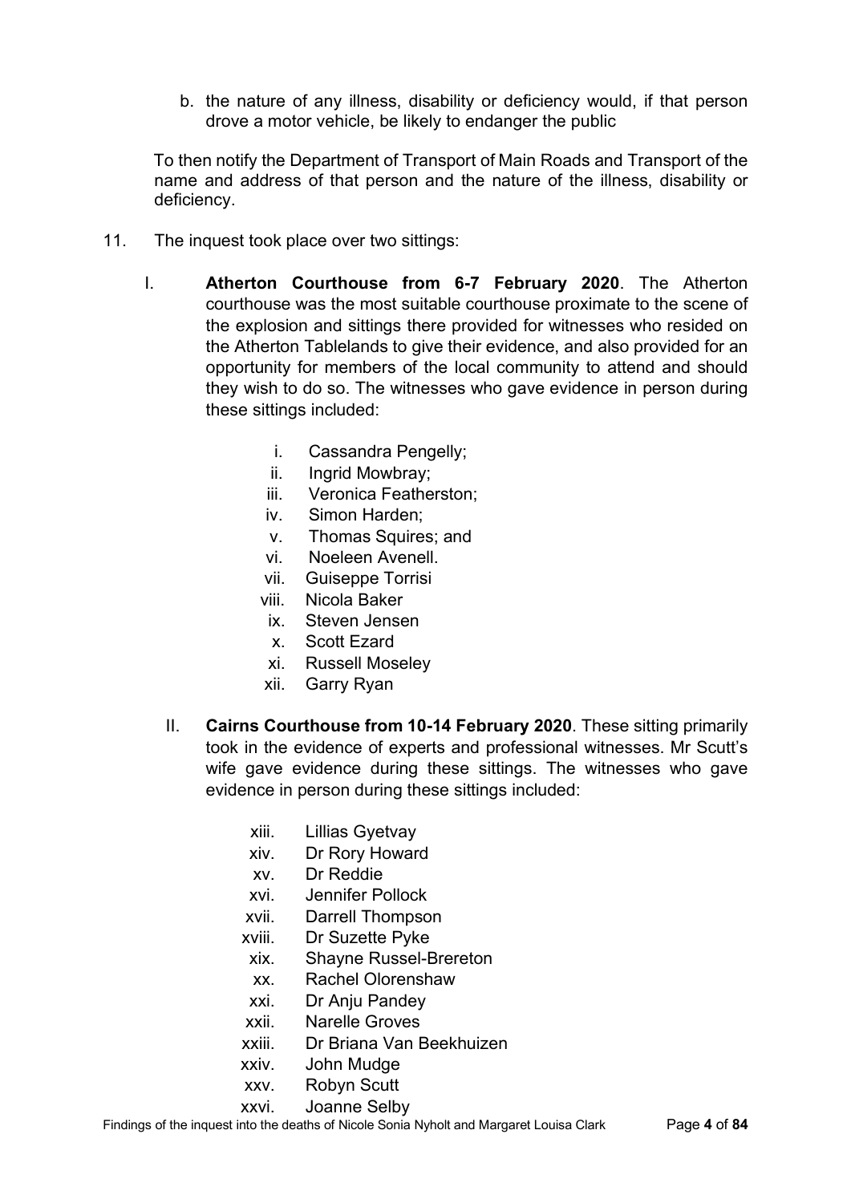b. the nature of any illness, disability or deficiency would, if that person drove a motor vehicle, be likely to endanger the public

To then notify the Department of Transport of Main Roads and Transport of the name and address of that person and the nature of the illness, disability or deficiency.

11. The inquest took place over two sittings:

I. **Atherton Courthouse from 6-7 February 2020**. The Atherton courthouse was the most suitable courthouse proximate to the scene of the explosion and sittings there provided for witnesses who resided on the Atherton Tablelands to give their evidence, and also provided for an opportunity for members of the local community to attend and should they wish to do so. The witnesses who gave evidence in person during these sittings included:

   i. Cassandra Pengelly;
   ii. Ingrid Mowbray;
   iii. Veronica Featherston;
   iv. Simon Harden;
   v. Thomas Squires; and
   vi. Noeleen Avenell.
   vii. Guiseppe Torrisi
   viii. Nicola Baker
   ix. Steven Jensen
   x. Scott Ezard
   xi. Russell Moseley
   xii. Garry Ryan

II. **Cairns Courthouse from 10-14 February 2020**. These sitting primarily took in the evidence of experts and professional witnesses. Mr Scutt's wife gave evidence during these sittings. The witnesses who gave evidence in person during these sittings included:

   xiii. Lillias Gyetvay
   xiv. Dr Rory Howard
   xv. Dr Reddie
   xvi. Jennifer Pollock
   xvii. Darrell Thompson
   xviii. Dr Suzette Pyke
   xix. Shayne Russel-Brereton
   xx. Rachel Olorenshaw
   xxi. Dr Anju Pandey
   xxii. Narelle Groves
   xxiii. Dr Briana Van Beekhuizen
   xxiv. John Mudge
   xxv. Robyn Scutt
   xxvi. Joanne Selby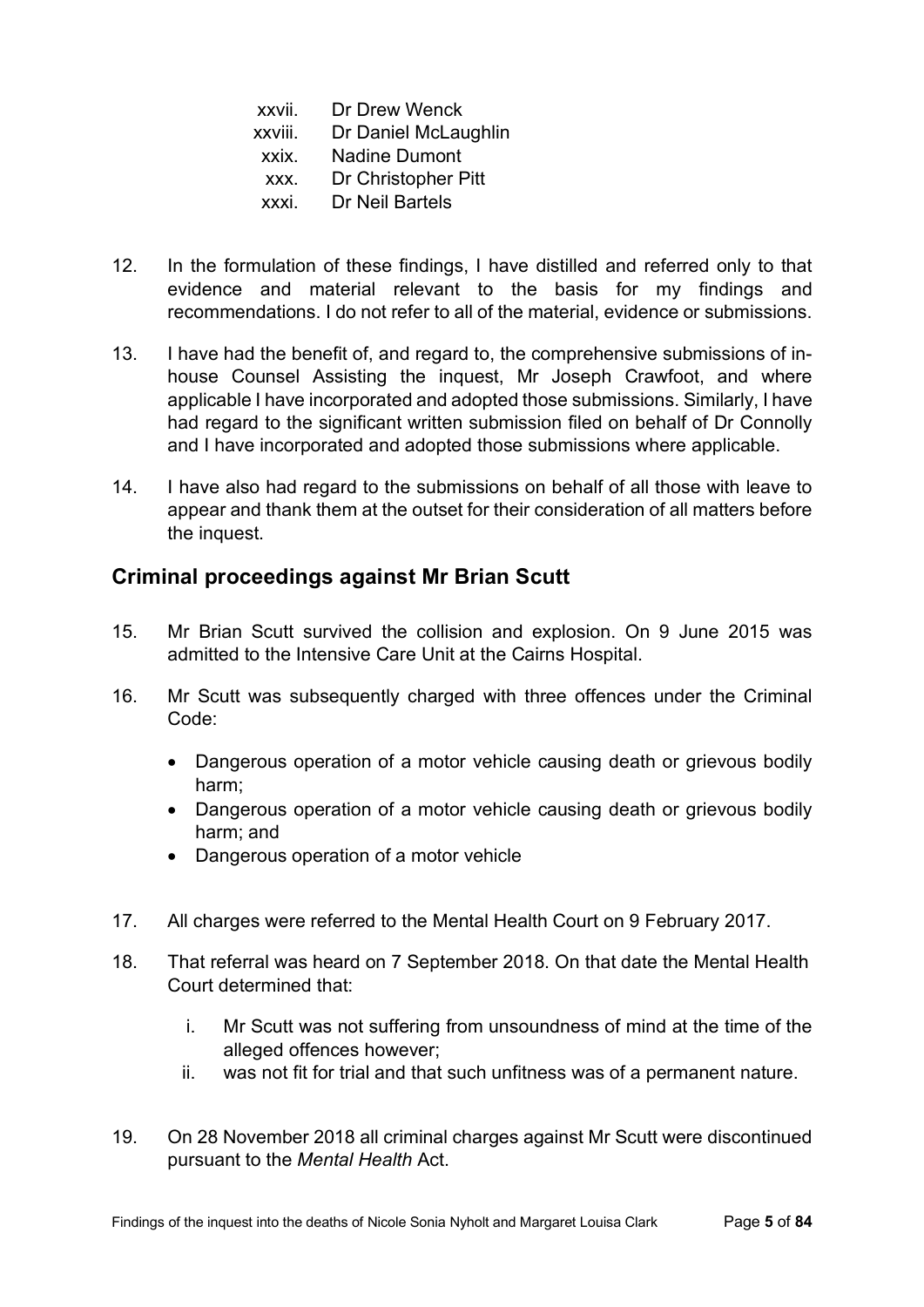xxvii. Dr Drew Wenck
xxviii. Dr Daniel McLaughlin
xxix. Nadine Dumont
xxx. Dr Christopher Pitt
xxxi. Dr Neil Bartels

12. In the formulation of these findings, I have distilled and referred only to that evidence and material relevant to the basis for my findings and recommendations. I do not refer to all of the material, evidence or submissions.

13. I have had the benefit of, and regard to, the comprehensive submissions of in-house Counsel Assisting the inquest, Mr Joseph Crawfoot, and where applicable I have incorporated and adopted those submissions. Similarly, I have had regard to the significant written submission filed on behalf of Dr Connolly and I have incorporated and adopted those submissions where applicable.

14. I have also had regard to the submissions on behalf of all those with leave to appear and thank them at the outset for their consideration of all matters before the inquest.

## Criminal proceedings against Mr Brian Scutt

15. Mr Brian Scutt survived the collision and explosion. On 9 June 2015 was admitted to the Intensive Care Unit at the Cairns Hospital.

16. Mr Scutt was subsequently charged with three offences under the Criminal Code:

    - Dangerous operation of a motor vehicle causing death or grievous bodily harm;
    - Dangerous operation of a motor vehicle causing death or grievous bodily harm; and
    - Dangerous operation of a motor vehicle

17. All charges were referred to the Mental Health Court on 9 February 2017.

18. That referral was heard on 7 September 2018. On that date the Mental Health Court determined that:

    i. Mr Scutt was not suffering from unsoundness of mind at the time of the alleged offences however;
    ii. was not fit for trial and that such unfitness was of a permanent nature.

19. On 28 November 2018 all criminal charges against Mr Scutt were discontinued pursuant to the *Mental Health* Act.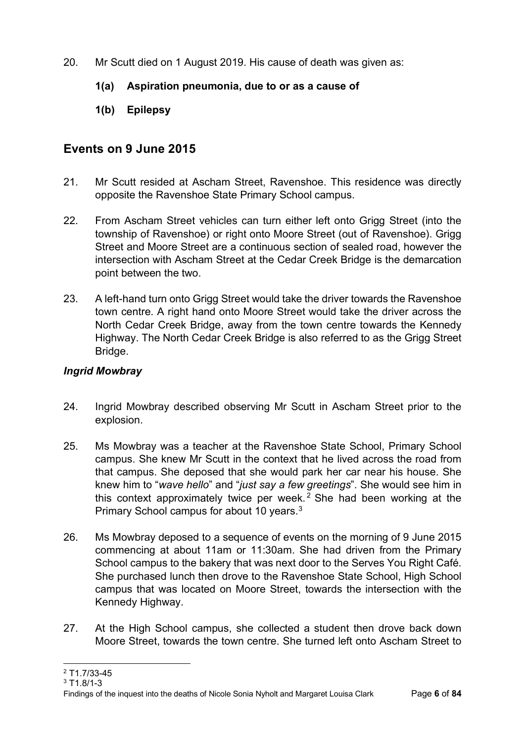20. Mr Scutt died on 1 August 2019. His cause of death was given as:

    **1(a) Aspiration pneumonia, due to or as a cause of**

    **1(b) Epilepsy**

## Events on 9 June 2015

21. Mr Scutt resided at Ascham Street, Ravenshoe. This residence was directly opposite the Ravenshoe State Primary School campus.

22. From Ascham Street vehicles can turn either left onto Grigg Street (into the township of Ravenshoe) or right onto Moore Street (out of Ravenshoe). Grigg Street and Moore Street are a continuous section of sealed road, however the intersection with Ascham Street at the Cedar Creek Bridge is the demarcation point between the two.

23. A left-hand turn onto Grigg Street would take the driver towards the Ravenshoe town centre. A right hand onto Moore Street would take the driver across the North Cedar Creek Bridge, away from the town centre towards the Kennedy Highway. The North Cedar Creek Bridge is also referred to as the Grigg Street Bridge.

### *Ingrid Mowbray*

24. Ingrid Mowbray described observing Mr Scutt in Ascham Street prior to the explosion.

25. Ms Mowbray was a teacher at the Ravenshoe State School, Primary School campus. She knew Mr Scutt in the context that he lived across the road from that campus. She deposed that she would park her car near his house. She knew him to "*wave hello*" and "*just say a few greetings*". She would see him in this context approximately twice per week.[2] She had been working at the Primary School campus for about 10 years.[3]

26. Ms Mowbray deposed to a sequence of events on the morning of 9 June 2015 commencing at about 11am or 11:30am. She had driven from the Primary School campus to the bakery that was next door to the Serves You Right Café. She purchased lunch then drove to the Ravenshoe State School, High School campus that was located on Moore Street, towards the intersection with the Kennedy Highway.

27. At the High School campus, she collected a student then drove back down Moore Street, towards the town centre. She turned left onto Ascham Street to

[2] T1.7/33-45

[3] T1.8/1-3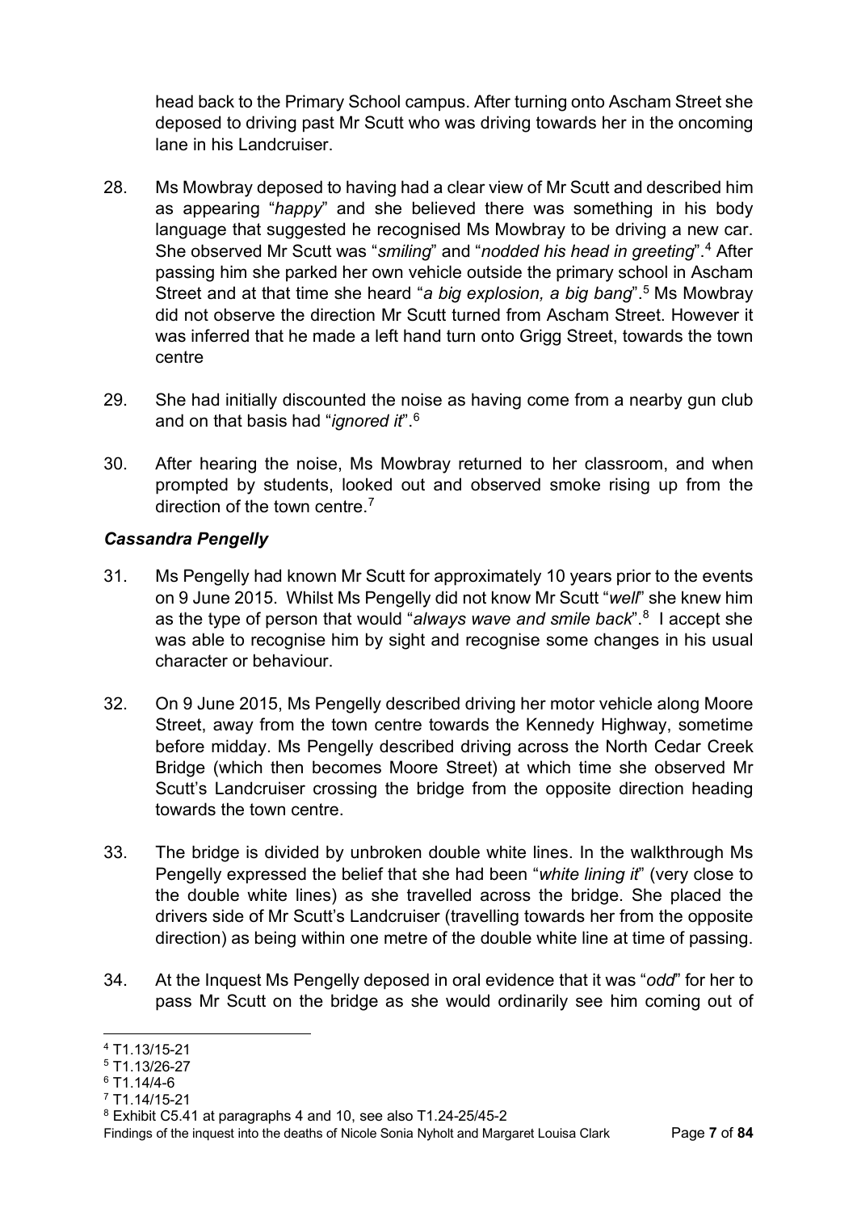head back to the Primary School campus. After turning onto Ascham Street she deposed to driving past Mr Scutt who was driving towards her in the oncoming lane in his Landcruiser.

28. Ms Mowbray deposed to having had a clear view of Mr Scutt and described him as appearing "*happy*" and she believed there was something in his body language that suggested he recognised Ms Mowbray to be driving a new car. She observed Mr Scutt was "*smiling*" and "*nodded his head in greeting*".[4] After passing him she parked her own vehicle outside the primary school in Ascham Street and at that time she heard "*a big explosion, a big bang*".[5] Ms Mowbray did not observe the direction Mr Scutt turned from Ascham Street. However it was inferred that he made a left hand turn onto Grigg Street, towards the town centre

29. She had initially discounted the noise as having come from a nearby gun club and on that basis had "*ignored it*".[6]

30. After hearing the noise, Ms Mowbray returned to her classroom, and when prompted by students, looked out and observed smoke rising up from the direction of the town centre.[7]

### *Cassandra Pengelly*

31. Ms Pengelly had known Mr Scutt for approximately 10 years prior to the events on 9 June 2015. Whilst Ms Pengelly did not know Mr Scutt "*well*" she knew him as the type of person that would "*always wave and smile back*".[8] I accept she was able to recognise him by sight and recognise some changes in his usual character or behaviour.

32. On 9 June 2015, Ms Pengelly described driving her motor vehicle along Moore Street, away from the town centre towards the Kennedy Highway, sometime before midday. Ms Pengelly described driving across the North Cedar Creek Bridge (which then becomes Moore Street) at which time she observed Mr Scutt's Landcruiser crossing the bridge from the opposite direction heading towards the town centre.

33. The bridge is divided by unbroken double white lines. In the walkthrough Ms Pengelly expressed the belief that she had been "*white lining it*" (very close to the double white lines) as she travelled across the bridge. She placed the drivers side of Mr Scutt's Landcruiser (travelling towards her from the opposite direction) as being within one metre of the double white line at time of passing.

34. At the Inquest Ms Pengelly deposed in oral evidence that it was "*odd*" for her to pass Mr Scutt on the bridge as she would ordinarily see him coming out of

---

[4] T1.13/15-21
[5] T1.13/26-27
[6] T1.14/4-6
[7] T1.14/15-21
[8] Exhibit C5.41 at paragraphs 4 and 10, see also T1.24-25/45-2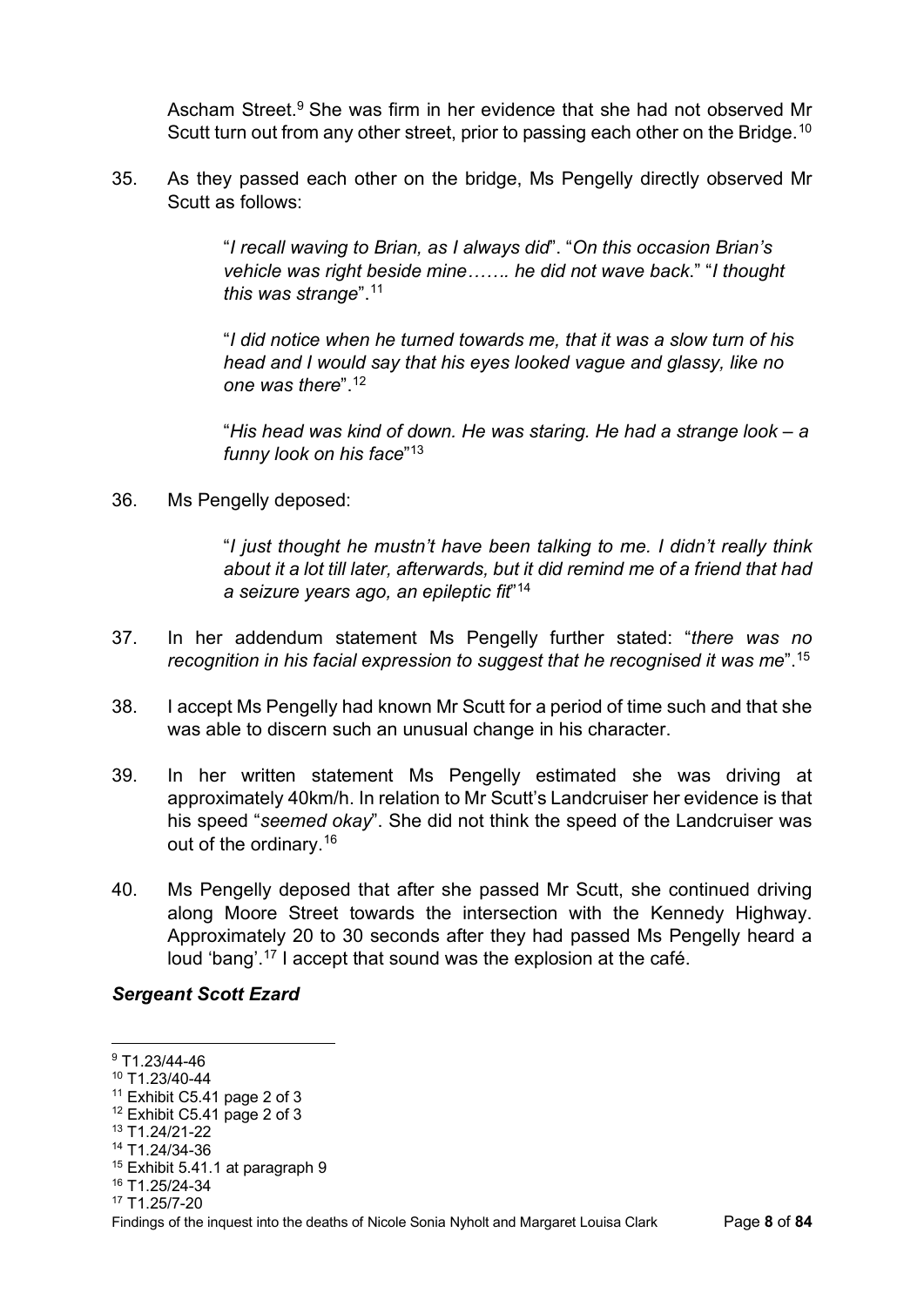Ascham Street.[9] She was firm in her evidence that she had not observed Mr Scutt turn out from any other street, prior to passing each other on the Bridge.[10]

35. As they passed each other on the bridge, Ms Pengelly directly observed Mr Scutt as follows:

> "*I recall waving to Brian, as I always did*". "*On this occasion Brian's vehicle was right beside mine……. he did not wave back.*" "*I thought this was strange*".[11]
>
> "*I did notice when he turned towards me, that it was a slow turn of his head and I would say that his eyes looked vague and glassy, like no one was there*".[12]
>
> "*His head was kind of down. He was staring. He had a strange look – a funny look on his face*"[13]

36. Ms Pengelly deposed:

> "*I just thought he mustn't have been talking to me. I didn't really think about it a lot till later, afterwards, but it did remind me of a friend that had a seizure years ago, an epileptic fit*"[14]

37. In her addendum statement Ms Pengelly further stated: "*there was no recognition in his facial expression to suggest that he recognised it was me*".[15]

38. I accept Ms Pengelly had known Mr Scutt for a period of time such and that she was able to discern such an unusual change in his character.

39. In her written statement Ms Pengelly estimated she was driving at approximately 40km/h. In relation to Mr Scutt's Landcruiser her evidence is that his speed "*seemed okay*". She did not think the speed of the Landcruiser was out of the ordinary.[16]

40. Ms Pengelly deposed that after she passed Mr Scutt, she continued driving along Moore Street towards the intersection with the Kennedy Highway. Approximately 20 to 30 seconds after they had passed Ms Pengelly heard a loud 'bang'.[17] I accept that sound was the explosion at the café.

### *Sergeant Scott Ezard*

---

[9] T1.23/44-46
[10] T1.23/40-44
[11] Exhibit C5.41 page 2 of 3
[12] Exhibit C5.41 page 2 of 3
[13] T1.24/21-22
[14] T1.24/34-36
[15] Exhibit 5.41.1 at paragraph 9
[16] T1.25/24-34
[17] T1.25/7-20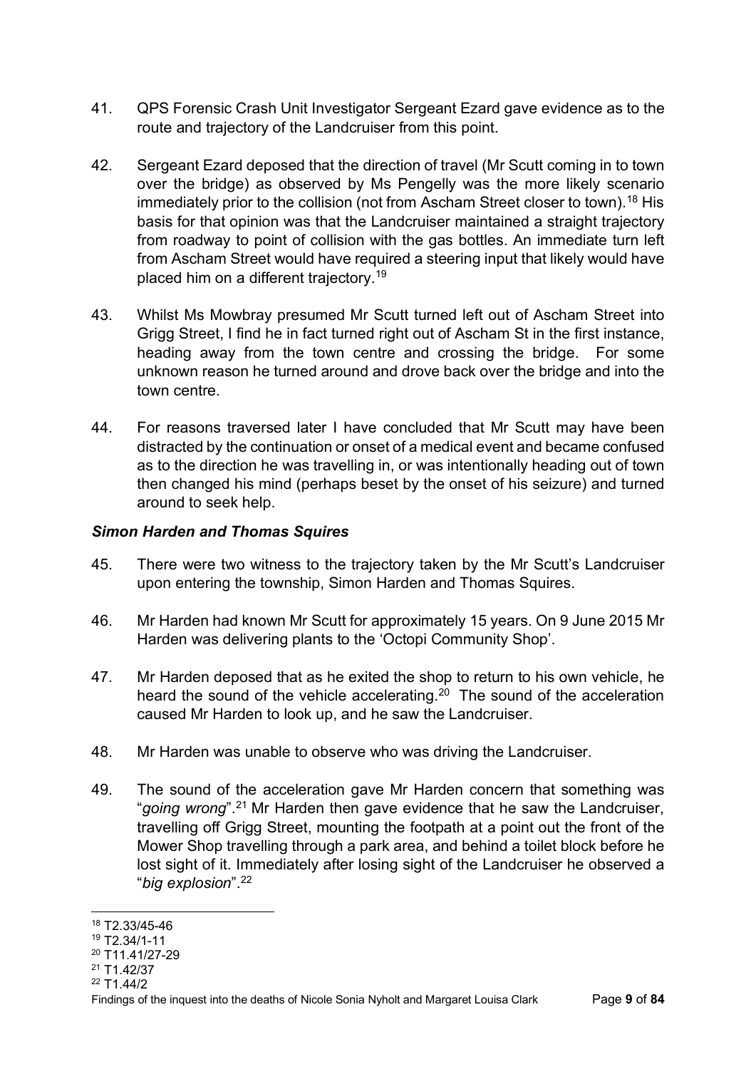41. QPS Forensic Crash Unit Investigator Sergeant Ezard gave evidence as to the route and trajectory of the Landcruiser from this point.

42. Sergeant Ezard deposed that the direction of travel (Mr Scutt coming in to town over the bridge) as observed by Ms Pengelly was the more likely scenario immediately prior to the collision (not from Ascham Street closer to town).[18] His basis for that opinion was that the Landcruiser maintained a straight trajectory from roadway to point of collision with the gas bottles. An immediate turn left from Ascham Street would have required a steering input that likely would have placed him on a different trajectory.[19]

43. Whilst Ms Mowbray presumed Mr Scutt turned left out of Ascham Street into Grigg Street, I find he in fact turned right out of Ascham St in the first instance, heading away from the town centre and crossing the bridge. For some unknown reason he turned around and drove back over the bridge and into the town centre.

44. For reasons traversed later I have concluded that Mr Scutt may have been distracted by the continuation or onset of a medical event and became confused as to the direction he was travelling in, or was intentionally heading out of town then changed his mind (perhaps beset by the onset of his seizure) and turned around to seek help.

### *Simon Harden and Thomas Squires*

45. There were two witness to the trajectory taken by the Mr Scutt's Landcruiser upon entering the township, Simon Harden and Thomas Squires.

46. Mr Harden had known Mr Scutt for approximately 15 years. On 9 June 2015 Mr Harden was delivering plants to the 'Octopi Community Shop'.

47. Mr Harden deposed that as he exited the shop to return to his own vehicle, he heard the sound of the vehicle accelerating.[20] The sound of the acceleration caused Mr Harden to look up, and he saw the Landcruiser.

48. Mr Harden was unable to observe who was driving the Landcruiser.

49. The sound of the acceleration gave Mr Harden concern that something was "*going wrong*".[21] Mr Harden then gave evidence that he saw the Landcruiser, travelling off Grigg Street, mounting the footpath at a point out the front of the Mower Shop travelling through a park area, and behind a toilet block before he lost sight of it. Immediately after losing sight of the Landcruiser he observed a "*big explosion*".[22]

---

[18] T2.33/45-46
[19] T2.34/1-11
[20] T11.41/27-29
[21] T1.42/37
[22] T1.44/2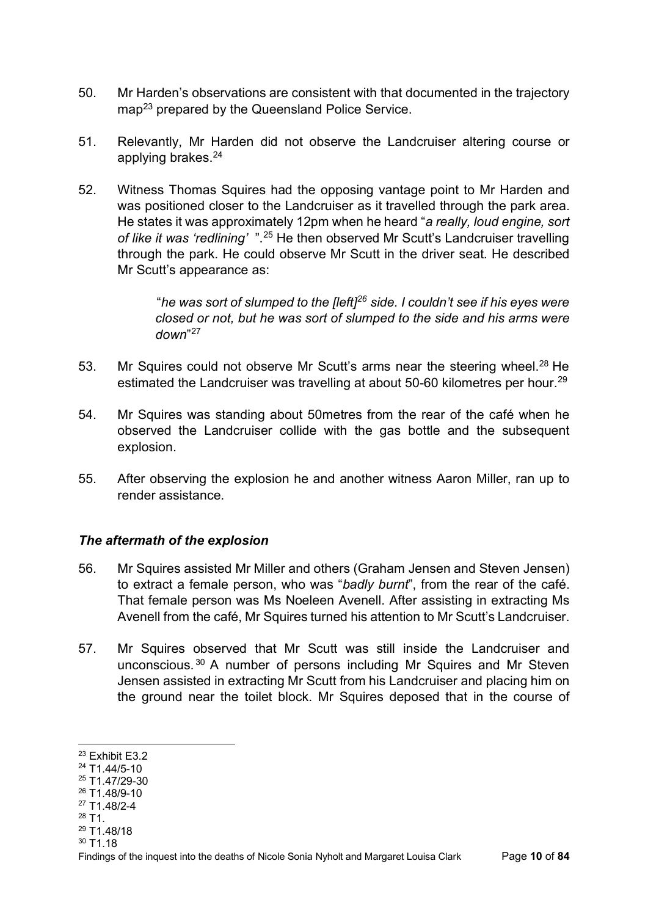50. Mr Harden's observations are consistent with that documented in the trajectory map[23] prepared by the Queensland Police Service.

51. Relevantly, Mr Harden did not observe the Landcruiser altering course or applying brakes.[24]

52. Witness Thomas Squires had the opposing vantage point to Mr Harden and was positioned closer to the Landcruiser as it travelled through the park area. He states it was approximately 12pm when he heard "*a really, loud engine, sort of like it was 'redlining'* ".[25] He then observed Mr Scutt's Landcruiser travelling through the park. He could observe Mr Scutt in the driver seat. He described Mr Scutt's appearance as:

> "*he was sort of slumped to the [left][26] side. I couldn't see if his eyes were closed or not, but he was sort of slumped to the side and his arms were down*"[27]

53. Mr Squires could not observe Mr Scutt's arms near the steering wheel.[28] He estimated the Landcruiser was travelling at about 50-60 kilometres per hour.[29]

54. Mr Squires was standing about 50metres from the rear of the café when he observed the Landcruiser collide with the gas bottle and the subsequent explosion.

55. After observing the explosion he and another witness Aaron Miller, ran up to render assistance.

### *The aftermath of the explosion*

56. Mr Squires assisted Mr Miller and others (Graham Jensen and Steven Jensen) to extract a female person, who was "*badly burnt*", from the rear of the café. That female person was Ms Noeleen Avenell. After assisting in extracting Ms Avenell from the café, Mr Squires turned his attention to Mr Scutt's Landcruiser.

57. Mr Squires observed that Mr Scutt was still inside the Landcruiser and unconscious.[30] A number of persons including Mr Squires and Mr Steven Jensen assisted in extracting Mr Scutt from his Landcruiser and placing him on the ground near the toilet block. Mr Squires deposed that in the course of

---

[23] Exhibit E3.2
[24] T1.44/5-10
[25] T1.47/29-30
[26] T1.48/9-10
[27] T1.48/2-4
[28] T1.
[29] T1.48/18
[30] T1.18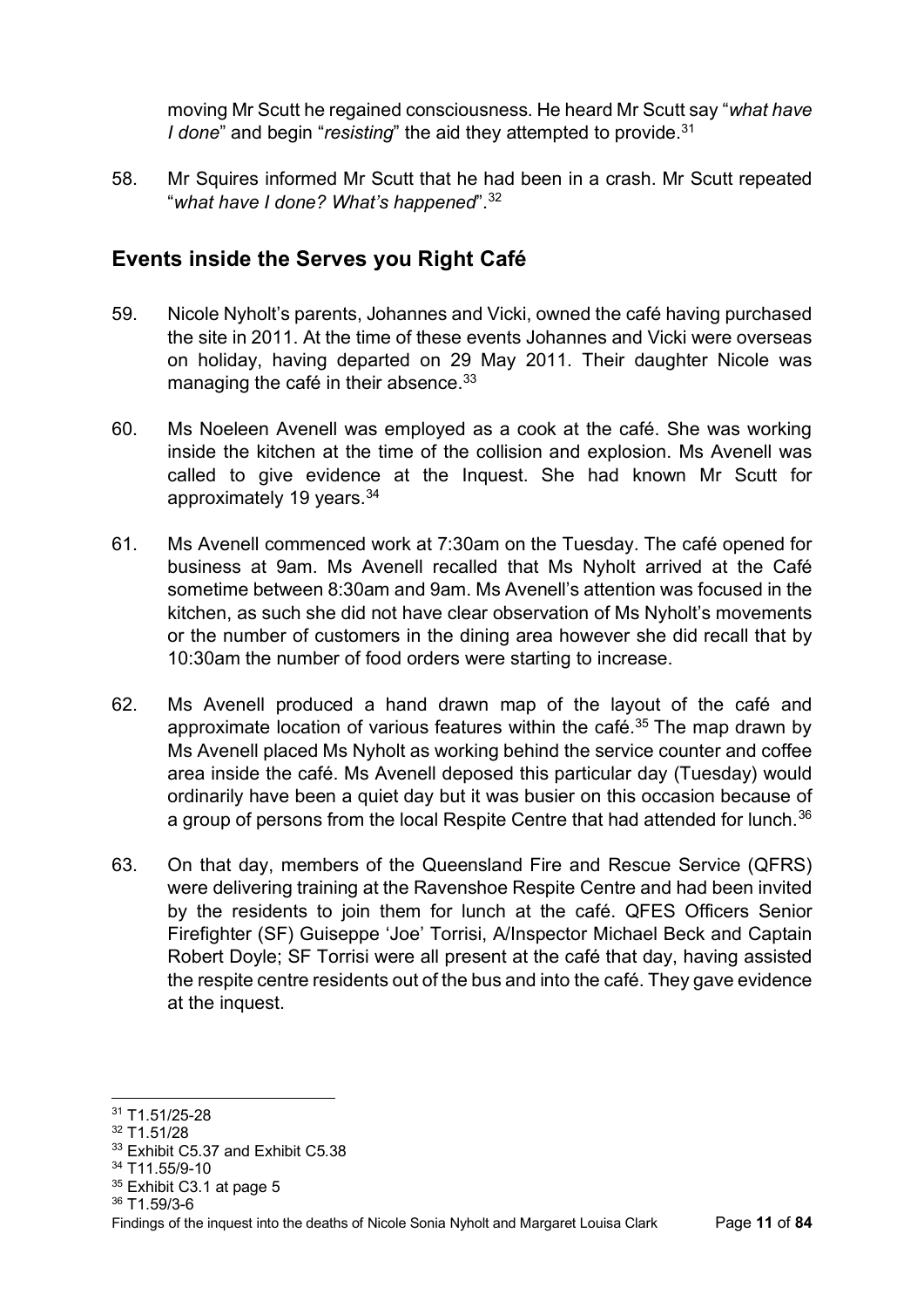moving Mr Scutt he regained consciousness. He heard Mr Scutt say "*what have I done*" and begin "*resisting*" the aid they attempted to provide.[31]

58. Mr Squires informed Mr Scutt that he had been in a crash. Mr Scutt repeated "*what have I done? What's happened*".[32]

## Events inside the Serves you Right Café

59. Nicole Nyholt's parents, Johannes and Vicki, owned the café having purchased the site in 2011. At the time of these events Johannes and Vicki were overseas on holiday, having departed on 29 May 2011. Their daughter Nicole was managing the café in their absence.[33]

60. Ms Noeleen Avenell was employed as a cook at the café. She was working inside the kitchen at the time of the collision and explosion. Ms Avenell was called to give evidence at the Inquest. She had known Mr Scutt for approximately 19 years.[34]

61. Ms Avenell commenced work at 7:30am on the Tuesday. The café opened for business at 9am. Ms Avenell recalled that Ms Nyholt arrived at the Café sometime between 8:30am and 9am. Ms Avenell's attention was focused in the kitchen, as such she did not have clear observation of Ms Nyholt's movements or the number of customers in the dining area however she did recall that by 10:30am the number of food orders were starting to increase.

62. Ms Avenell produced a hand drawn map of the layout of the café and approximate location of various features within the café.[35] The map drawn by Ms Avenell placed Ms Nyholt as working behind the service counter and coffee area inside the café. Ms Avenell deposed this particular day (Tuesday) would ordinarily have been a quiet day but it was busier on this occasion because of a group of persons from the local Respite Centre that had attended for lunch.[36]

63. On that day, members of the Queensland Fire and Rescue Service (QFRS) were delivering training at the Ravenshoe Respite Centre and had been invited by the residents to join them for lunch at the café. QFES Officers Senior Firefighter (SF) Guiseppe 'Joe' Torrisi, A/Inspector Michael Beck and Captain Robert Doyle; SF Torrisi were all present at the café that day, having assisted the respite centre residents out of the bus and into the café. They gave evidence at the inquest.

[31] T1.51/25-28
[32] T1.51/28
[33] Exhibit C5.37 and Exhibit C5.38
[34] T11.55/9-10
[35] Exhibit C3.1 at page 5
[36] T1.59/3-6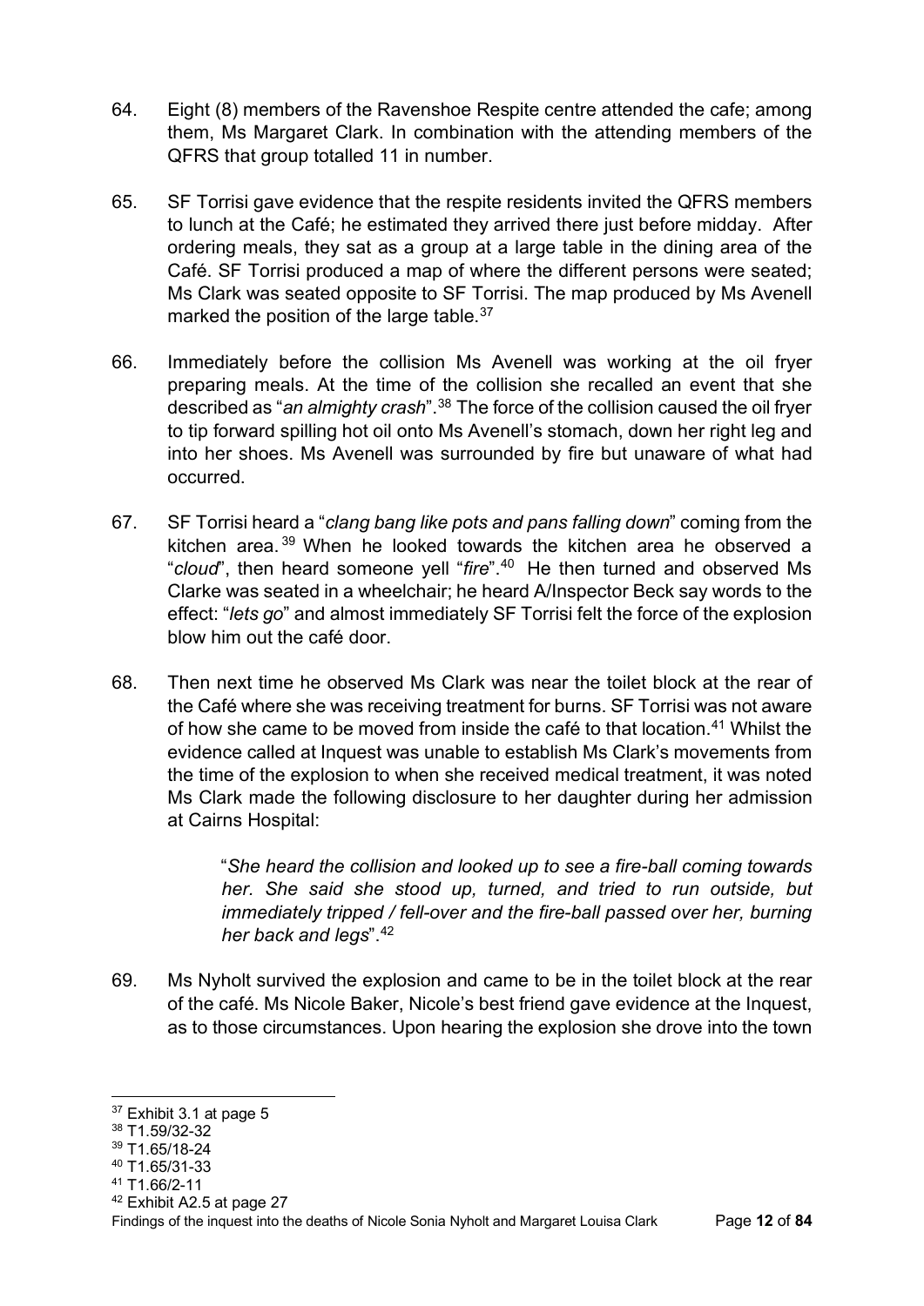64. Eight (8) members of the Ravenshoe Respite centre attended the cafe; among them, Ms Margaret Clark. In combination with the attending members of the QFRS that group totalled 11 in number.

65. SF Torrisi gave evidence that the respite residents invited the QFRS members to lunch at the Café; he estimated they arrived there just before midday. After ordering meals, they sat as a group at a large table in the dining area of the Café. SF Torrisi produced a map of where the different persons were seated; Ms Clark was seated opposite to SF Torrisi. The map produced by Ms Avenell marked the position of the large table.[37]

66. Immediately before the collision Ms Avenell was working at the oil fryer preparing meals. At the time of the collision she recalled an event that she described as "*an almighty crash*".[38] The force of the collision caused the oil fryer to tip forward spilling hot oil onto Ms Avenell's stomach, down her right leg and into her shoes. Ms Avenell was surrounded by fire but unaware of what had occurred.

67. SF Torrisi heard a "*clang bang like pots and pans falling down*" coming from the kitchen area.[39] When he looked towards the kitchen area he observed a "*cloud*", then heard someone yell "*fire*".[40] He then turned and observed Ms Clarke was seated in a wheelchair; he heard A/Inspector Beck say words to the effect: "*lets go*" and almost immediately SF Torrisi felt the force of the explosion blow him out the café door.

68. Then next time he observed Ms Clark was near the toilet block at the rear of the Café where she was receiving treatment for burns. SF Torrisi was not aware of how she came to be moved from inside the café to that location.[41] Whilst the evidence called at Inquest was unable to establish Ms Clark's movements from the time of the explosion to when she received medical treatment, it was noted Ms Clark made the following disclosure to her daughter during her admission at Cairns Hospital:

> "*She heard the collision and looked up to see a fire-ball coming towards her. She said she stood up, turned, and tried to run outside, but immediately tripped / fell-over and the fire-ball passed over her, burning her back and legs*".[42]

69. Ms Nyholt survived the explosion and came to be in the toilet block at the rear of the café. Ms Nicole Baker, Nicole's best friend gave evidence at the Inquest, as to those circumstances. Upon hearing the explosion she drove into the town

---

[37] Exhibit 3.1 at page 5
[38] T1.59/32-32
[39] T1.65/18-24
[40] T1.65/31-33
[41] T1.66/2-11
[42] Exhibit A2.5 at page 27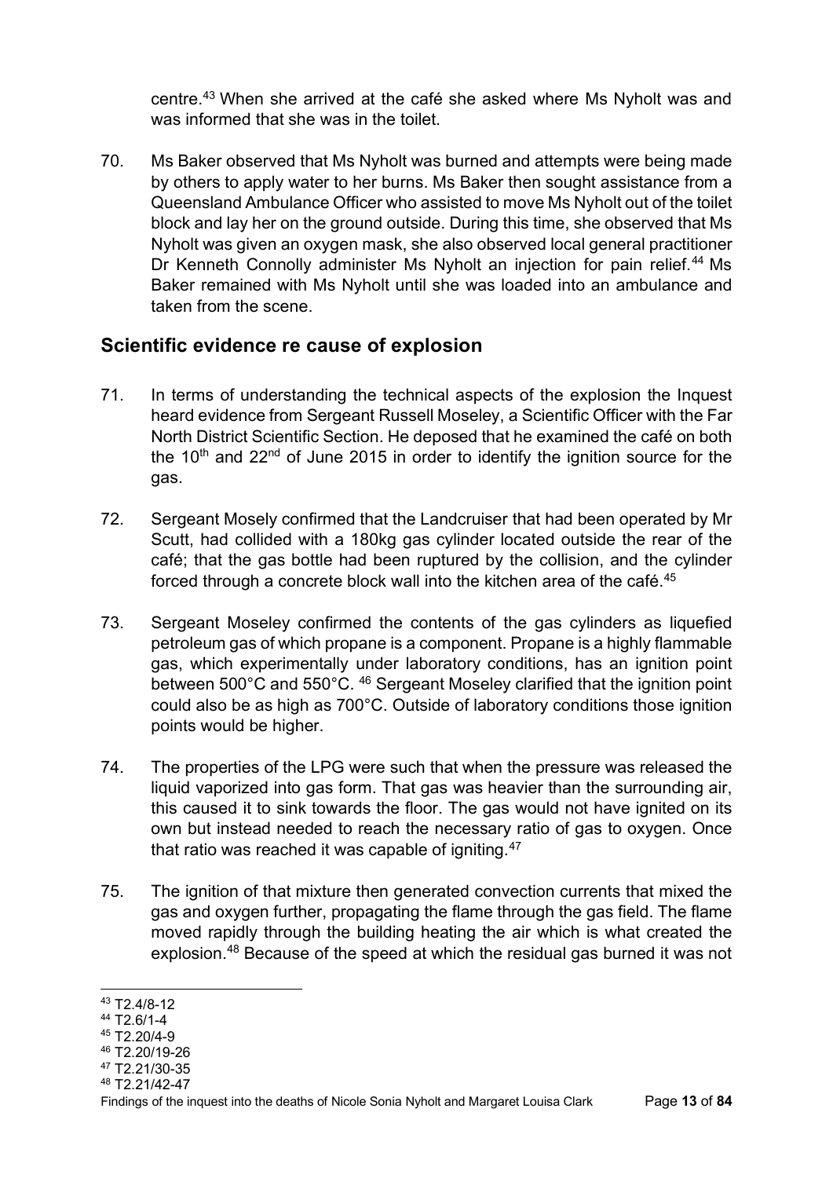centre.[43] When she arrived at the café she asked where Ms Nyholt was and was informed that she was in the toilet.

70. Ms Baker observed that Ms Nyholt was burned and attempts were being made by others to apply water to her burns. Ms Baker then sought assistance from a Queensland Ambulance Officer who assisted to move Ms Nyholt out of the toilet block and lay her on the ground outside. During this time, she observed that Ms Nyholt was given an oxygen mask, she also observed local general practitioner Dr Kenneth Connolly administer Ms Nyholt an injection for pain relief.[44] Ms Baker remained with Ms Nyholt until she was loaded into an ambulance and taken from the scene.

## Scientific evidence re cause of explosion

71. In terms of understanding the technical aspects of the explosion the Inquest heard evidence from Sergeant Russell Moseley, a Scientific Officer with the Far North District Scientific Section. He deposed that he examined the café on both the 10th and 22nd of June 2015 in order to identify the ignition source for the gas.

72. Sergeant Mosely confirmed that the Landcruiser that had been operated by Mr Scutt, had collided with a 180kg gas cylinder located outside the rear of the café; that the gas bottle had been ruptured by the collision, and the cylinder forced through a concrete block wall into the kitchen area of the café.[45]

73. Sergeant Moseley confirmed the contents of the gas cylinders as liquefied petroleum gas of which propane is a component. Propane is a highly flammable gas, which experimentally under laboratory conditions, has an ignition point between 500°C and 550°C. [46] Sergeant Moseley clarified that the ignition point could also be as high as 700°C. Outside of laboratory conditions those ignition points would be higher.

74. The properties of the LPG were such that when the pressure was released the liquid vaporized into gas form. That gas was heavier than the surrounding air, this caused it to sink towards the floor. The gas would not have ignited on its own but instead needed to reach the necessary ratio of gas to oxygen. Once that ratio was reached it was capable of igniting.[47]

75. The ignition of that mixture then generated convection currents that mixed the gas and oxygen further, propagating the flame through the gas field. The flame moved rapidly through the building heating the air which is what created the explosion.[48] Because of the speed at which the residual gas burned it was not

---

[43] T2.4/8-12
[44] T2.6/1-4
[45] T2.20/4-9
[46] T2.20/19-26
[47] T2.21/30-35
[48] T2.21/42-47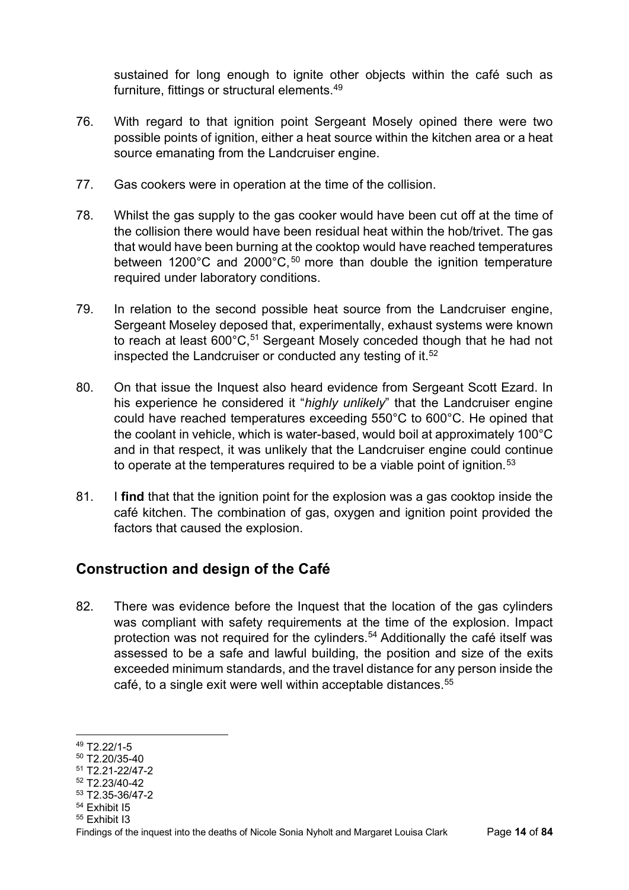sustained for long enough to ignite other objects within the café such as furniture, fittings or structural elements.[49]

76. With regard to that ignition point Sergeant Mosely opined there were two possible points of ignition, either a heat source within the kitchen area or a heat source emanating from the Landcruiser engine.

77. Gas cookers were in operation at the time of the collision.

78. Whilst the gas supply to the gas cooker would have been cut off at the time of the collision there would have been residual heat within the hob/trivet. The gas that would have been burning at the cooktop would have reached temperatures between 1200°C and 2000°C,[50] more than double the ignition temperature required under laboratory conditions.

79. In relation to the second possible heat source from the Landcruiser engine, Sergeant Moseley deposed that, experimentally, exhaust systems were known to reach at least 600°C,[51] Sergeant Mosely conceded though that he had not inspected the Landcruiser or conducted any testing of it.[52]

80. On that issue the Inquest also heard evidence from Sergeant Scott Ezard. In his experience he considered it "*highly unlikely*" that the Landcruiser engine could have reached temperatures exceeding 550°C to 600°C. He opined that the coolant in vehicle, which is water-based, would boil at approximately 100°C and in that respect, it was unlikely that the Landcruiser engine could continue to operate at the temperatures required to be a viable point of ignition.[53]

81. I **find** that that the ignition point for the explosion was a gas cooktop inside the café kitchen. The combination of gas, oxygen and ignition point provided the factors that caused the explosion.

## Construction and design of the Café

82. There was evidence before the Inquest that the location of the gas cylinders was compliant with safety requirements at the time of the explosion. Impact protection was not required for the cylinders.[54] Additionally the café itself was assessed to be a safe and lawful building, the position and size of the exits exceeded minimum standards, and the travel distance for any person inside the café, to a single exit were well within acceptable distances.[55]

---

[49] T2.22/1-5
[50] T2.20/35-40
[51] T2.21-22/47-2
[52] T2.23/40-42
[53] T2.35-36/47-2
[54] Exhibit I5
[55] Exhibit I3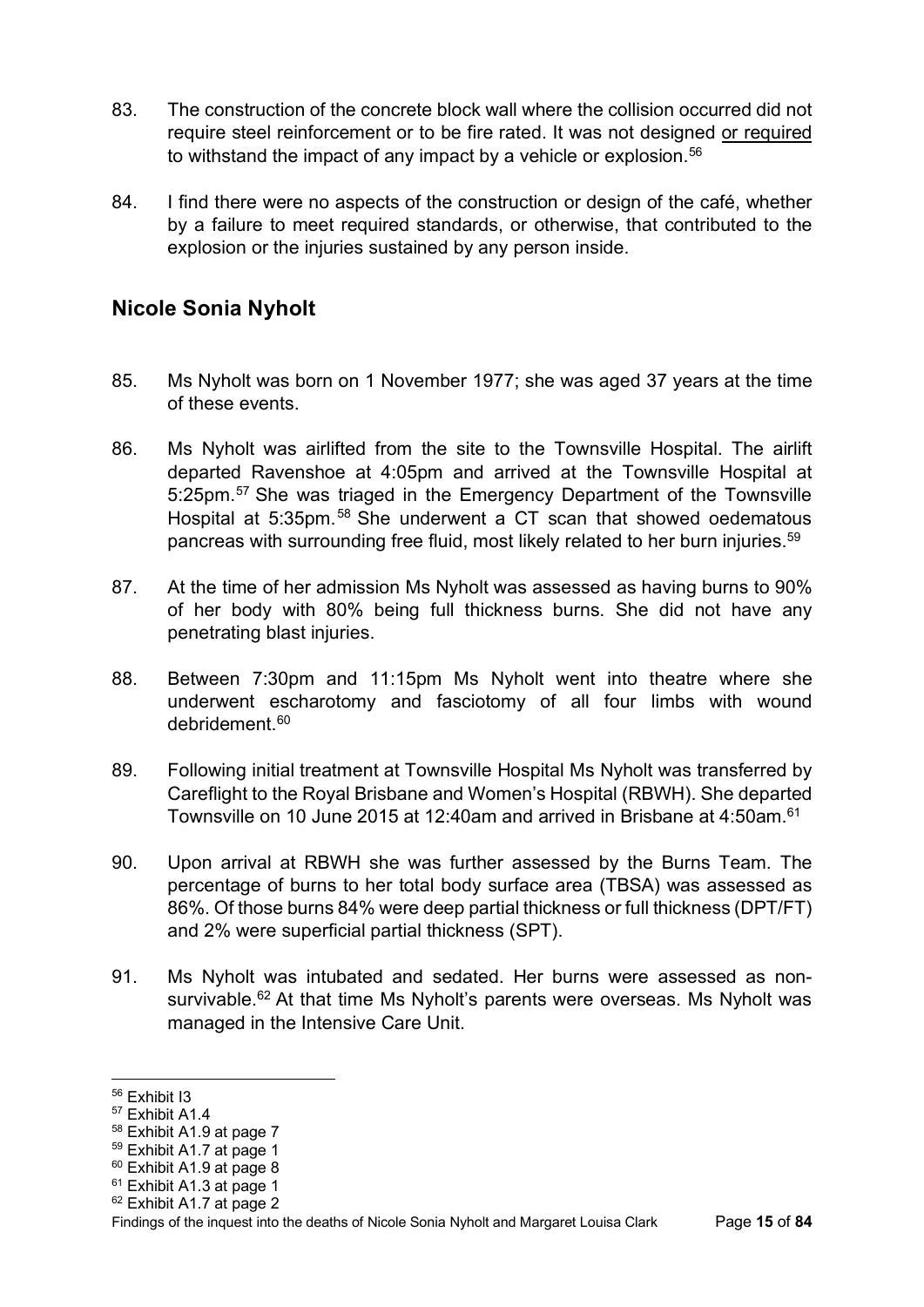83. The construction of the concrete block wall where the collision occurred did not require steel reinforcement or to be fire rated. It was not designed or required to withstand the impact of any impact by a vehicle or explosion.[56]

84. I find there were no aspects of the construction or design of the café, whether by a failure to meet required standards, or otherwise, that contributed to the explosion or the injuries sustained by any person inside.

## Nicole Sonia Nyholt

85. Ms Nyholt was born on 1 November 1977; she was aged 37 years at the time of these events.

86. Ms Nyholt was airlifted from the site to the Townsville Hospital. The airlift departed Ravenshoe at 4:05pm and arrived at the Townsville Hospital at 5:25pm.[57] She was triaged in the Emergency Department of the Townsville Hospital at 5:35pm.[58] She underwent a CT scan that showed oedematous pancreas with surrounding free fluid, most likely related to her burn injuries.[59]

87. At the time of her admission Ms Nyholt was assessed as having burns to 90% of her body with 80% being full thickness burns. She did not have any penetrating blast injuries.

88. Between 7:30pm and 11:15pm Ms Nyholt went into theatre where she underwent escharotomy and fasciotomy of all four limbs with wound debridement.[60]

89. Following initial treatment at Townsville Hospital Ms Nyholt was transferred by Careflight to the Royal Brisbane and Women's Hospital (RBWH). She departed Townsville on 10 June 2015 at 12:40am and arrived in Brisbane at 4:50am.[61]

90. Upon arrival at RBWH she was further assessed by the Burns Team. The percentage of burns to her total body surface area (TBSA) was assessed as 86%. Of those burns 84% were deep partial thickness or full thickness (DPT/FT) and 2% were superficial partial thickness (SPT).

91. Ms Nyholt was intubated and sedated. Her burns were assessed as non-survivable.[62] At that time Ms Nyholt's parents were overseas. Ms Nyholt was managed in the Intensive Care Unit.

[56] Exhibit I3
[57] Exhibit A1.4
[58] Exhibit A1.9 at page 7
[59] Exhibit A1.7 at page 1
[60] Exhibit A1.9 at page 8
[61] Exhibit A1.3 at page 1
[62] Exhibit A1.7 at page 2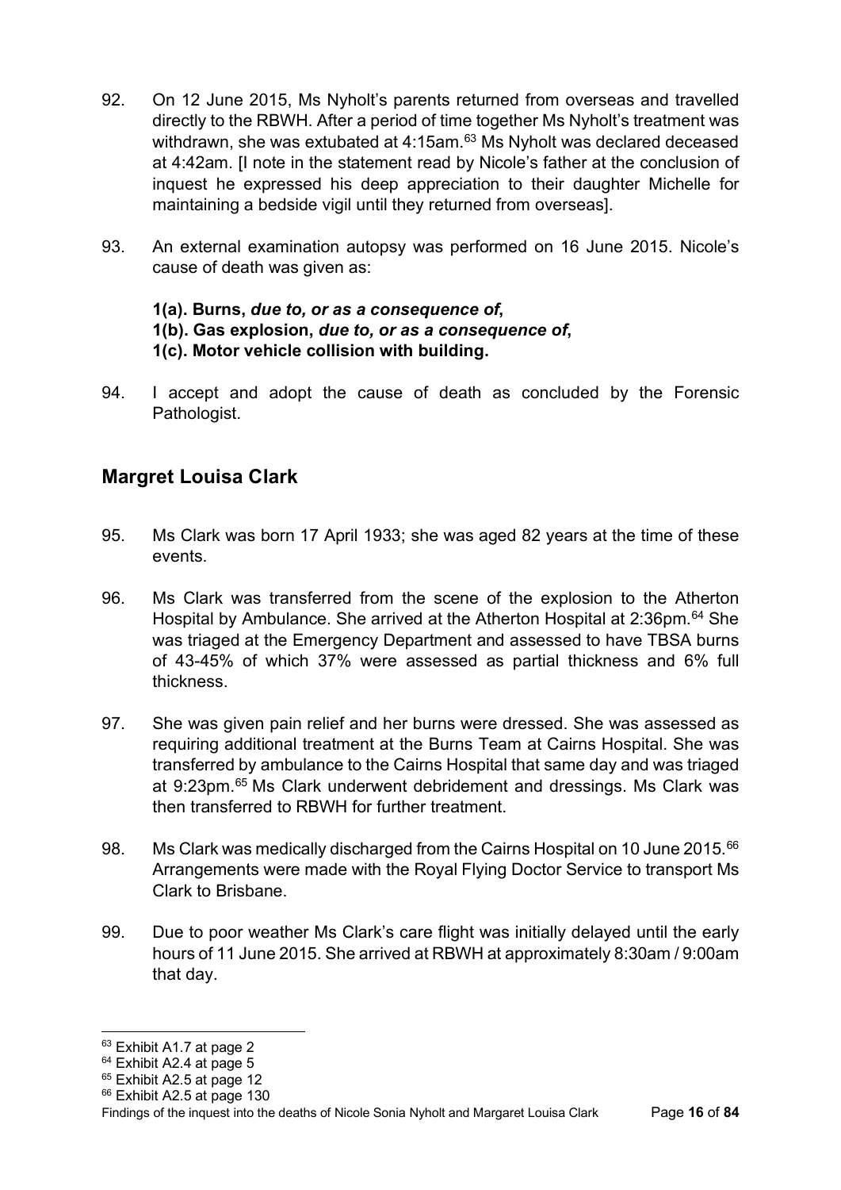92. On 12 June 2015, Ms Nyholt's parents returned from overseas and travelled directly to the RBWH. After a period of time together Ms Nyholt's treatment was withdrawn, she was extubated at 4:15am.[63] Ms Nyholt was declared deceased at 4:42am. [I note in the statement read by Nicole's father at the conclusion of inquest he expressed his deep appreciation to their daughter Michelle for maintaining a bedside vigil until they returned from overseas].

93. An external examination autopsy was performed on 16 June 2015. Nicole's cause of death was given as:

    **1(a). Burns, *due to, or as a consequence of*,**
    **1(b). Gas explosion, *due to, or as a consequence of*,**
    **1(c). Motor vehicle collision with building.**

94. I accept and adopt the cause of death as concluded by the Forensic Pathologist.

## Margret Louisa Clark

95. Ms Clark was born 17 April 1933; she was aged 82 years at the time of these events.

96. Ms Clark was transferred from the scene of the explosion to the Atherton Hospital by Ambulance. She arrived at the Atherton Hospital at 2:36pm.[64] She was triaged at the Emergency Department and assessed to have TBSA burns of 43-45% of which 37% were assessed as partial thickness and 6% full thickness.

97. She was given pain relief and her burns were dressed. She was assessed as requiring additional treatment at the Burns Team at Cairns Hospital. She was transferred by ambulance to the Cairns Hospital that same day and was triaged at 9:23pm.[65] Ms Clark underwent debridement and dressings. Ms Clark was then transferred to RBWH for further treatment.

98. Ms Clark was medically discharged from the Cairns Hospital on 10 June 2015.[66] Arrangements were made with the Royal Flying Doctor Service to transport Ms Clark to Brisbane.

99. Due to poor weather Ms Clark's care flight was initially delayed until the early hours of 11 June 2015. She arrived at RBWH at approximately 8:30am / 9:00am that day.

---

[63] Exhibit A1.7 at page 2
[64] Exhibit A2.4 at page 5
[65] Exhibit A2.5 at page 12
[66] Exhibit A2.5 at page 130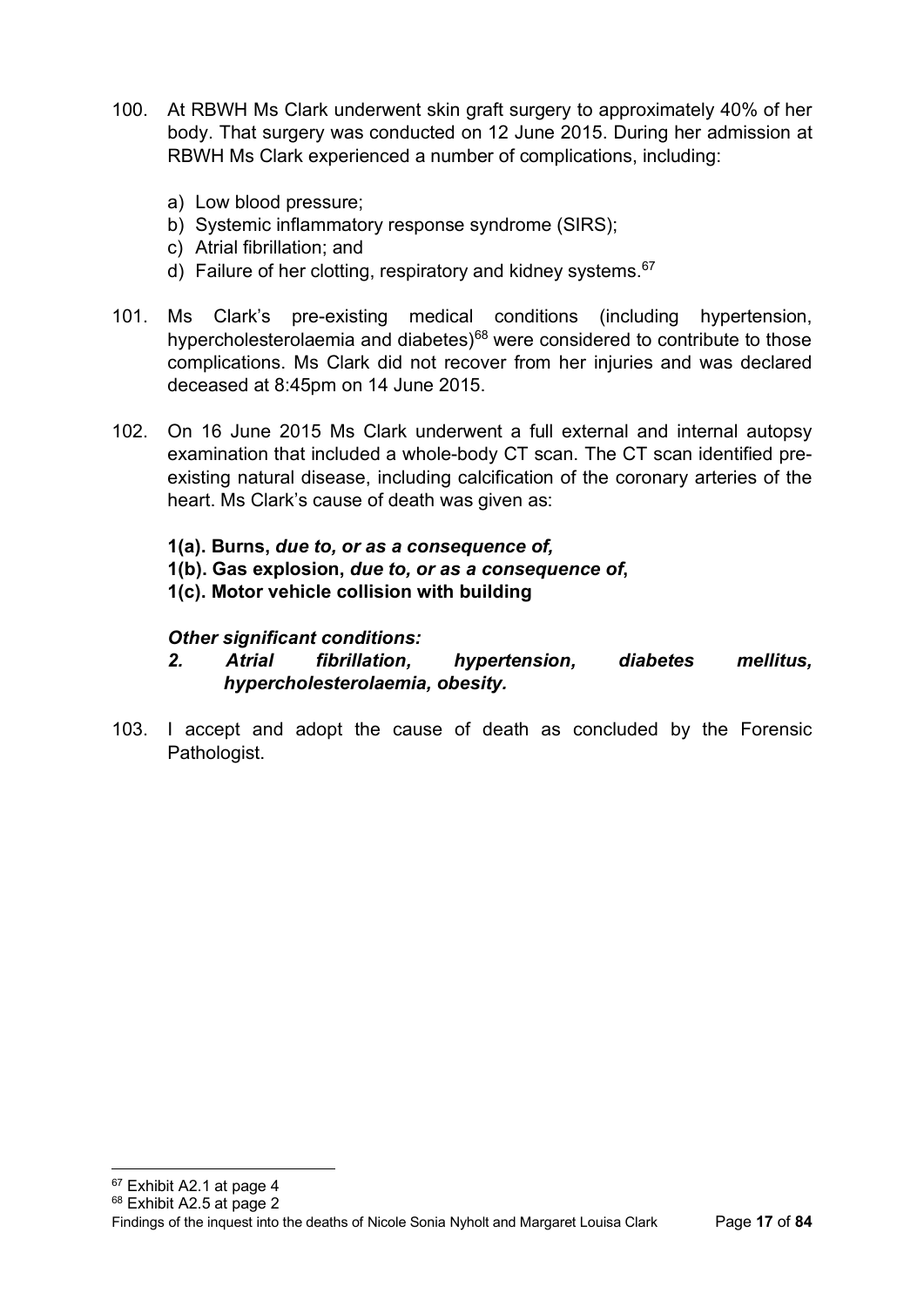100. At RBWH Ms Clark underwent skin graft surgery to approximately 40% of her body. That surgery was conducted on 12 June 2015. During her admission at RBWH Ms Clark experienced a number of complications, including:

    a) Low blood pressure;
    b) Systemic inflammatory response syndrome (SIRS);
    c) Atrial fibrillation; and
    d) Failure of her clotting, respiratory and kidney systems.[67]

101. Ms Clark's pre-existing medical conditions (including hypertension, hypercholesterolaemia and diabetes)[68] were considered to contribute to those complications. Ms Clark did not recover from her injuries and was declared deceased at 8:45pm on 14 June 2015.

102. On 16 June 2015 Ms Clark underwent a full external and internal autopsy examination that included a whole-body CT scan. The CT scan identified pre-existing natural disease, including calcification of the coronary arteries of the heart. Ms Clark's cause of death was given as:

    **1(a). Burns,** ***due to, or as a consequence of,***
    **1(b). Gas explosion,** ***due to, or as a consequence of*****,**
    **1(c). Motor vehicle collision with building**

    ***Other significant conditions:***
    ***2. Atrial fibrillation, hypertension, diabetes mellitus, hypercholesterolaemia, obesity.***

103. I accept and adopt the cause of death as concluded by the Forensic Pathologist.

---

[67] Exhibit A2.1 at page 4
[68] Exhibit A2.5 at page 2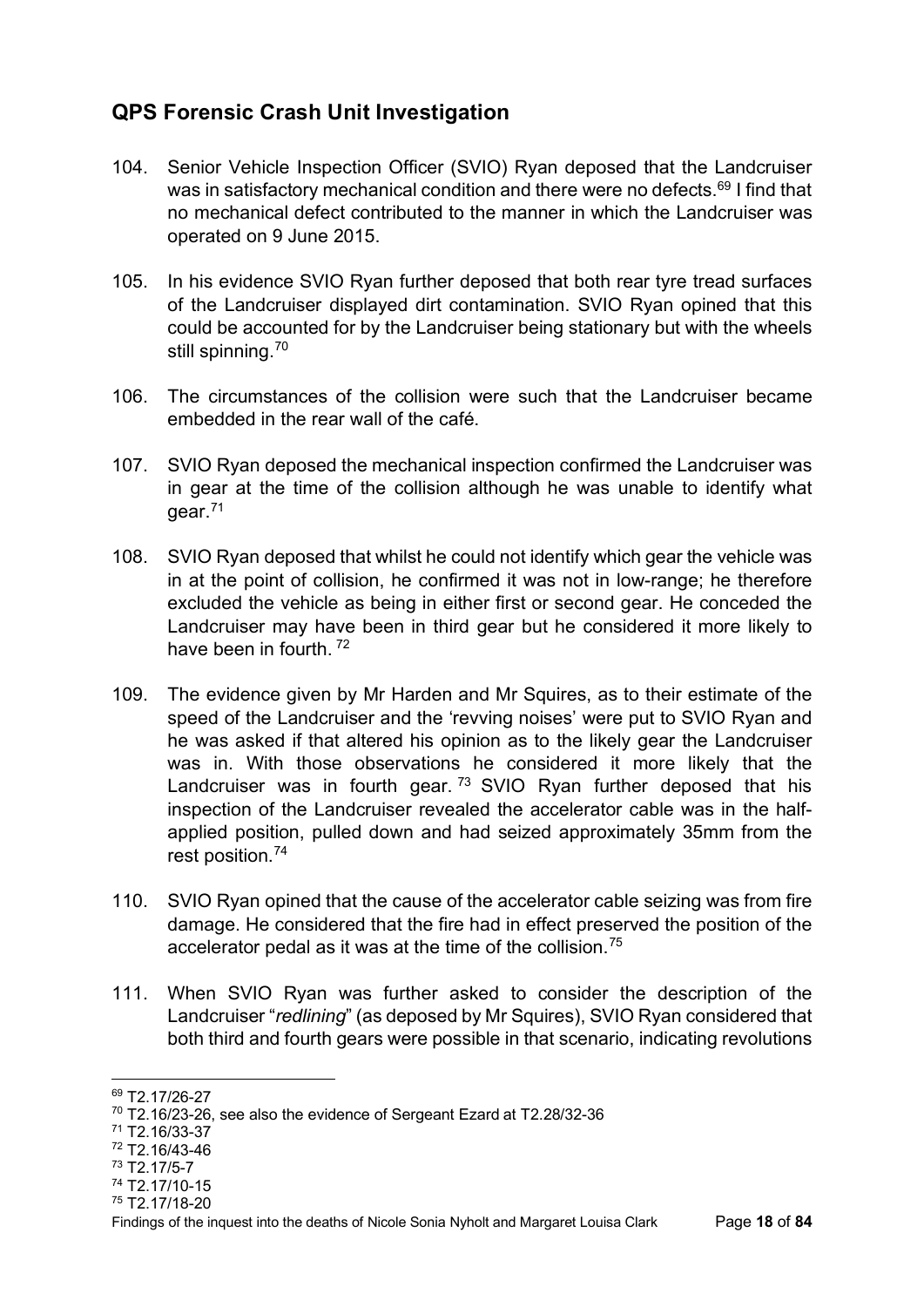## QPS Forensic Crash Unit Investigation

104. Senior Vehicle Inspection Officer (SVIO) Ryan deposed that the Landcruiser was in satisfactory mechanical condition and there were no defects.[69] I find that no mechanical defect contributed to the manner in which the Landcruiser was operated on 9 June 2015.

105. In his evidence SVIO Ryan further deposed that both rear tyre tread surfaces of the Landcruiser displayed dirt contamination. SVIO Ryan opined that this could be accounted for by the Landcruiser being stationary but with the wheels still spinning.[70]

106. The circumstances of the collision were such that the Landcruiser became embedded in the rear wall of the café.

107. SVIO Ryan deposed the mechanical inspection confirmed the Landcruiser was in gear at the time of the collision although he was unable to identify what gear.[71]

108. SVIO Ryan deposed that whilst he could not identify which gear the vehicle was in at the point of collision, he confirmed it was not in low-range; he therefore excluded the vehicle as being in either first or second gear. He conceded the Landcruiser may have been in third gear but he considered it more likely to have been in fourth.[72]

109. The evidence given by Mr Harden and Mr Squires, as to their estimate of the speed of the Landcruiser and the 'revving noises' were put to SVIO Ryan and he was asked if that altered his opinion as to the likely gear the Landcruiser was in. With those observations he considered it more likely that the Landcruiser was in fourth gear.[73] SVIO Ryan further deposed that his inspection of the Landcruiser revealed the accelerator cable was in the half-applied position, pulled down and had seized approximately 35mm from the rest position.[74]

110. SVIO Ryan opined that the cause of the accelerator cable seizing was from fire damage. He considered that the fire had in effect preserved the position of the accelerator pedal as it was at the time of the collision.[75]

111. When SVIO Ryan was further asked to consider the description of the Landcruiser "*redlining*" (as deposed by Mr Squires), SVIO Ryan considered that both third and fourth gears were possible in that scenario, indicating revolutions

---

[69] T2.17/26-27

[70] T2.16/23-26, see also the evidence of Sergeant Ezard at T2.28/32-36

[71] T2.16/33-37

[72] T2.16/43-46

[73] T2.17/5-7

[74] T2.17/10-15

[75] T2.17/18-20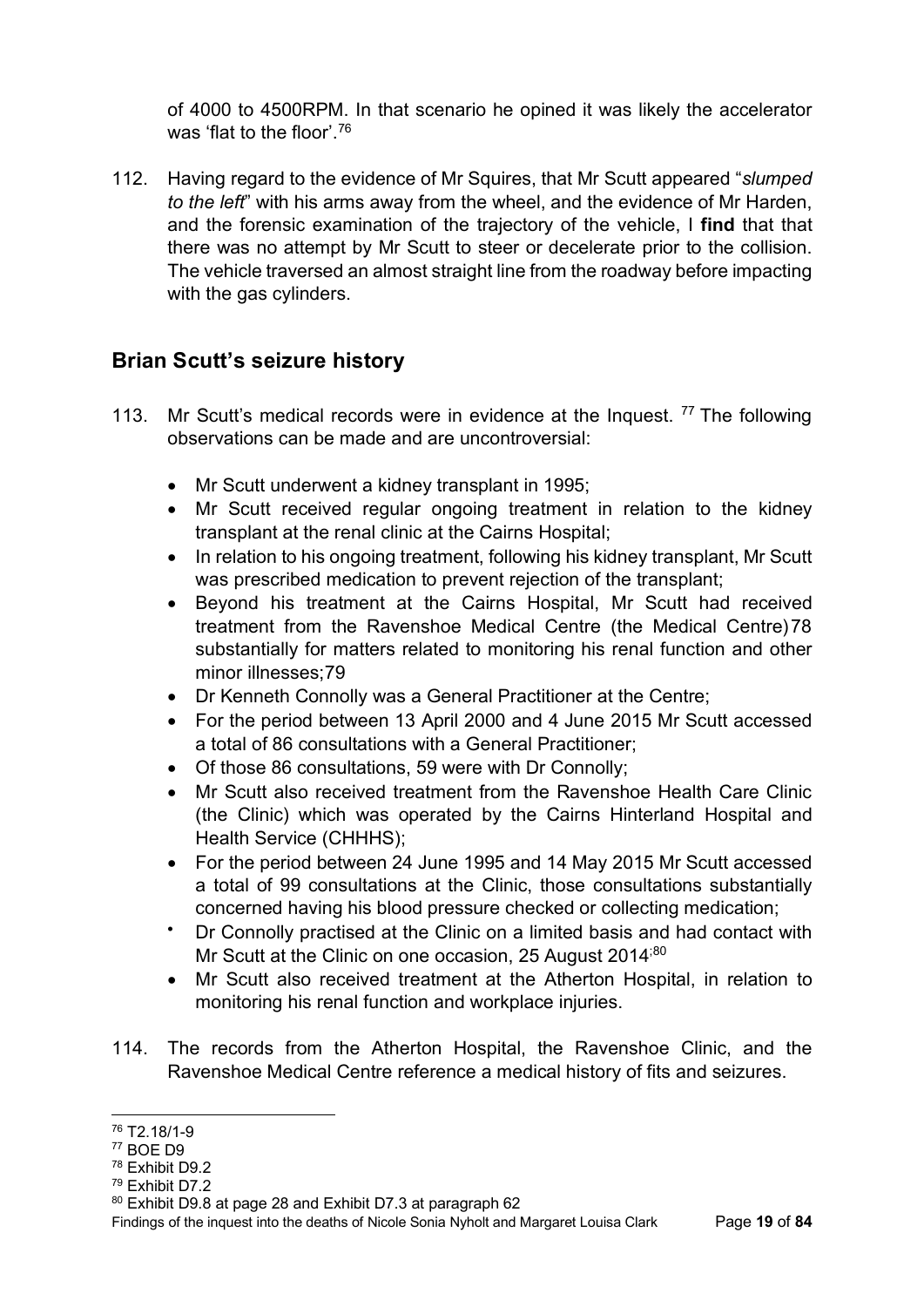of 4000 to 4500RPM. In that scenario he opined it was likely the accelerator was 'flat to the floor'.[76]

112. Having regard to the evidence of Mr Squires, that Mr Scutt appeared "*slumped to the left*" with his arms away from the wheel, and the evidence of Mr Harden, and the forensic examination of the trajectory of the vehicle, I **find** that that there was no attempt by Mr Scutt to steer or decelerate prior to the collision. The vehicle traversed an almost straight line from the roadway before impacting with the gas cylinders.

## Brian Scutt's seizure history

113. Mr Scutt's medical records were in evidence at the Inquest. [77] The following observations can be made and are uncontroversial:

- Mr Scutt underwent a kidney transplant in 1995;
- Mr Scutt received regular ongoing treatment in relation to the kidney transplant at the renal clinic at the Cairns Hospital;
- In relation to his ongoing treatment, following his kidney transplant, Mr Scutt was prescribed medication to prevent rejection of the transplant;
- Beyond his treatment at the Cairns Hospital, Mr Scutt had received treatment from the Ravenshoe Medical Centre (the Medical Centre)[78] substantially for matters related to monitoring his renal function and other minor illnesses;[79]
- Dr Kenneth Connolly was a General Practitioner at the Centre;
- For the period between 13 April 2000 and 4 June 2015 Mr Scutt accessed a total of 86 consultations with a General Practitioner;
- Of those 86 consultations, 59 were with Dr Connolly;
- Mr Scutt also received treatment from the Ravenshoe Health Care Clinic (the Clinic) which was operated by the Cairns Hinterland Hospital and Health Service (CHHHS);
- For the period between 24 June 1995 and 14 May 2015 Mr Scutt accessed a total of 99 consultations at the Clinic, those consultations substantially concerned having his blood pressure checked or collecting medication;
- Dr Connolly practised at the Clinic on a limited basis and had contact with Mr Scutt at the Clinic on one occasion, 25 August 2014;[80]
- Mr Scutt also received treatment at the Atherton Hospital, in relation to monitoring his renal function and workplace injuries.

114. The records from the Atherton Hospital, the Ravenshoe Clinic, and the Ravenshoe Medical Centre reference a medical history of fits and seizures.

---

[76] T2.18/1-9
[77] BOE D9
[78] Exhibit D9.2
[79] Exhibit D7.2
[80] Exhibit D9.8 at page 28 and Exhibit D7.3 at paragraph 62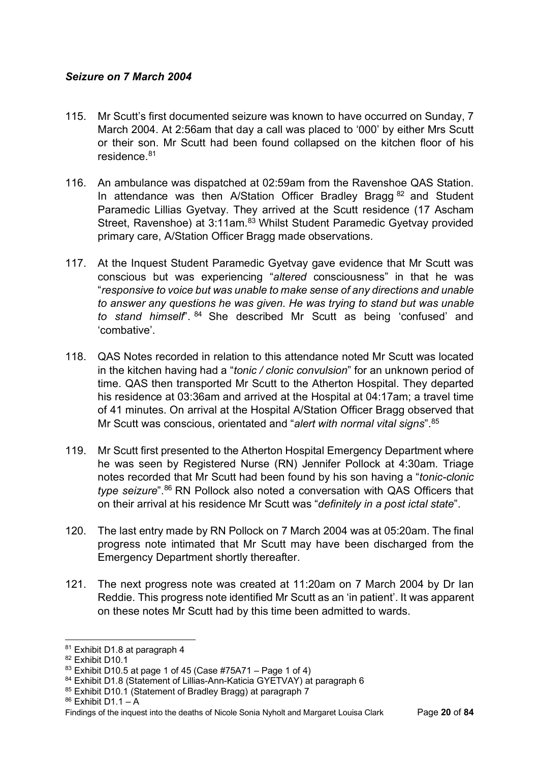### *Seizure on 7 March 2004*

115. Mr Scutt's first documented seizure was known to have occurred on Sunday, 7 March 2004. At 2:56am that day a call was placed to '000' by either Mrs Scutt or their son. Mr Scutt had been found collapsed on the kitchen floor of his residence.[81]

116. An ambulance was dispatched at 02:59am from the Ravenshoe QAS Station. In attendance was then A/Station Officer Bradley Bragg [82] and Student Paramedic Lillias Gyetvay. They arrived at the Scutt residence (17 Ascham Street, Ravenshoe) at 3:11am.[83] Whilst Student Paramedic Gyetvay provided primary care, A/Station Officer Bragg made observations.

117. At the Inquest Student Paramedic Gyetvay gave evidence that Mr Scutt was conscious but was experiencing "*altered* consciousness" in that he was "*responsive to voice but was unable to make sense of any directions and unable to answer any questions he was given. He was trying to stand but was unable to stand himself*". [84] She described Mr Scutt as being 'confused' and 'combative'.

118. QAS Notes recorded in relation to this attendance noted Mr Scutt was located in the kitchen having had a "*tonic / clonic convulsion*" for an unknown period of time. QAS then transported Mr Scutt to the Atherton Hospital. They departed his residence at 03:36am and arrived at the Hospital at 04:17am; a travel time of 41 minutes. On arrival at the Hospital A/Station Officer Bragg observed that Mr Scutt was conscious, orientated and "*alert with normal vital signs*".[85]

119. Mr Scutt first presented to the Atherton Hospital Emergency Department where he was seen by Registered Nurse (RN) Jennifer Pollock at 4:30am. Triage notes recorded that Mr Scutt had been found by his son having a "*tonic-clonic type seizure*".[86] RN Pollock also noted a conversation with QAS Officers that on their arrival at his residence Mr Scutt was "*definitely in a post ictal state*".

120. The last entry made by RN Pollock on 7 March 2004 was at 05:20am. The final progress note intimated that Mr Scutt may have been discharged from the Emergency Department shortly thereafter.

121. The next progress note was created at 11:20am on 7 March 2004 by Dr Ian Reddie. This progress note identified Mr Scutt as an 'in patient'. It was apparent on these notes Mr Scutt had by this time been admitted to wards.

---

[81] Exhibit D1.8 at paragraph 4

[82] Exhibit D10.1

[83] Exhibit D10.5 at page 1 of 45 (Case #75A71 – Page 1 of 4)

[84] Exhibit D1.8 (Statement of Lillias-Ann-Katicia GYETVAY) at paragraph 6

[85] Exhibit D10.1 (Statement of Bradley Bragg) at paragraph 7

[86] Exhibit D1.1 – A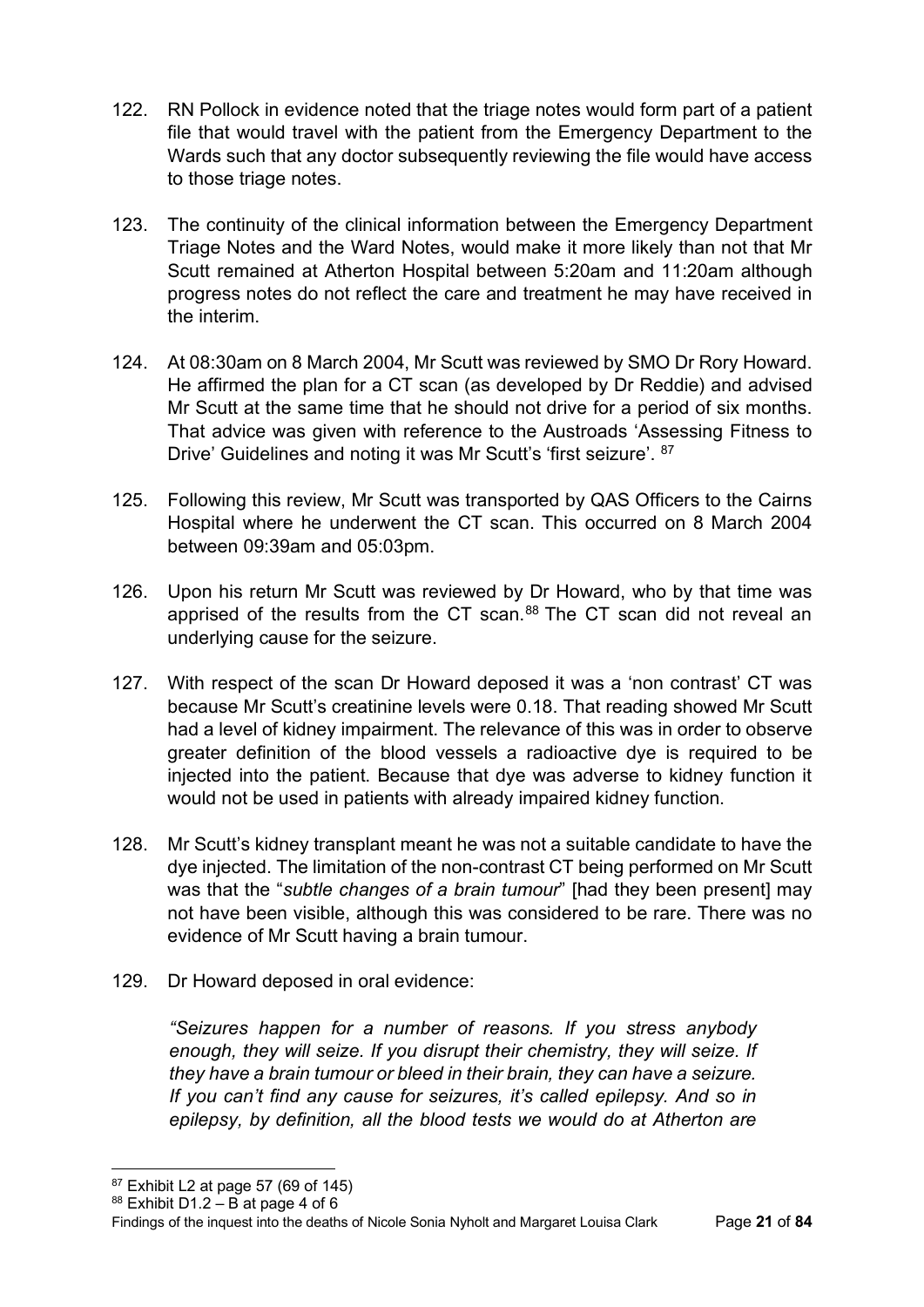122. RN Pollock in evidence noted that the triage notes would form part of a patient file that would travel with the patient from the Emergency Department to the Wards such that any doctor subsequently reviewing the file would have access to those triage notes.

123. The continuity of the clinical information between the Emergency Department Triage Notes and the Ward Notes, would make it more likely than not that Mr Scutt remained at Atherton Hospital between 5:20am and 11:20am although progress notes do not reflect the care and treatment he may have received in the interim.

124. At 08:30am on 8 March 2004, Mr Scutt was reviewed by SMO Dr Rory Howard. He affirmed the plan for a CT scan (as developed by Dr Reddie) and advised Mr Scutt at the same time that he should not drive for a period of six months. That advice was given with reference to the Austroads 'Assessing Fitness to Drive' Guidelines and noting it was Mr Scutt's 'first seizure'. [87]

125. Following this review, Mr Scutt was transported by QAS Officers to the Cairns Hospital where he underwent the CT scan. This occurred on 8 March 2004 between 09:39am and 05:03pm.

126. Upon his return Mr Scutt was reviewed by Dr Howard, who by that time was apprised of the results from the CT scan.[88] The CT scan did not reveal an underlying cause for the seizure.

127. With respect of the scan Dr Howard deposed it was a 'non contrast' CT was because Mr Scutt's creatinine levels were 0.18. That reading showed Mr Scutt had a level of kidney impairment. The relevance of this was in order to observe greater definition of the blood vessels a radioactive dye is required to be injected into the patient. Because that dye was adverse to kidney function it would not be used in patients with already impaired kidney function.

128. Mr Scutt's kidney transplant meant he was not a suitable candidate to have the dye injected. The limitation of the non-contrast CT being performed on Mr Scutt was that the "*subtle changes of a brain tumour*" [had they been present] may not have been visible, although this was considered to be rare. There was no evidence of Mr Scutt having a brain tumour.

129. Dr Howard deposed in oral evidence:

> *"Seizures happen for a number of reasons. If you stress anybody enough, they will seize. If you disrupt their chemistry, they will seize. If they have a brain tumour or bleed in their brain, they can have a seizure. If you can't find any cause for seizures, it's called epilepsy. And so in epilepsy, by definition, all the blood tests we would do at Atherton are*

[87] Exhibit L2 at page 57 (69 of 145)

[88] Exhibit D1.2 – B at page 4 of 6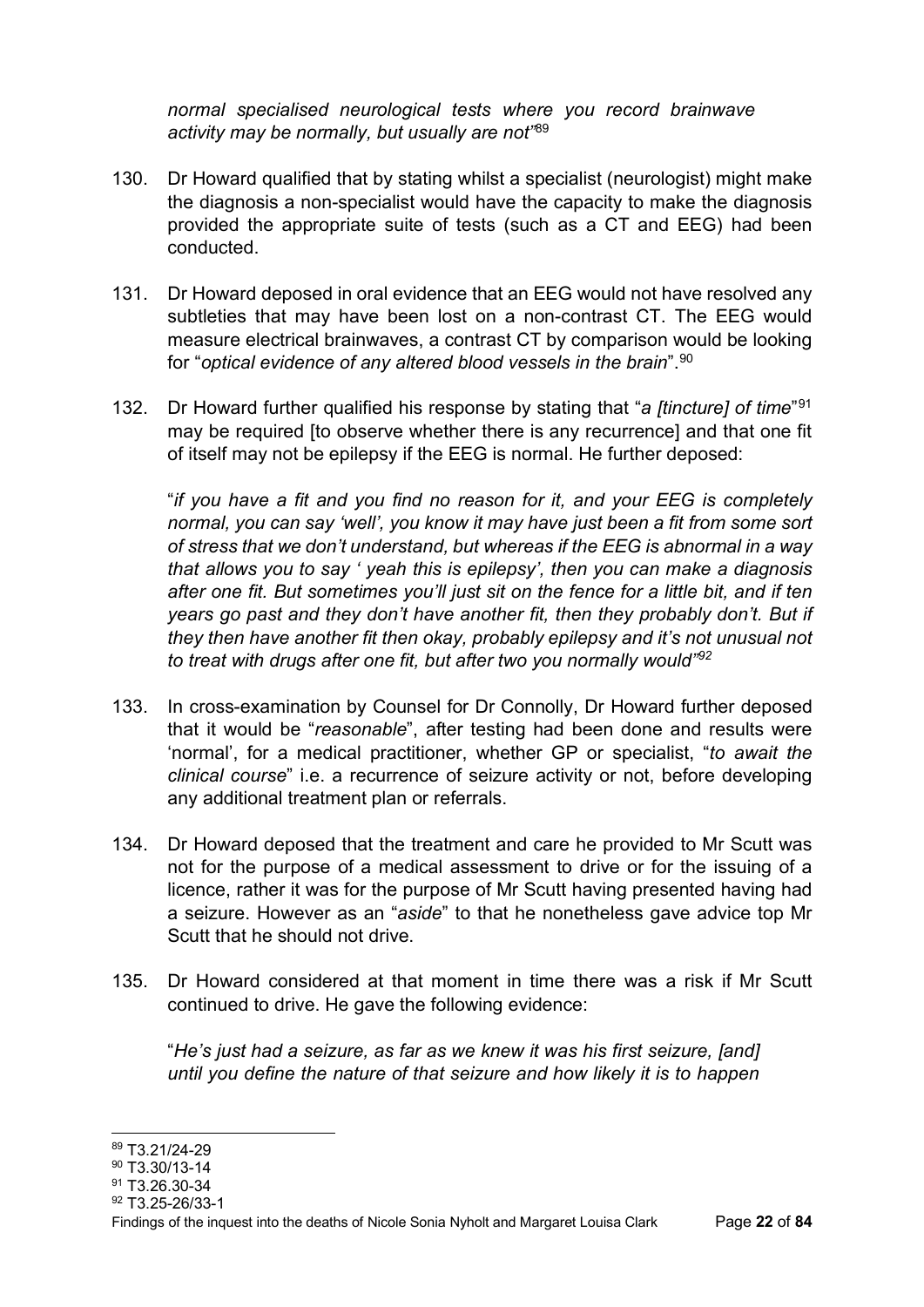*normal specialised neurological tests where you record brainwave activity may be normally, but usually are not"*[89]

130. Dr Howard qualified that by stating whilst a specialist (neurologist) might make the diagnosis a non-specialist would have the capacity to make the diagnosis provided the appropriate suite of tests (such as a CT and EEG) had been conducted.

131. Dr Howard deposed in oral evidence that an EEG would not have resolved any subtleties that may have been lost on a non-contrast CT. The EEG would measure electrical brainwaves, a contrast CT by comparison would be looking for "*optical evidence of any altered blood vessels in the brain*".[90]

132. Dr Howard further qualified his response by stating that "*a [tincture] of time*"[91] may be required [to observe whether there is any recurrence] and that one fit of itself may not be epilepsy if the EEG is normal. He further deposed:

    "*if you have a fit and you find no reason for it, and your EEG is completely normal, you can say 'well', you know it may have just been a fit from some sort of stress that we don't understand, but whereas if the EEG is abnormal in a way that allows you to say ' yeah this is epilepsy', then you can make a diagnosis after one fit. But sometimes you'll just sit on the fence for a little bit, and if ten years go past and they don't have another fit, then they probably don't. But if they then have another fit then okay, probably epilepsy and it's not unusual not to treat with drugs after one fit, but after two you normally would"*[92]

133. In cross-examination by Counsel for Dr Connolly, Dr Howard further deposed that it would be "*reasonable*", after testing had been done and results were 'normal', for a medical practitioner, whether GP or specialist, "*to await the clinical course*" i.e. a recurrence of seizure activity or not, before developing any additional treatment plan or referrals.

134. Dr Howard deposed that the treatment and care he provided to Mr Scutt was not for the purpose of a medical assessment to drive or for the issuing of a licence, rather it was for the purpose of Mr Scutt having presented having had a seizure. However as an "*aside*" to that he nonetheless gave advice top Mr Scutt that he should not drive.

135. Dr Howard considered at that moment in time there was a risk if Mr Scutt continued to drive. He gave the following evidence:

    "*He's just had a seizure, as far as we knew it was his first seizure, [and] until you define the nature of that seizure and how likely it is to happen*

---

[89] T3.21/24-29
[90] T3.30/13-14
[91] T3.26.30-34
[92] T3.25-26/33-1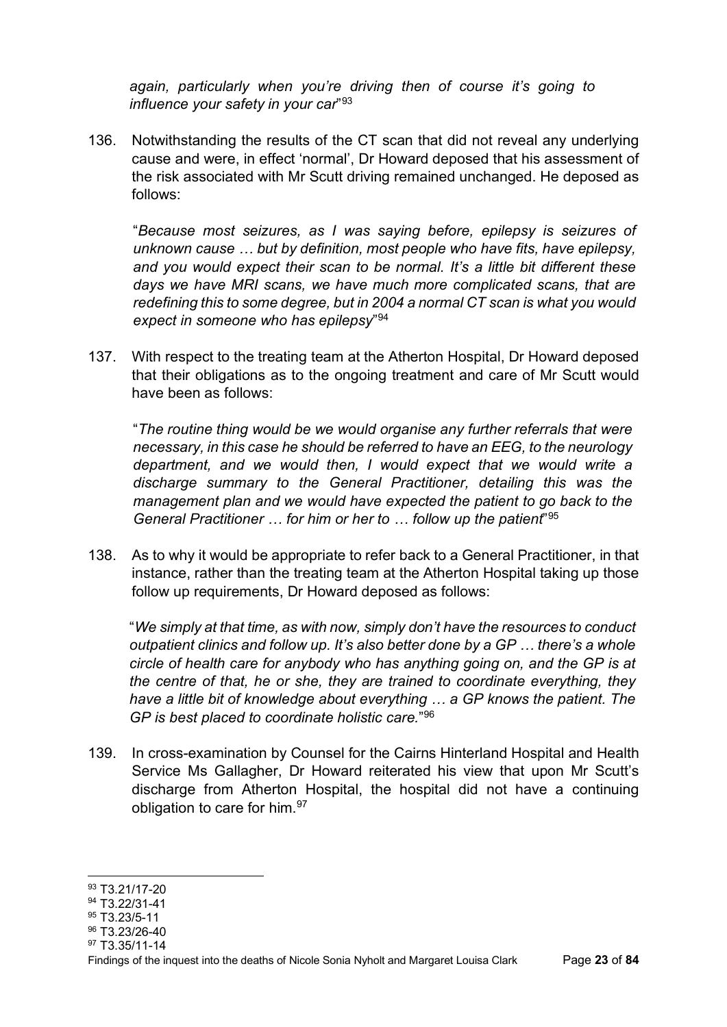*again, particularly when you're driving then of course it's going to influence your safety in your car*"[93]

136. Notwithstanding the results of the CT scan that did not reveal any underlying cause and were, in effect 'normal', Dr Howard deposed that his assessment of the risk associated with Mr Scutt driving remained unchanged. He deposed as follows:

    "*Because most seizures, as I was saying before, epilepsy is seizures of unknown cause … but by definition, most people who have fits, have epilepsy, and you would expect their scan to be normal. It's a little bit different these days we have MRI scans, we have much more complicated scans, that are redefining this to some degree, but in 2004 a normal CT scan is what you would expect in someone who has epilepsy*"[94]

137. With respect to the treating team at the Atherton Hospital, Dr Howard deposed that their obligations as to the ongoing treatment and care of Mr Scutt would have been as follows:

    "*The routine thing would be we would organise any further referrals that were necessary, in this case he should be referred to have an EEG, to the neurology department, and we would then, I would expect that we would write a discharge summary to the General Practitioner, detailing this was the management plan and we would have expected the patient to go back to the General Practitioner … for him or her to … follow up the patient*"[95]

138. As to why it would be appropriate to refer back to a General Practitioner, in that instance, rather than the treating team at the Atherton Hospital taking up those follow up requirements, Dr Howard deposed as follows:

    "*We simply at that time, as with now, simply don't have the resources to conduct outpatient clinics and follow up. It's also better done by a GP … there's a whole circle of health care for anybody who has anything going on, and the GP is at the centre of that, he or she, they are trained to coordinate everything, they have a little bit of knowledge about everything … a GP knows the patient. The GP is best placed to coordinate holistic care.*"[96]

139. In cross-examination by Counsel for the Cairns Hinterland Hospital and Health Service Ms Gallagher, Dr Howard reiterated his view that upon Mr Scutt's discharge from Atherton Hospital, the hospital did not have a continuing obligation to care for him.[97]

---

[93] T3.21/17-20

[94] T3.22/31-41

[95] T3.23/5-11

[96] T3.23/26-40

[97] T3.35/11-14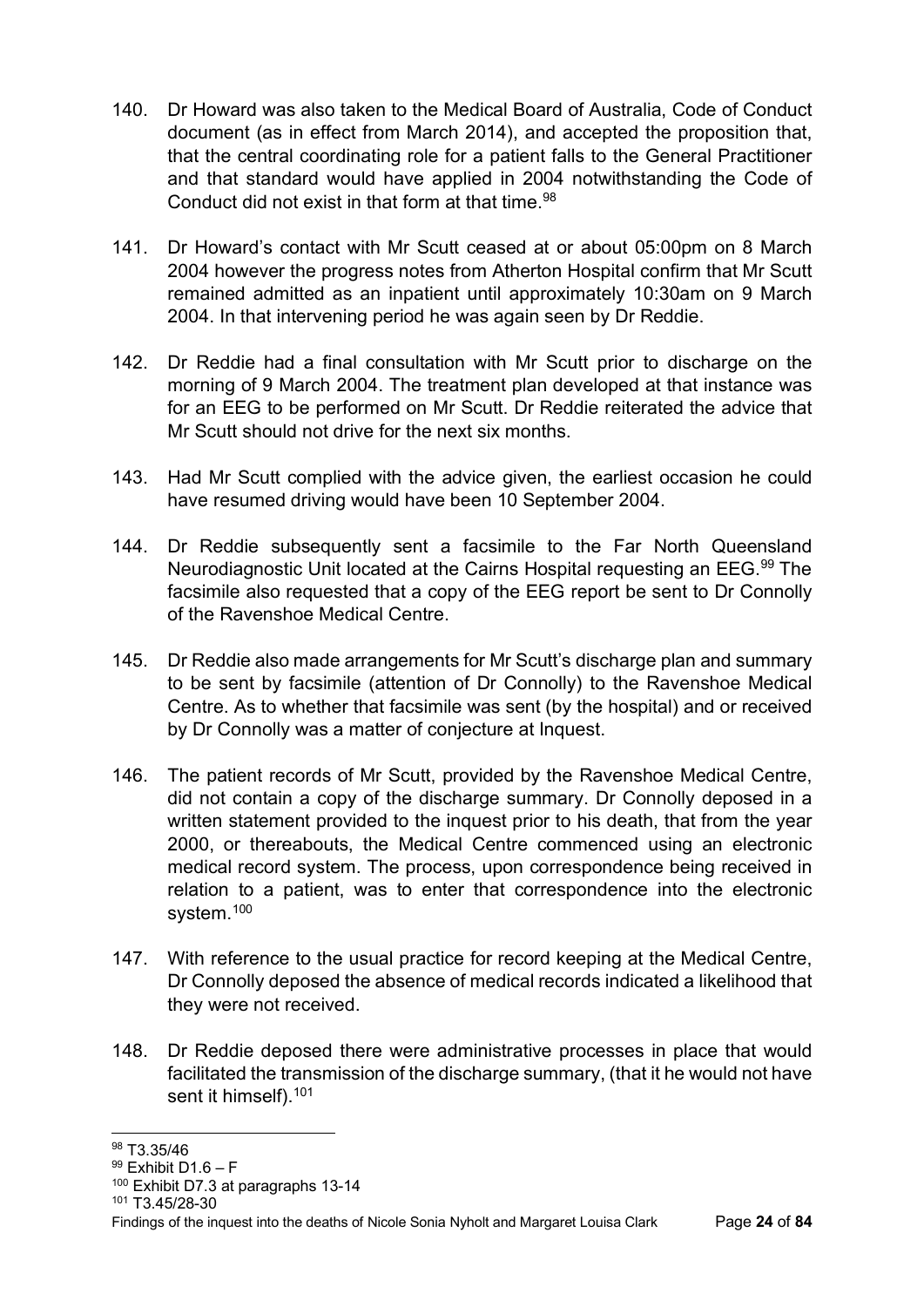140. Dr Howard was also taken to the Medical Board of Australia, Code of Conduct document (as in effect from March 2014), and accepted the proposition that, that the central coordinating role for a patient falls to the General Practitioner and that standard would have applied in 2004 notwithstanding the Code of Conduct did not exist in that form at that time.[98]

141. Dr Howard's contact with Mr Scutt ceased at or about 05:00pm on 8 March 2004 however the progress notes from Atherton Hospital confirm that Mr Scutt remained admitted as an inpatient until approximately 10:30am on 9 March 2004. In that intervening period he was again seen by Dr Reddie.

142. Dr Reddie had a final consultation with Mr Scutt prior to discharge on the morning of 9 March 2004. The treatment plan developed at that instance was for an EEG to be performed on Mr Scutt. Dr Reddie reiterated the advice that Mr Scutt should not drive for the next six months.

143. Had Mr Scutt complied with the advice given, the earliest occasion he could have resumed driving would have been 10 September 2004.

144. Dr Reddie subsequently sent a facsimile to the Far North Queensland Neurodiagnostic Unit located at the Cairns Hospital requesting an EEG.[99] The facsimile also requested that a copy of the EEG report be sent to Dr Connolly of the Ravenshoe Medical Centre.

145. Dr Reddie also made arrangements for Mr Scutt's discharge plan and summary to be sent by facsimile (attention of Dr Connolly) to the Ravenshoe Medical Centre. As to whether that facsimile was sent (by the hospital) and or received by Dr Connolly was a matter of conjecture at Inquest.

146. The patient records of Mr Scutt, provided by the Ravenshoe Medical Centre, did not contain a copy of the discharge summary. Dr Connolly deposed in a written statement provided to the inquest prior to his death, that from the year 2000, or thereabouts, the Medical Centre commenced using an electronic medical record system. The process, upon correspondence being received in relation to a patient, was to enter that correspondence into the electronic system.[100]

147. With reference to the usual practice for record keeping at the Medical Centre, Dr Connolly deposed the absence of medical records indicated a likelihood that they were not received.

148. Dr Reddie deposed there were administrative processes in place that would facilitated the transmission of the discharge summary, (that it he would not have sent it himself).[101]

---

[98] T3.35/46

[99] Exhibit D1.6 – F

[100] Exhibit D7.3 at paragraphs 13-14

[101] T3.45/28-30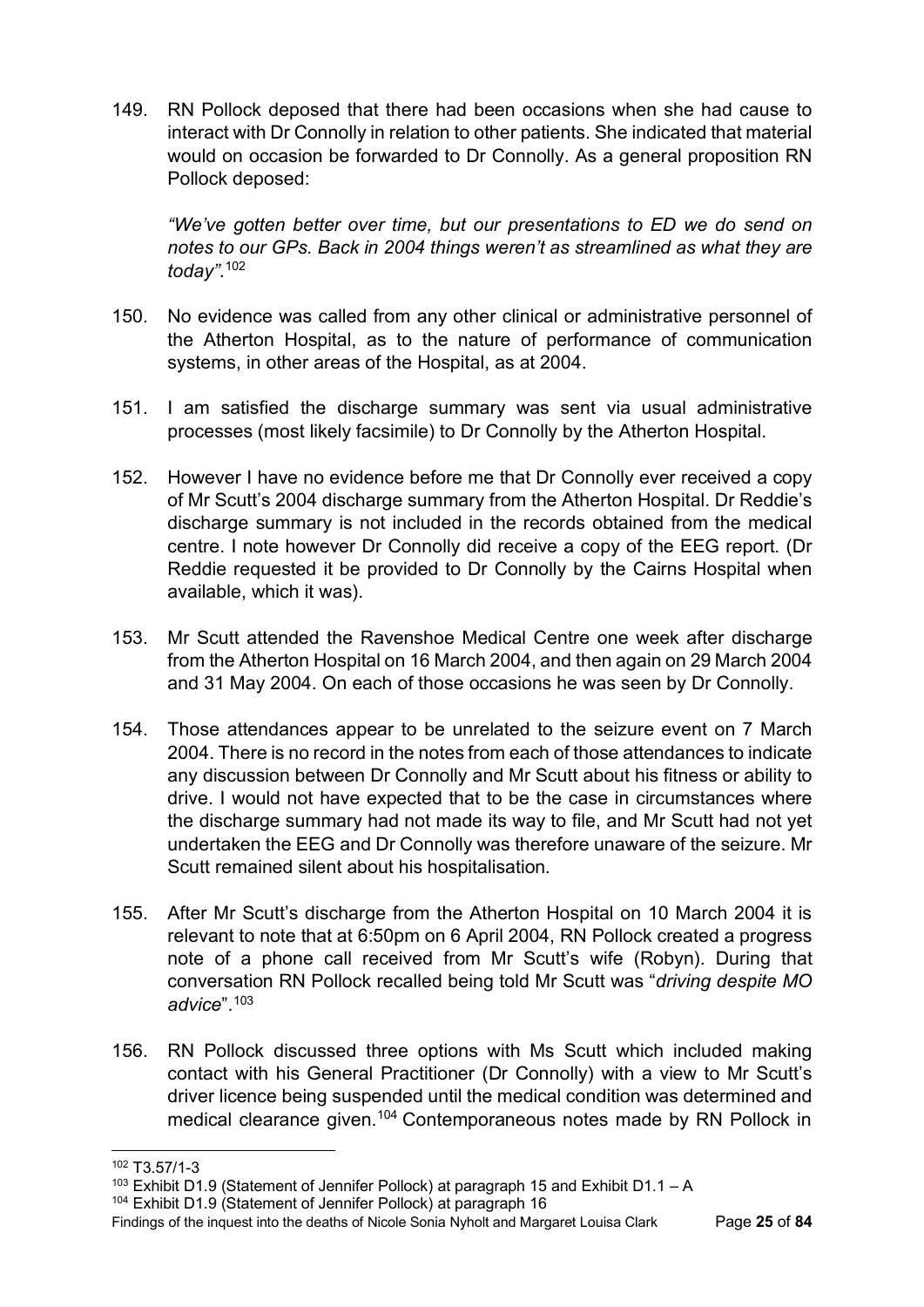149. RN Pollock deposed that there had been occasions when she had cause to interact with Dr Connolly in relation to other patients. She indicated that material would on occasion be forwarded to Dr Connolly. As a general proposition RN Pollock deposed:

    *"We've gotten better over time, but our presentations to ED we do send on notes to our GPs. Back in 2004 things weren't as streamlined as what they are today".*[102]

150. No evidence was called from any other clinical or administrative personnel of the Atherton Hospital, as to the nature of performance of communication systems, in other areas of the Hospital, as at 2004.

151. I am satisfied the discharge summary was sent via usual administrative processes (most likely facsimile) to Dr Connolly by the Atherton Hospital.

152. However I have no evidence before me that Dr Connolly ever received a copy of Mr Scutt's 2004 discharge summary from the Atherton Hospital. Dr Reddie's discharge summary is not included in the records obtained from the medical centre. I note however Dr Connolly did receive a copy of the EEG report. (Dr Reddie requested it be provided to Dr Connolly by the Cairns Hospital when available, which it was).

153. Mr Scutt attended the Ravenshoe Medical Centre one week after discharge from the Atherton Hospital on 16 March 2004, and then again on 29 March 2004 and 31 May 2004. On each of those occasions he was seen by Dr Connolly.

154. Those attendances appear to be unrelated to the seizure event on 7 March 2004. There is no record in the notes from each of those attendances to indicate any discussion between Dr Connolly and Mr Scutt about his fitness or ability to drive. I would not have expected that to be the case in circumstances where the discharge summary had not made its way to file, and Mr Scutt had not yet undertaken the EEG and Dr Connolly was therefore unaware of the seizure. Mr Scutt remained silent about his hospitalisation.

155. After Mr Scutt's discharge from the Atherton Hospital on 10 March 2004 it is relevant to note that at 6:50pm on 6 April 2004, RN Pollock created a progress note of a phone call received from Mr Scutt's wife (Robyn). During that conversation RN Pollock recalled being told Mr Scutt was "*driving despite MO advice*".[103]

156. RN Pollock discussed three options with Ms Scutt which included making contact with his General Practitioner (Dr Connolly) with a view to Mr Scutt's driver licence being suspended until the medical condition was determined and medical clearance given.[104] Contemporaneous notes made by RN Pollock in

---

[102] T3.57/1-3

[103] Exhibit D1.9 (Statement of Jennifer Pollock) at paragraph 15 and Exhibit D1.1 – A

[104] Exhibit D1.9 (Statement of Jennifer Pollock) at paragraph 16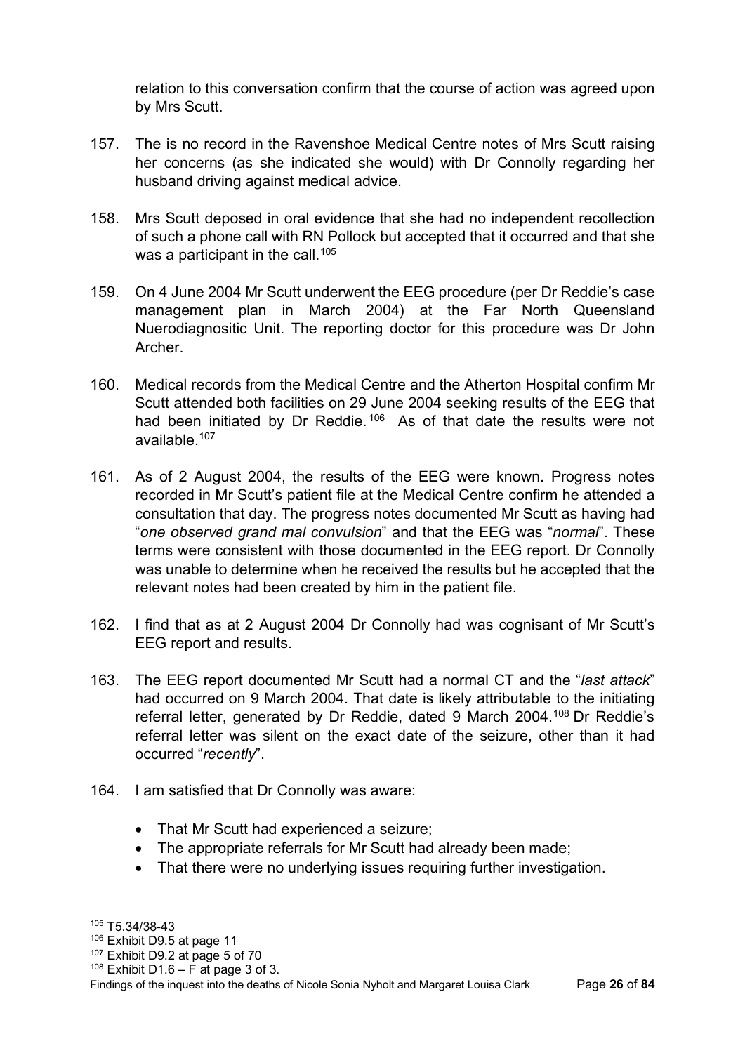relation to this conversation confirm that the course of action was agreed upon by Mrs Scutt.

157. The is no record in the Ravenshoe Medical Centre notes of Mrs Scutt raising her concerns (as she indicated she would) with Dr Connolly regarding her husband driving against medical advice.

158. Mrs Scutt deposed in oral evidence that she had no independent recollection of such a phone call with RN Pollock but accepted that it occurred and that she was a participant in the call.[105]

159. On 4 June 2004 Mr Scutt underwent the EEG procedure (per Dr Reddie's case management plan in March 2004) at the Far North Queensland Nuerodiagnositic Unit. The reporting doctor for this procedure was Dr John Archer.

160. Medical records from the Medical Centre and the Atherton Hospital confirm Mr Scutt attended both facilities on 29 June 2004 seeking results of the EEG that had been initiated by Dr Reddie.[106] As of that date the results were not available.[107]

161. As of 2 August 2004, the results of the EEG were known. Progress notes recorded in Mr Scutt's patient file at the Medical Centre confirm he attended a consultation that day. The progress notes documented Mr Scutt as having had "*one observed grand mal convulsion*" and that the EEG was "*normal*". These terms were consistent with those documented in the EEG report. Dr Connolly was unable to determine when he received the results but he accepted that the relevant notes had been created by him in the patient file.

162. I find that as at 2 August 2004 Dr Connolly had was cognisant of Mr Scutt's EEG report and results.

163. The EEG report documented Mr Scutt had a normal CT and the "*last attack*" had occurred on 9 March 2004. That date is likely attributable to the initiating referral letter, generated by Dr Reddie, dated 9 March 2004.[108] Dr Reddie's referral letter was silent on the exact date of the seizure, other than it had occurred "*recently*".

164. I am satisfied that Dr Connolly was aware:

- That Mr Scutt had experienced a seizure;
- The appropriate referrals for Mr Scutt had already been made;
- That there were no underlying issues requiring further investigation.

---

[105] T5.34/38-43
[106] Exhibit D9.5 at page 11
[107] Exhibit D9.2 at page 5 of 70
[108] Exhibit D1.6 – F at page 3 of 3.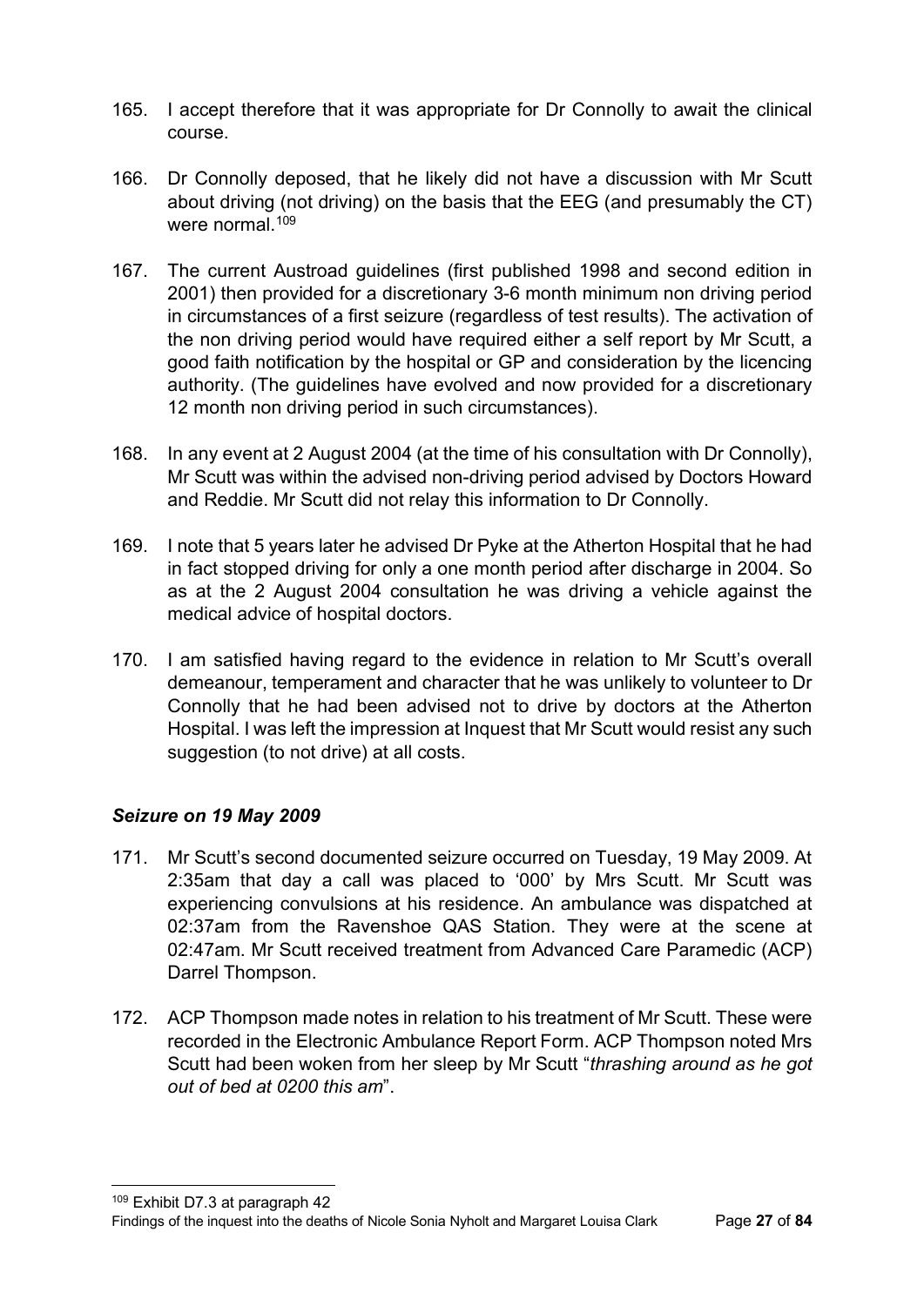165. I accept therefore that it was appropriate for Dr Connolly to await the clinical course.

166. Dr Connolly deposed, that he likely did not have a discussion with Mr Scutt about driving (not driving) on the basis that the EEG (and presumably the CT) were normal.[109]

167. The current Austroad guidelines (first published 1998 and second edition in 2001) then provided for a discretionary 3-6 month minimum non driving period in circumstances of a first seizure (regardless of test results). The activation of the non driving period would have required either a self report by Mr Scutt, a good faith notification by the hospital or GP and consideration by the licencing authority. (The guidelines have evolved and now provided for a discretionary 12 month non driving period in such circumstances).

168. In any event at 2 August 2004 (at the time of his consultation with Dr Connolly), Mr Scutt was within the advised non-driving period advised by Doctors Howard and Reddie. Mr Scutt did not relay this information to Dr Connolly.

169. I note that 5 years later he advised Dr Pyke at the Atherton Hospital that he had in fact stopped driving for only a one month period after discharge in 2004. So as at the 2 August 2004 consultation he was driving a vehicle against the medical advice of hospital doctors.

170. I am satisfied having regard to the evidence in relation to Mr Scutt's overall demeanour, temperament and character that he was unlikely to volunteer to Dr Connolly that he had been advised not to drive by doctors at the Atherton Hospital. I was left the impression at Inquest that Mr Scutt would resist any such suggestion (to not drive) at all costs.

### *Seizure on 19 May 2009*

171. Mr Scutt's second documented seizure occurred on Tuesday, 19 May 2009. At 2:35am that day a call was placed to '000' by Mrs Scutt. Mr Scutt was experiencing convulsions at his residence. An ambulance was dispatched at 02:37am from the Ravenshoe QAS Station. They were at the scene at 02:47am. Mr Scutt received treatment from Advanced Care Paramedic (ACP) Darrel Thompson.

172. ACP Thompson made notes in relation to his treatment of Mr Scutt. These were recorded in the Electronic Ambulance Report Form. ACP Thompson noted Mrs Scutt had been woken from her sleep by Mr Scutt "*thrashing around as he got out of bed at 0200 this am*".

[109] Exhibit D7.3 at paragraph 42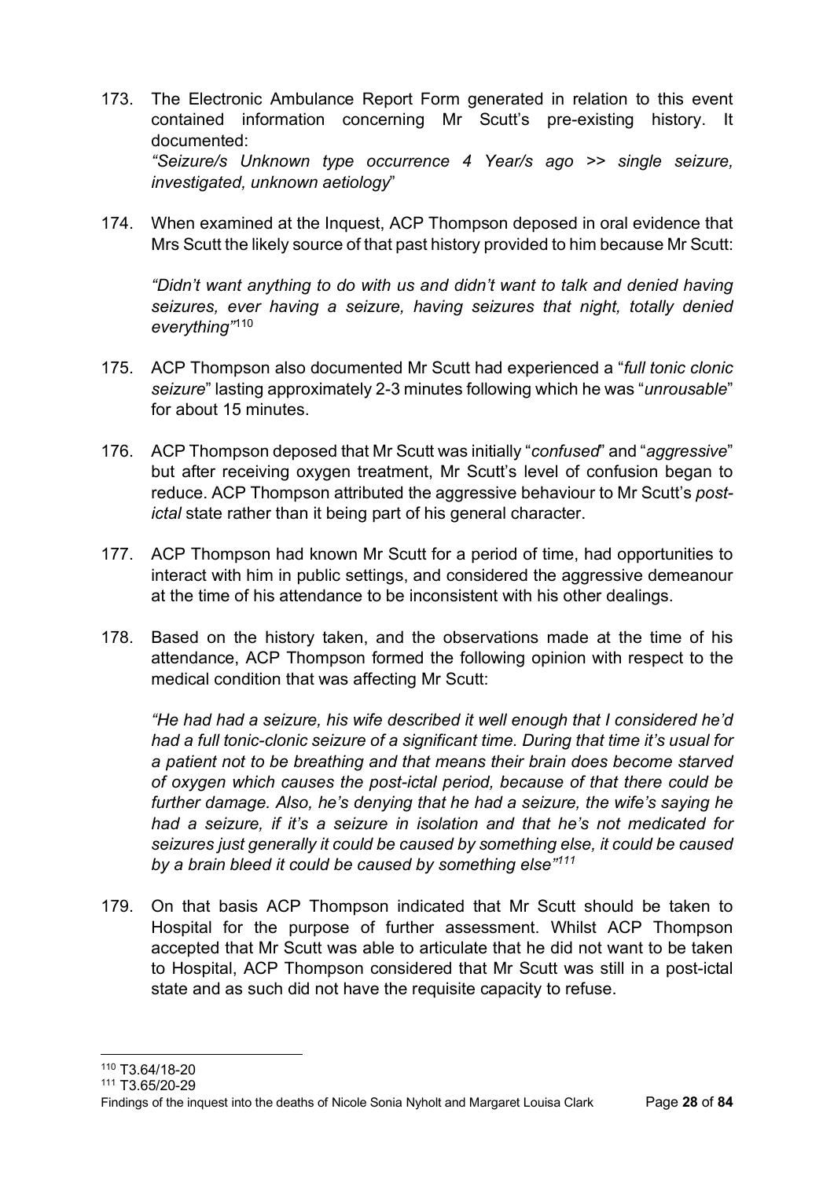173. The Electronic Ambulance Report Form generated in relation to this event contained information concerning Mr Scutt's pre-existing history. It documented:
*"Seizure/s Unknown type occurrence 4 Year/s ago >> single seizure, investigated, unknown aetiology*"

174. When examined at the Inquest, ACP Thompson deposed in oral evidence that Mrs Scutt the likely source of that past history provided to him because Mr Scutt:

*"Didn't want anything to do with us and didn't want to talk and denied having seizures, ever having a seizure, having seizures that night, totally denied everything"*[110]

175. ACP Thompson also documented Mr Scutt had experienced a "*full tonic clonic seizure*" lasting approximately 2-3 minutes following which he was "*unrousable*" for about 15 minutes.

176. ACP Thompson deposed that Mr Scutt was initially "*confused*" and "*aggressive*" but after receiving oxygen treatment, Mr Scutt's level of confusion began to reduce. ACP Thompson attributed the aggressive behaviour to Mr Scutt's *post-ictal* state rather than it being part of his general character.

177. ACP Thompson had known Mr Scutt for a period of time, had opportunities to interact with him in public settings, and considered the aggressive demeanour at the time of his attendance to be inconsistent with his other dealings.

178. Based on the history taken, and the observations made at the time of his attendance, ACP Thompson formed the following opinion with respect to the medical condition that was affecting Mr Scutt:

*"He had had a seizure, his wife described it well enough that I considered he'd had a full tonic-clonic seizure of a significant time. During that time it's usual for a patient not to be breathing and that means their brain does become starved of oxygen which causes the post-ictal period, because of that there could be further damage. Also, he's denying that he had a seizure, the wife's saying he had a seizure, if it's a seizure in isolation and that he's not medicated for seizures just generally it could be caused by something else, it could be caused by a brain bleed it could be caused by something else"*[111]

179. On that basis ACP Thompson indicated that Mr Scutt should be taken to Hospital for the purpose of further assessment. Whilst ACP Thompson accepted that Mr Scutt was able to articulate that he did not want to be taken to Hospital, ACP Thompson considered that Mr Scutt was still in a post-ictal state and as such did not have the requisite capacity to refuse.

---

[110] T3.64/18-20
[111] T3.65/20-29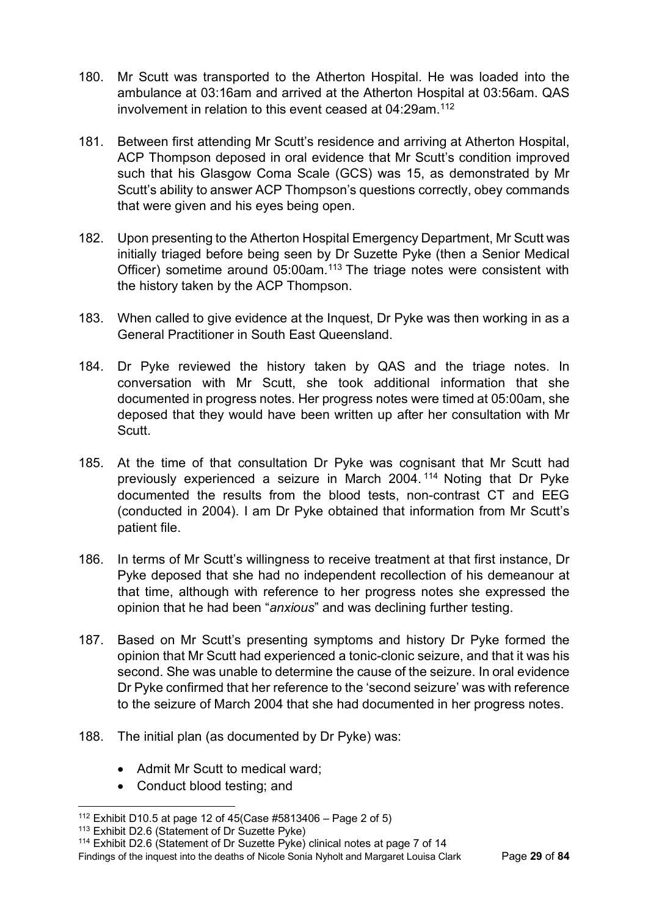180. Mr Scutt was transported to the Atherton Hospital. He was loaded into the ambulance at 03:16am and arrived at the Atherton Hospital at 03:56am. QAS involvement in relation to this event ceased at 04:29am.[112]

181. Between first attending Mr Scutt's residence and arriving at Atherton Hospital, ACP Thompson deposed in oral evidence that Mr Scutt's condition improved such that his Glasgow Coma Scale (GCS) was 15, as demonstrated by Mr Scutt's ability to answer ACP Thompson's questions correctly, obey commands that were given and his eyes being open.

182. Upon presenting to the Atherton Hospital Emergency Department, Mr Scutt was initially triaged before being seen by Dr Suzette Pyke (then a Senior Medical Officer) sometime around 05:00am.[113] The triage notes were consistent with the history taken by the ACP Thompson.

183. When called to give evidence at the Inquest, Dr Pyke was then working in as a General Practitioner in South East Queensland.

184. Dr Pyke reviewed the history taken by QAS and the triage notes. In conversation with Mr Scutt, she took additional information that she documented in progress notes. Her progress notes were timed at 05:00am, she deposed that they would have been written up after her consultation with Mr Scutt.

185. At the time of that consultation Dr Pyke was cognisant that Mr Scutt had previously experienced a seizure in March 2004.[114] Noting that Dr Pyke documented the results from the blood tests, non-contrast CT and EEG (conducted in 2004). I am Dr Pyke obtained that information from Mr Scutt's patient file.

186. In terms of Mr Scutt's willingness to receive treatment at that first instance, Dr Pyke deposed that she had no independent recollection of his demeanour at that time, although with reference to her progress notes she expressed the opinion that he had been "*anxious*" and was declining further testing.

187. Based on Mr Scutt's presenting symptoms and history Dr Pyke formed the opinion that Mr Scutt had experienced a tonic-clonic seizure, and that it was his second. She was unable to determine the cause of the seizure. In oral evidence Dr Pyke confirmed that her reference to the 'second seizure' was with reference to the seizure of March 2004 that she had documented in her progress notes.

188. The initial plan (as documented by Dr Pyke) was:

- Admit Mr Scutt to medical ward;
- Conduct blood testing; and

---

[112] Exhibit D10.5 at page 12 of 45(Case #5813406 – Page 2 of 5)

[113] Exhibit D2.6 (Statement of Dr Suzette Pyke)

[114] Exhibit D2.6 (Statement of Dr Suzette Pyke) clinical notes at page 7 of 14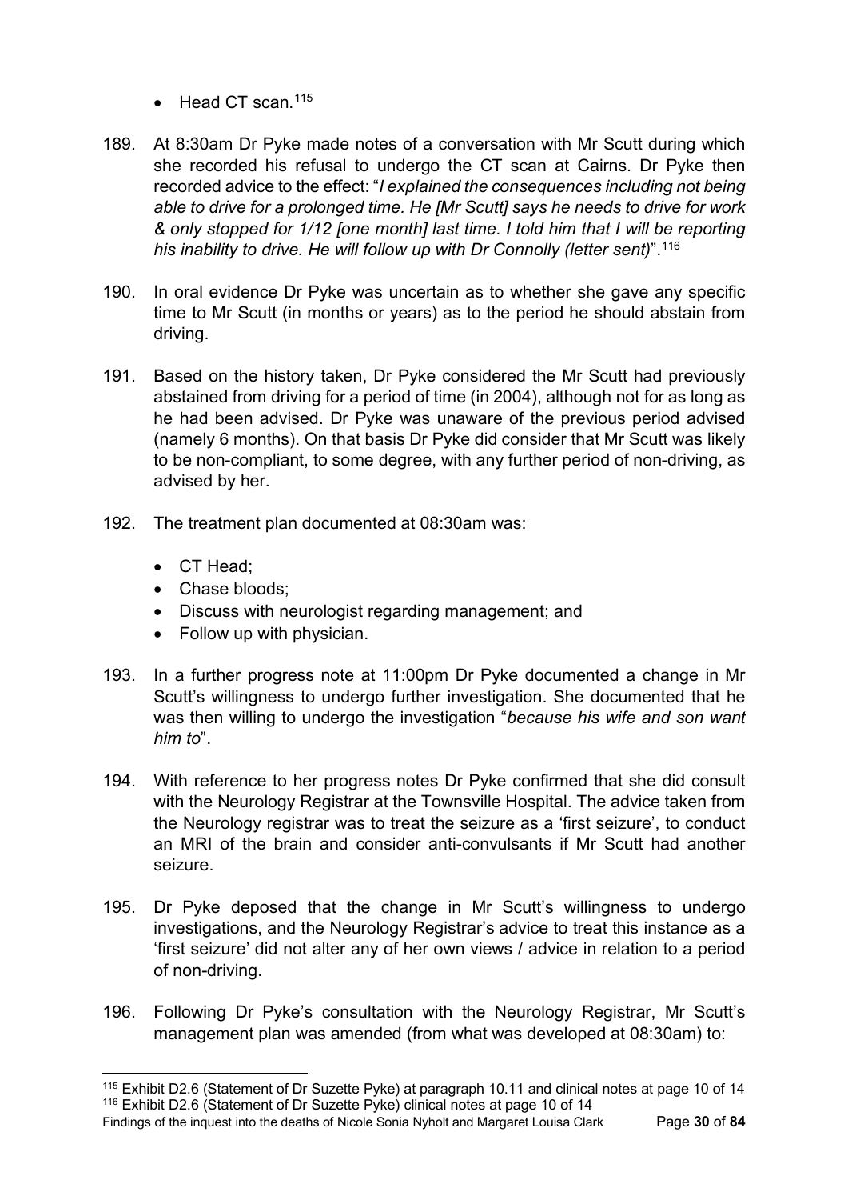- Head CT scan.[115]

189. At 8:30am Dr Pyke made notes of a conversation with Mr Scutt during which she recorded his refusal to undergo the CT scan at Cairns. Dr Pyke then recorded advice to the effect: "*I explained the consequences including not being able to drive for a prolonged time. He [Mr Scutt] says he needs to drive for work & only stopped for 1/12 [one month] last time. I told him that I will be reporting his inability to drive. He will follow up with Dr Connolly (letter sent)*".[116]

190. In oral evidence Dr Pyke was uncertain as to whether she gave any specific time to Mr Scutt (in months or years) as to the period he should abstain from driving.

191. Based on the history taken, Dr Pyke considered the Mr Scutt had previously abstained from driving for a period of time (in 2004), although not for as long as he had been advised. Dr Pyke was unaware of the previous period advised (namely 6 months). On that basis Dr Pyke did consider that Mr Scutt was likely to be non-compliant, to some degree, with any further period of non-driving, as advised by her.

192. The treatment plan documented at 08:30am was:

    - CT Head;
    - Chase bloods;
    - Discuss with neurologist regarding management; and
    - Follow up with physician.

193. In a further progress note at 11:00pm Dr Pyke documented a change in Mr Scutt's willingness to undergo further investigation. She documented that he was then willing to undergo the investigation "*because his wife and son want him to*".

194. With reference to her progress notes Dr Pyke confirmed that she did consult with the Neurology Registrar at the Townsville Hospital. The advice taken from the Neurology registrar was to treat the seizure as a 'first seizure', to conduct an MRI of the brain and consider anti-convulsants if Mr Scutt had another seizure.

195. Dr Pyke deposed that the change in Mr Scutt's willingness to undergo investigations, and the Neurology Registrar's advice to treat this instance as a 'first seizure' did not alter any of her own views / advice in relation to a period of non-driving.

196. Following Dr Pyke's consultation with the Neurology Registrar, Mr Scutt's management plan was amended (from what was developed at 08:30am) to:

[115] Exhibit D2.6 (Statement of Dr Suzette Pyke) at paragraph 10.11 and clinical notes at page 10 of 14

[116] Exhibit D2.6 (Statement of Dr Suzette Pyke) clinical notes at page 10 of 14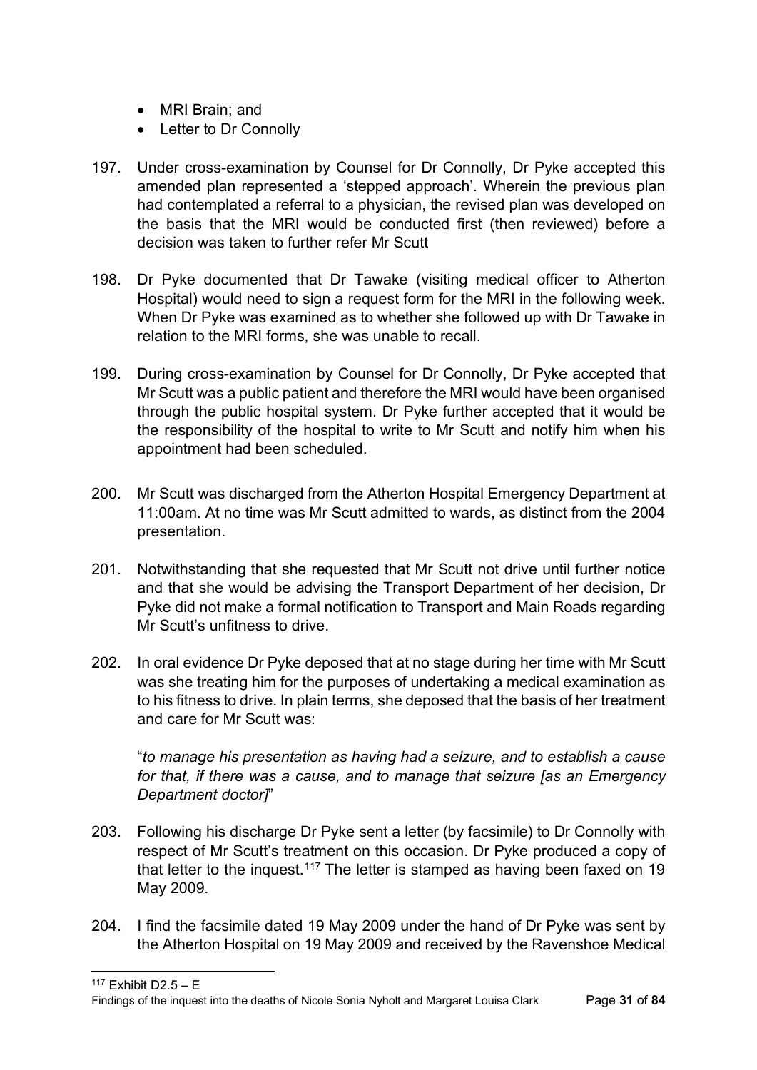- MRI Brain; and
- Letter to Dr Connolly

197. Under cross-examination by Counsel for Dr Connolly, Dr Pyke accepted this amended plan represented a 'stepped approach'. Wherein the previous plan had contemplated a referral to a physician, the revised plan was developed on the basis that the MRI would be conducted first (then reviewed) before a decision was taken to further refer Mr Scutt

198. Dr Pyke documented that Dr Tawake (visiting medical officer to Atherton Hospital) would need to sign a request form for the MRI in the following week. When Dr Pyke was examined as to whether she followed up with Dr Tawake in relation to the MRI forms, she was unable to recall.

199. During cross-examination by Counsel for Dr Connolly, Dr Pyke accepted that Mr Scutt was a public patient and therefore the MRI would have been organised through the public hospital system. Dr Pyke further accepted that it would be the responsibility of the hospital to write to Mr Scutt and notify him when his appointment had been scheduled.

200. Mr Scutt was discharged from the Atherton Hospital Emergency Department at 11:00am. At no time was Mr Scutt admitted to wards, as distinct from the 2004 presentation.

201. Notwithstanding that she requested that Mr Scutt not drive until further notice and that she would be advising the Transport Department of her decision, Dr Pyke did not make a formal notification to Transport and Main Roads regarding Mr Scutt's unfitness to drive.

202. In oral evidence Dr Pyke deposed that at no stage during her time with Mr Scutt was she treating him for the purposes of undertaking a medical examination as to his fitness to drive. In plain terms, she deposed that the basis of her treatment and care for Mr Scutt was:

 "*to manage his presentation as having had a seizure, and to establish a cause for that, if there was a cause, and to manage that seizure [as an Emergency Department doctor]*"

203. Following his discharge Dr Pyke sent a letter (by facsimile) to Dr Connolly with respect of Mr Scutt's treatment on this occasion. Dr Pyke produced a copy of that letter to the inquest.[117] The letter is stamped as having been faxed on 19 May 2009.

204. I find the facsimile dated 19 May 2009 under the hand of Dr Pyke was sent by the Atherton Hospital on 19 May 2009 and received by the Ravenshoe Medical

---

[117] Exhibit D2.5 – E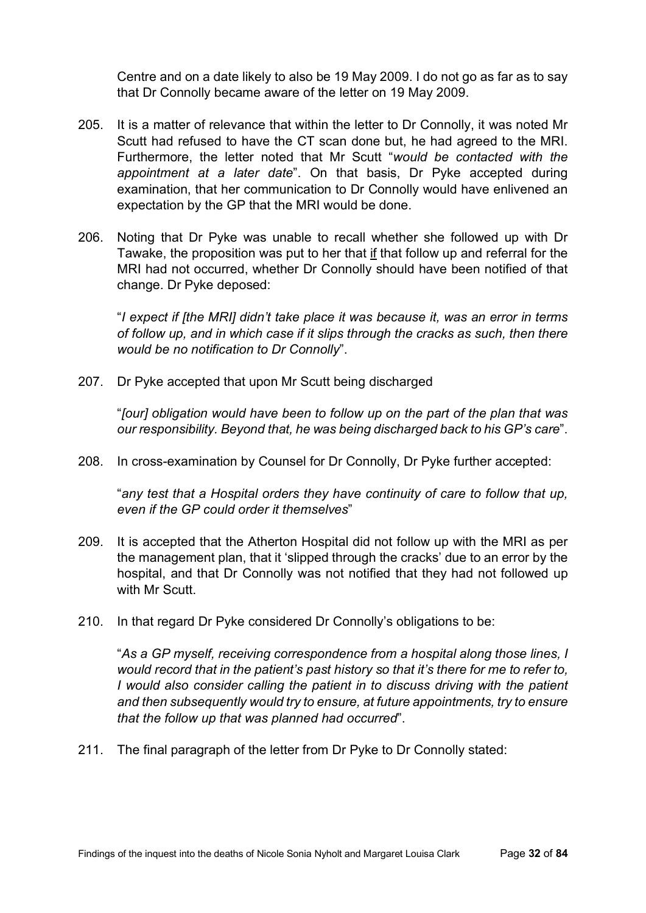Centre and on a date likely to also be 19 May 2009. I do not go as far as to say that Dr Connolly became aware of the letter on 19 May 2009.

205. It is a matter of relevance that within the letter to Dr Connolly, it was noted Mr Scutt had refused to have the CT scan done but, he had agreed to the MRI. Furthermore, the letter noted that Mr Scutt "*would be contacted with the appointment at a later date*". On that basis, Dr Pyke accepted during examination, that her communication to Dr Connolly would have enlivened an expectation by the GP that the MRI would be done.

206. Noting that Dr Pyke was unable to recall whether she followed up with Dr Tawake, the proposition was put to her that <u>if</u> that follow up and referral for the MRI had not occurred, whether Dr Connolly should have been notified of that change. Dr Pyke deposed:

    "*I expect if [the MRI] didn't take place it was because it, was an error in terms of follow up, and in which case if it slips through the cracks as such, then there would be no notification to Dr Connolly*".

207. Dr Pyke accepted that upon Mr Scutt being discharged

    "*[our] obligation would have been to follow up on the part of the plan that was our responsibility. Beyond that, he was being discharged back to his GP's care*".

208. In cross-examination by Counsel for Dr Connolly, Dr Pyke further accepted:

    "*any test that a Hospital orders they have continuity of care to follow that up, even if the GP could order it themselves*"

209. It is accepted that the Atherton Hospital did not follow up with the MRI as per the management plan, that it 'slipped through the cracks' due to an error by the hospital, and that Dr Connolly was not notified that they had not followed up with Mr Scutt.

210. In that regard Dr Pyke considered Dr Connolly's obligations to be:

    "*As a GP myself, receiving correspondence from a hospital along those lines, I would record that in the patient's past history so that it's there for me to refer to, I would also consider calling the patient in to discuss driving with the patient and then subsequently would try to ensure, at future appointments, try to ensure that the follow up that was planned had occurred*".

211. The final paragraph of the letter from Dr Pyke to Dr Connolly stated: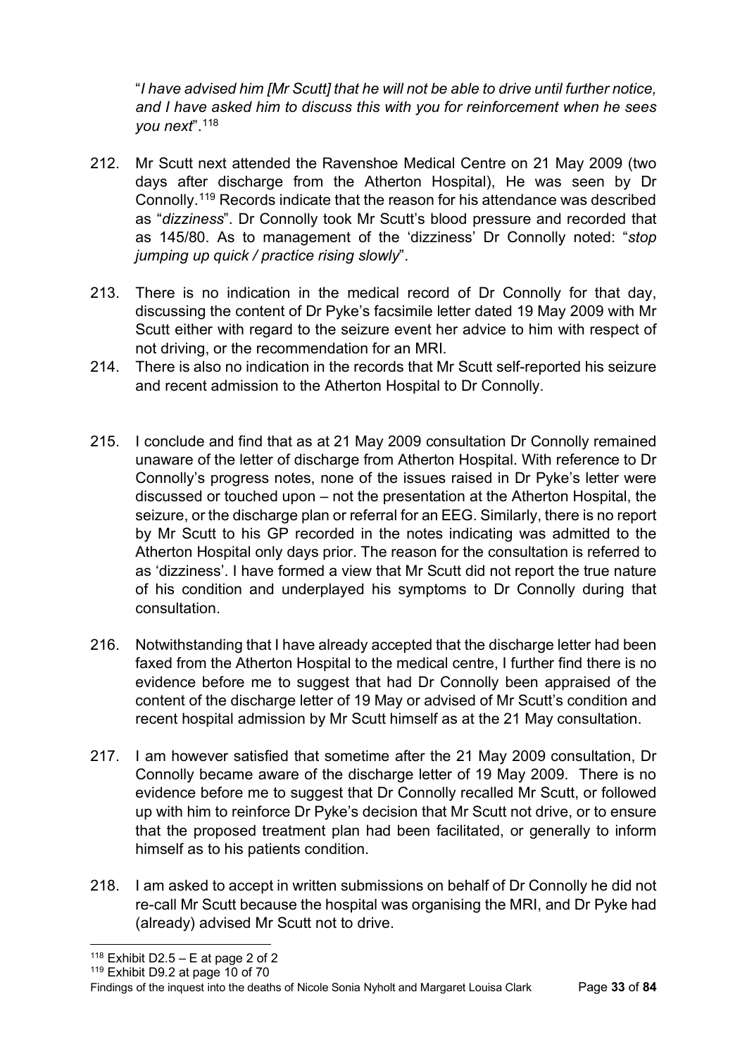"*I have advised him [Mr Scutt] that he will not be able to drive until further notice, and I have asked him to discuss this with you for reinforcement when he sees you next*".[118]

212. Mr Scutt next attended the Ravenshoe Medical Centre on 21 May 2009 (two days after discharge from the Atherton Hospital), He was seen by Dr Connolly.[119] Records indicate that the reason for his attendance was described as "*dizziness*". Dr Connolly took Mr Scutt's blood pressure and recorded that as 145/80. As to management of the 'dizziness' Dr Connolly noted: "*stop jumping up quick / practice rising slowly*".

213. There is no indication in the medical record of Dr Connolly for that day, discussing the content of Dr Pyke's facsimile letter dated 19 May 2009 with Mr Scutt either with regard to the seizure event her advice to him with respect of not driving, or the recommendation for an MRI.

214. There is also no indication in the records that Mr Scutt self-reported his seizure and recent admission to the Atherton Hospital to Dr Connolly.

215. I conclude and find that as at 21 May 2009 consultation Dr Connolly remained unaware of the letter of discharge from Atherton Hospital. With reference to Dr Connolly's progress notes, none of the issues raised in Dr Pyke's letter were discussed or touched upon – not the presentation at the Atherton Hospital, the seizure, or the discharge plan or referral for an EEG. Similarly, there is no report by Mr Scutt to his GP recorded in the notes indicating was admitted to the Atherton Hospital only days prior. The reason for the consultation is referred to as 'dizziness'. I have formed a view that Mr Scutt did not report the true nature of his condition and underplayed his symptoms to Dr Connolly during that consultation.

216. Notwithstanding that I have already accepted that the discharge letter had been faxed from the Atherton Hospital to the medical centre, I further find there is no evidence before me to suggest that had Dr Connolly been appraised of the content of the discharge letter of 19 May or advised of Mr Scutt's condition and recent hospital admission by Mr Scutt himself as at the 21 May consultation.

217. I am however satisfied that sometime after the 21 May 2009 consultation, Dr Connolly became aware of the discharge letter of 19 May 2009. There is no evidence before me to suggest that Dr Connolly recalled Mr Scutt, or followed up with him to reinforce Dr Pyke's decision that Mr Scutt not drive, or to ensure that the proposed treatment plan had been facilitated, or generally to inform himself as to his patients condition.

218. I am asked to accept in written submissions on behalf of Dr Connolly he did not re-call Mr Scutt because the hospital was organising the MRI, and Dr Pyke had (already) advised Mr Scutt not to drive.

[118] Exhibit D2.5 – E at page 2 of 2

[119] Exhibit D9.2 at page 10 of 70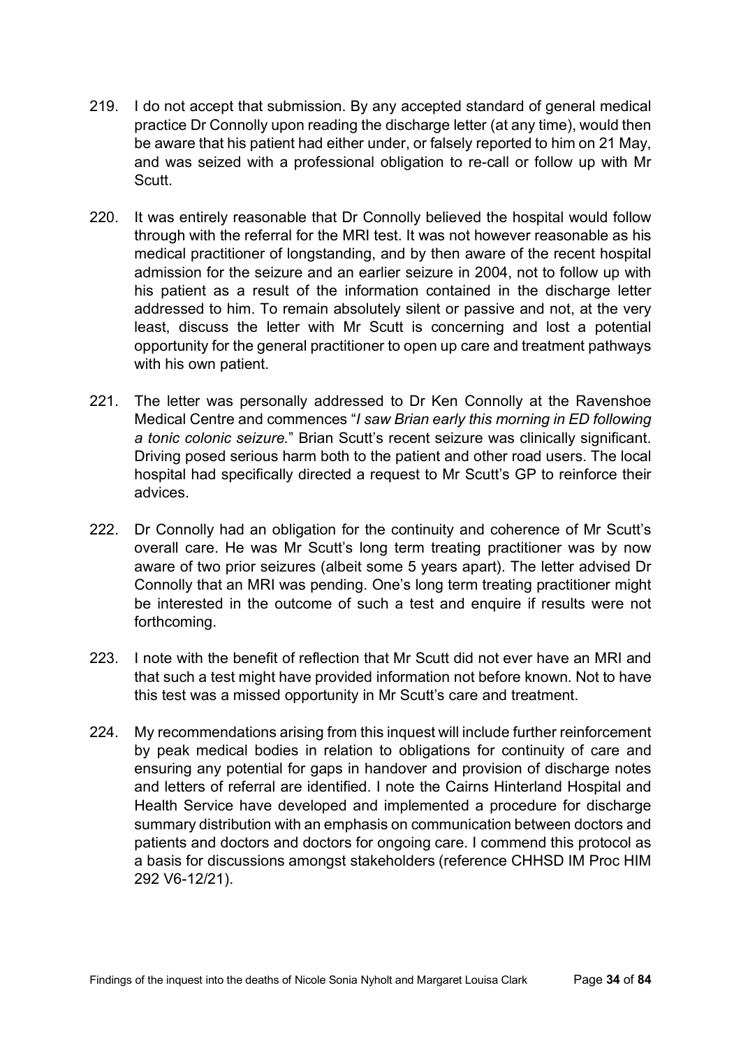219. I do not accept that submission. By any accepted standard of general medical practice Dr Connolly upon reading the discharge letter (at any time), would then be aware that his patient had either under, or falsely reported to him on 21 May, and was seized with a professional obligation to re-call or follow up with Mr Scutt.

220. It was entirely reasonable that Dr Connolly believed the hospital would follow through with the referral for the MRI test. It was not however reasonable as his medical practitioner of longstanding, and by then aware of the recent hospital admission for the seizure and an earlier seizure in 2004, not to follow up with his patient as a result of the information contained in the discharge letter addressed to him. To remain absolutely silent or passive and not, at the very least, discuss the letter with Mr Scutt is concerning and lost a potential opportunity for the general practitioner to open up care and treatment pathways with his own patient.

221. The letter was personally addressed to Dr Ken Connolly at the Ravenshoe Medical Centre and commences "*I saw Brian early this morning in ED following a tonic colonic seizure.*" Brian Scutt's recent seizure was clinically significant. Driving posed serious harm both to the patient and other road users. The local hospital had specifically directed a request to Mr Scutt's GP to reinforce their advices.

222. Dr Connolly had an obligation for the continuity and coherence of Mr Scutt's overall care. He was Mr Scutt's long term treating practitioner was by now aware of two prior seizures (albeit some 5 years apart). The letter advised Dr Connolly that an MRI was pending. One's long term treating practitioner might be interested in the outcome of such a test and enquire if results were not forthcoming.

223. I note with the benefit of reflection that Mr Scutt did not ever have an MRI and that such a test might have provided information not before known. Not to have this test was a missed opportunity in Mr Scutt's care and treatment.

224. My recommendations arising from this inquest will include further reinforcement by peak medical bodies in relation to obligations for continuity of care and ensuring any potential for gaps in handover and provision of discharge notes and letters of referral are identified. I note the Cairns Hinterland Hospital and Health Service have developed and implemented a procedure for discharge summary distribution with an emphasis on communication between doctors and patients and doctors and doctors for ongoing care. I commend this protocol as a basis for discussions amongst stakeholders (reference CHHSD IM Proc HIM 292 V6-12/21).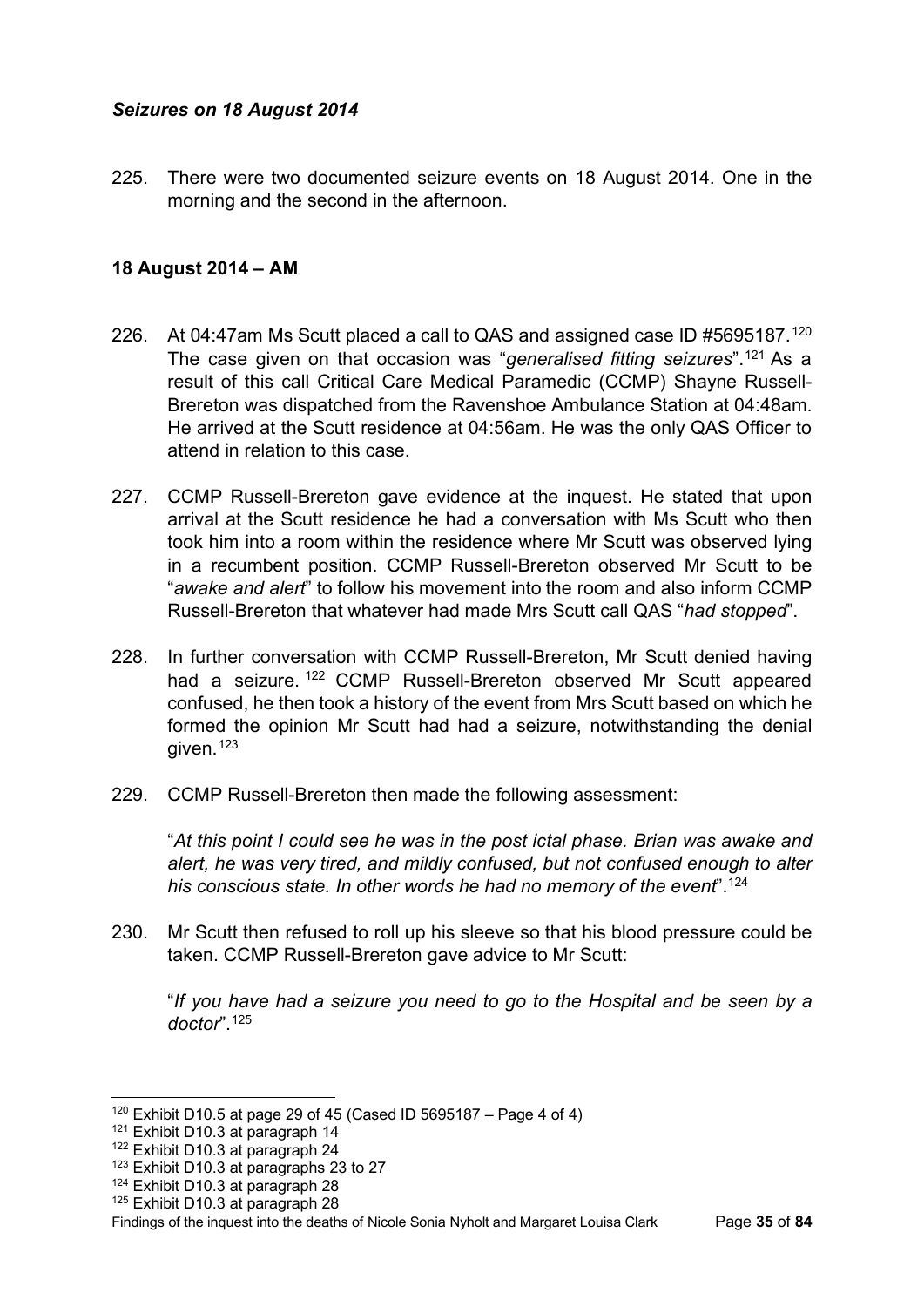***Seizures on 18 August 2014***

225. There were two documented seizure events on 18 August 2014. One in the morning and the second in the afternoon.

**18 August 2014 – AM**

226. At 04:47am Ms Scutt placed a call to QAS and assigned case ID #5695187.[120] The case given on that occasion was "*generalised fitting seizures*".[121] As a result of this call Critical Care Medical Paramedic (CCMP) Shayne Russell-Brereton was dispatched from the Ravenshoe Ambulance Station at 04:48am. He arrived at the Scutt residence at 04:56am. He was the only QAS Officer to attend in relation to this case.

227. CCMP Russell-Brereton gave evidence at the inquest. He stated that upon arrival at the Scutt residence he had a conversation with Ms Scutt who then took him into a room within the residence where Mr Scutt was observed lying in a recumbent position. CCMP Russell-Brereton observed Mr Scutt to be "*awake and alert*" to follow his movement into the room and also inform CCMP Russell-Brereton that whatever had made Mrs Scutt call QAS "*had stopped*".

228. In further conversation with CCMP Russell-Brereton, Mr Scutt denied having had a seizure.[122] CCMP Russell-Brereton observed Mr Scutt appeared confused, he then took a history of the event from Mrs Scutt based on which he formed the opinion Mr Scutt had had a seizure, notwithstanding the denial given.[123]

229. CCMP Russell-Brereton then made the following assessment:

"*At this point I could see he was in the post ictal phase. Brian was awake and alert, he was very tired, and mildly confused, but not confused enough to alter his conscious state. In other words he had no memory of the event*".[124]

230. Mr Scutt then refused to roll up his sleeve so that his blood pressure could be taken. CCMP Russell-Brereton gave advice to Mr Scutt:

"*If you have had a seizure you need to go to the Hospital and be seen by a doctor*".[125]

---

[120] Exhibit D10.5 at page 29 of 45 (Cased ID 5695187 – Page 4 of 4)
[121] Exhibit D10.3 at paragraph 14
[122] Exhibit D10.3 at paragraph 24
[123] Exhibit D10.3 at paragraphs 23 to 27
[124] Exhibit D10.3 at paragraph 28
[125] Exhibit D10.3 at paragraph 28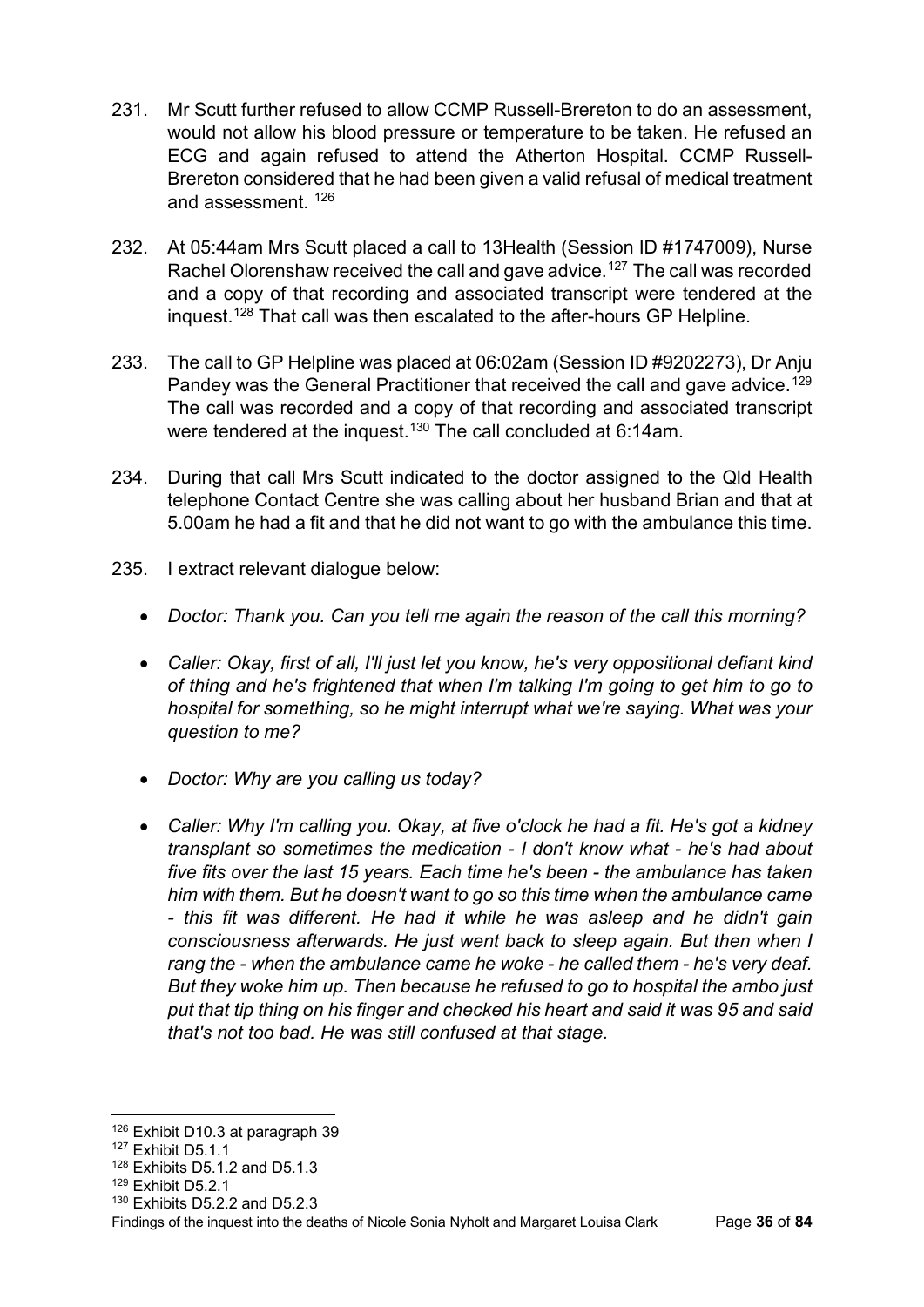231. Mr Scutt further refused to allow CCMP Russell-Brereton to do an assessment, would not allow his blood pressure or temperature to be taken. He refused an ECG and again refused to attend the Atherton Hospital. CCMP Russell-Brereton considered that he had been given a valid refusal of medical treatment and assessment. [126]

232. At 05:44am Mrs Scutt placed a call to 13Health (Session ID #1747009), Nurse Rachel Olorenshaw received the call and gave advice.[127] The call was recorded and a copy of that recording and associated transcript were tendered at the inquest.[128] That call was then escalated to the after-hours GP Helpline.

233. The call to GP Helpline was placed at 06:02am (Session ID #9202273), Dr Anju Pandey was the General Practitioner that received the call and gave advice.[129] The call was recorded and a copy of that recording and associated transcript were tendered at the inquest.[130] The call concluded at 6:14am.

234. During that call Mrs Scutt indicated to the doctor assigned to the Qld Health telephone Contact Centre she was calling about her husband Brian and that at 5.00am he had a fit and that he did not want to go with the ambulance this time.

235. I extract relevant dialogue below:

- *Doctor: Thank you. Can you tell me again the reason of the call this morning?*
- *Caller: Okay, first of all, I'll just let you know, he's very oppositional defiant kind of thing and he's frightened that when I'm talking I'm going to get him to go to hospital for something, so he might interrupt what we're saying. What was your question to me?*
- *Doctor: Why are you calling us today?*
- *Caller: Why I'm calling you. Okay, at five o'clock he had a fit. He's got a kidney transplant so sometimes the medication - I don't know what - he's had about five fits over the last 15 years. Each time he's been - the ambulance has taken him with them. But he doesn't want to go so this time when the ambulance came - this fit was different. He had it while he was asleep and he didn't gain consciousness afterwards. He just went back to sleep again. But then when I rang the - when the ambulance came he woke - he called them - he's very deaf. But they woke him up. Then because he refused to go to hospital the ambo just put that tip thing on his finger and checked his heart and said it was 95 and said that's not too bad. He was still confused at that stage.*

---

[126] Exhibit D10.3 at paragraph 39
[127] Exhibit D5.1.1
[128] Exhibits D5.1.2 and D5.1.3
[129] Exhibit D5.2.1
[130] Exhibits D5.2.2 and D5.2.3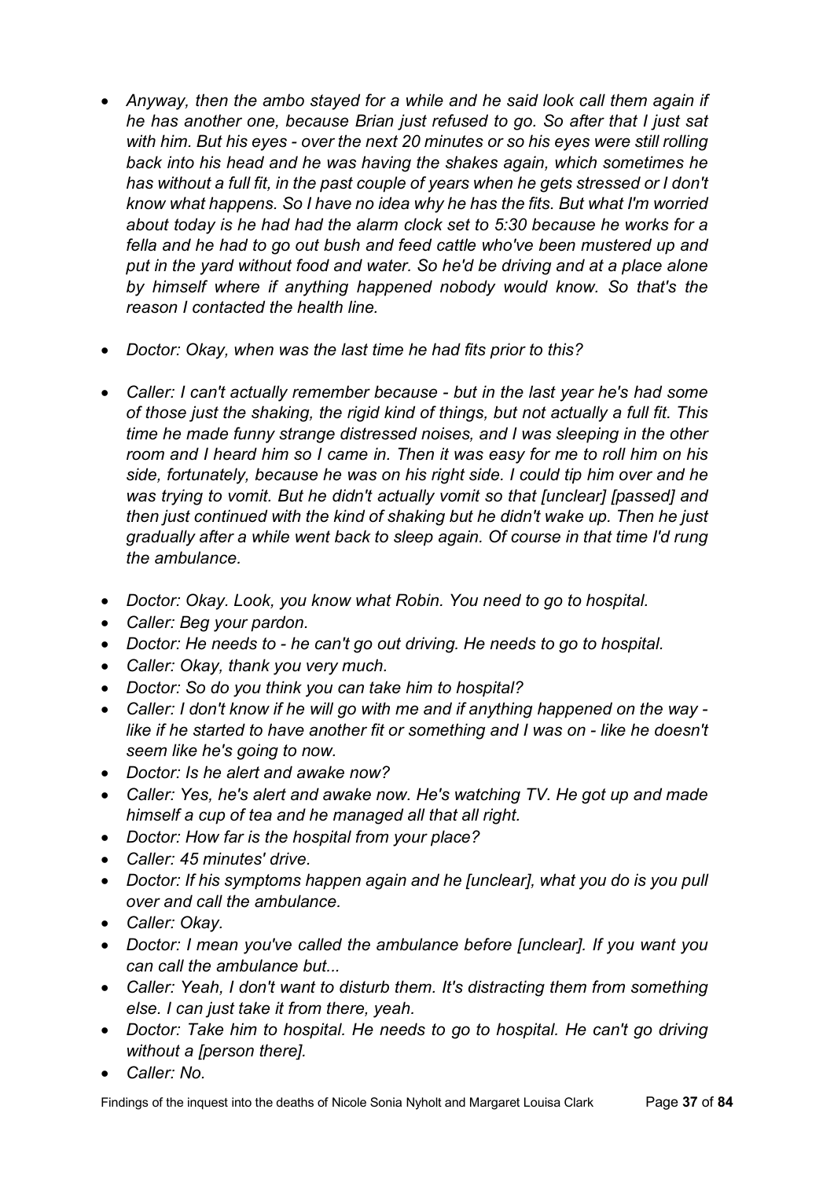- *Anyway, then the ambo stayed for a while and he said look call them again if he has another one, because Brian just refused to go. So after that I just sat with him. But his eyes - over the next 20 minutes or so his eyes were still rolling back into his head and he was having the shakes again, which sometimes he has without a full fit, in the past couple of years when he gets stressed or I don't know what happens. So I have no idea why he has the fits. But what I'm worried about today is he had had the alarm clock set to 5:30 because he works for a fella and he had to go out bush and feed cattle who've been mustered up and put in the yard without food and water. So he'd be driving and at a place alone by himself where if anything happened nobody would know. So that's the reason I contacted the health line.*

- *Doctor: Okay, when was the last time he had fits prior to this?*

- *Caller: I can't actually remember because - but in the last year he's had some of those just the shaking, the rigid kind of things, but not actually a full fit. This time he made funny strange distressed noises, and I was sleeping in the other room and I heard him so I came in. Then it was easy for me to roll him on his side, fortunately, because he was on his right side. I could tip him over and he was trying to vomit. But he didn't actually vomit so that [unclear] [passed] and then just continued with the kind of shaking but he didn't wake up. Then he just gradually after a while went back to sleep again. Of course in that time I'd rung the ambulance.*

- *Doctor: Okay. Look, you know what Robin. You need to go to hospital.*
- *Caller: Beg your pardon.*
- *Doctor: He needs to - he can't go out driving. He needs to go to hospital.*
- *Caller: Okay, thank you very much.*
- *Doctor: So do you think you can take him to hospital?*
- *Caller: I don't know if he will go with me and if anything happened on the way - like if he started to have another fit or something and I was on - like he doesn't seem like he's going to now.*
- *Doctor: Is he alert and awake now?*
- *Caller: Yes, he's alert and awake now. He's watching TV. He got up and made himself a cup of tea and he managed all that all right.*
- *Doctor: How far is the hospital from your place?*
- *Caller: 45 minutes' drive.*
- *Doctor: If his symptoms happen again and he [unclear], what you do is you pull over and call the ambulance.*
- *Caller: Okay.*
- *Doctor: I mean you've called the ambulance before [unclear]. If you want you can call the ambulance but...*
- *Caller: Yeah, I don't want to disturb them. It's distracting them from something else. I can just take it from there, yeah.*
- *Doctor: Take him to hospital. He needs to go to hospital. He can't go driving without a [person there].*
- *Caller: No.*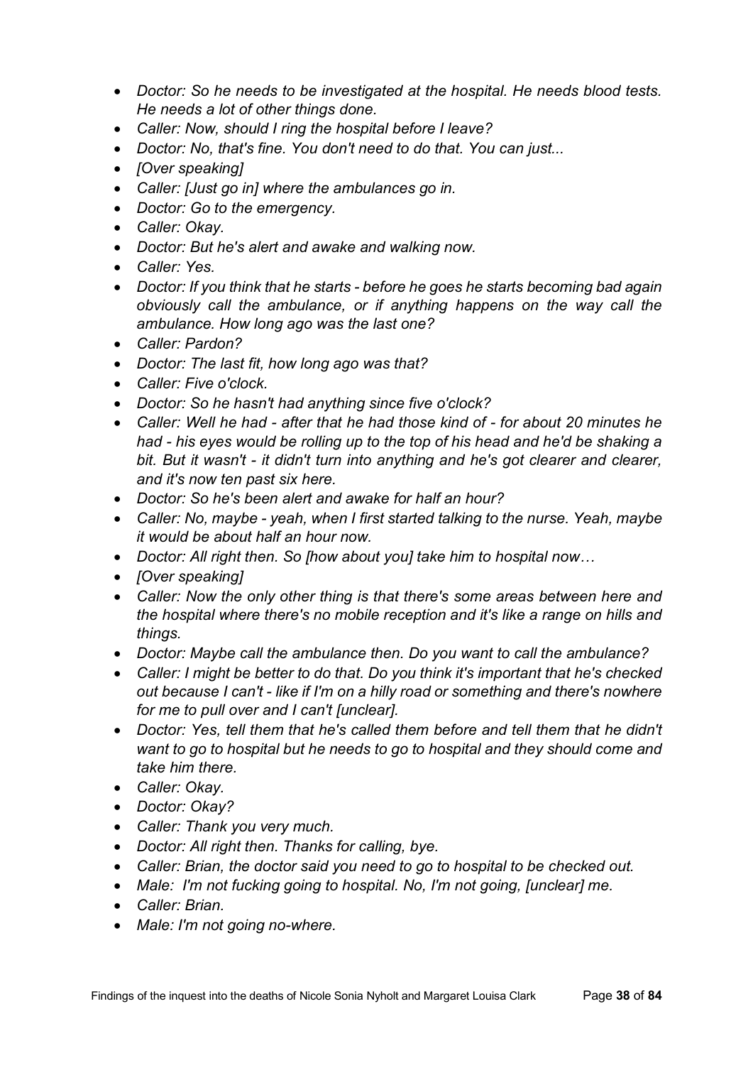- *Doctor: So he needs to be investigated at the hospital. He needs blood tests. He needs a lot of other things done.*
- *Caller: Now, should I ring the hospital before I leave?*
- *Doctor: No, that's fine. You don't need to do that. You can just...*
- *[Over speaking]*
- *Caller: [Just go in] where the ambulances go in.*
- *Doctor: Go to the emergency.*
- *Caller: Okay.*
- *Doctor: But he's alert and awake and walking now.*
- *Caller: Yes.*
- *Doctor: If you think that he starts - before he goes he starts becoming bad again obviously call the ambulance, or if anything happens on the way call the ambulance. How long ago was the last one?*
- *Caller: Pardon?*
- *Doctor: The last fit, how long ago was that?*
- *Caller: Five o'clock.*
- *Doctor: So he hasn't had anything since five o'clock?*
- *Caller: Well he had - after that he had those kind of - for about 20 minutes he had - his eyes would be rolling up to the top of his head and he'd be shaking a bit. But it wasn't - it didn't turn into anything and he's got clearer and clearer, and it's now ten past six here.*
- *Doctor: So he's been alert and awake for half an hour?*
- *Caller: No, maybe - yeah, when I first started talking to the nurse. Yeah, maybe it would be about half an hour now.*
- *Doctor: All right then. So [how about you] take him to hospital now…*
- *[Over speaking]*
- *Caller: Now the only other thing is that there's some areas between here and the hospital where there's no mobile reception and it's like a range on hills and things.*
- *Doctor: Maybe call the ambulance then. Do you want to call the ambulance?*
- *Caller: I might be better to do that. Do you think it's important that he's checked out because I can't - like if I'm on a hilly road or something and there's nowhere for me to pull over and I can't [unclear].*
- *Doctor: Yes, tell them that he's called them before and tell them that he didn't want to go to hospital but he needs to go to hospital and they should come and take him there.*
- *Caller: Okay.*
- *Doctor: Okay?*
- *Caller: Thank you very much.*
- *Doctor: All right then. Thanks for calling, bye.*
- *Caller: Brian, the doctor said you need to go to hospital to be checked out.*
- *Male: I'm not fucking going to hospital. No, I'm not going, [unclear] me.*
- *Caller: Brian.*
- *Male: I'm not going no-where.*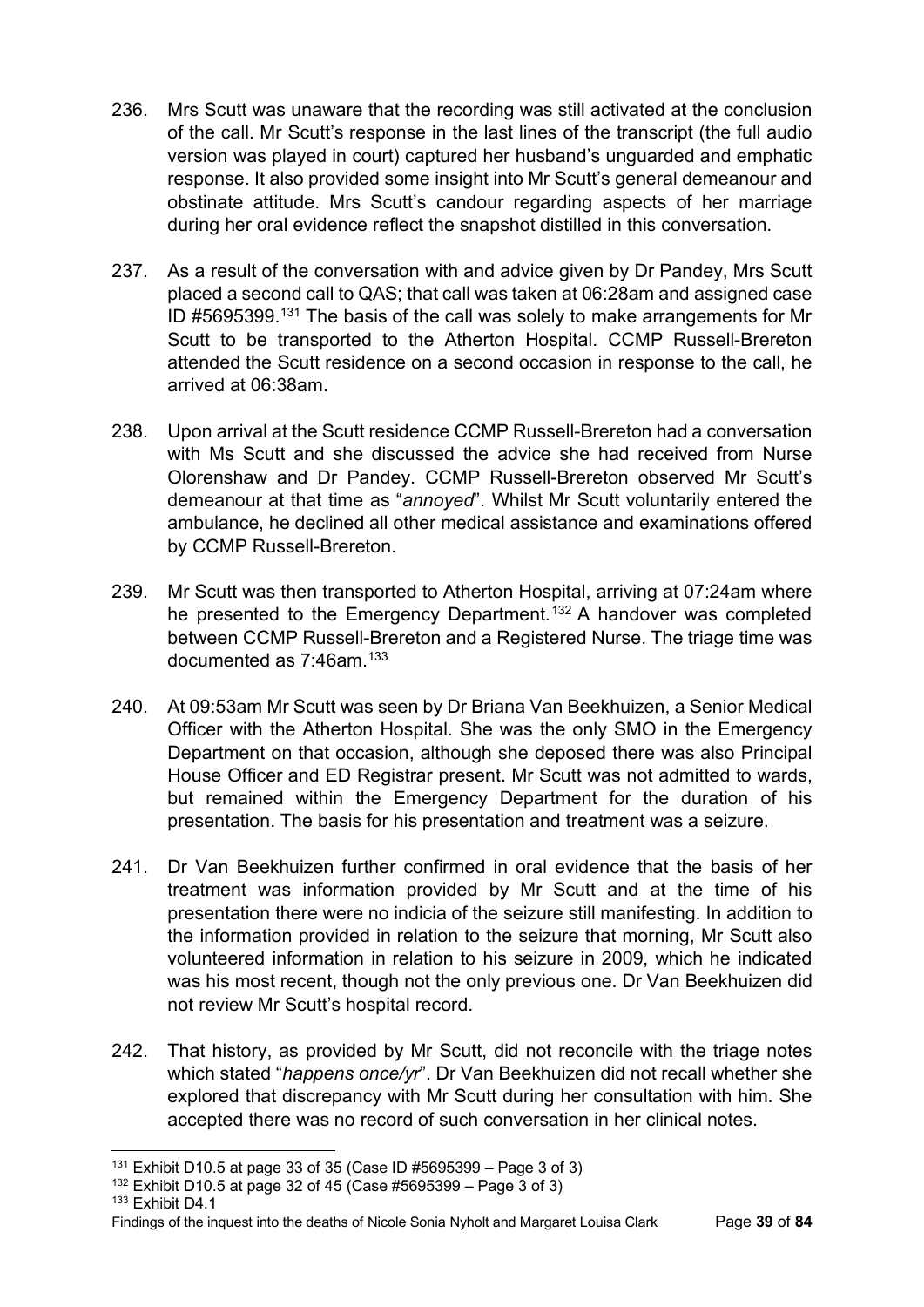236. Mrs Scutt was unaware that the recording was still activated at the conclusion of the call. Mr Scutt's response in the last lines of the transcript (the full audio version was played in court) captured her husband's unguarded and emphatic response. It also provided some insight into Mr Scutt's general demeanour and obstinate attitude. Mrs Scutt's candour regarding aspects of her marriage during her oral evidence reflect the snapshot distilled in this conversation.

237. As a result of the conversation with and advice given by Dr Pandey, Mrs Scutt placed a second call to QAS; that call was taken at 06:28am and assigned case ID #5695399.[131] The basis of the call was solely to make arrangements for Mr Scutt to be transported to the Atherton Hospital. CCMP Russell-Brereton attended the Scutt residence on a second occasion in response to the call, he arrived at 06:38am.

238. Upon arrival at the Scutt residence CCMP Russell-Brereton had a conversation with Ms Scutt and she discussed the advice she had received from Nurse Olorenshaw and Dr Pandey. CCMP Russell-Brereton observed Mr Scutt's demeanour at that time as "*annoyed*". Whilst Mr Scutt voluntarily entered the ambulance, he declined all other medical assistance and examinations offered by CCMP Russell-Brereton.

239. Mr Scutt was then transported to Atherton Hospital, arriving at 07:24am where he presented to the Emergency Department.[132] A handover was completed between CCMP Russell-Brereton and a Registered Nurse. The triage time was documented as 7:46am.[133]

240. At 09:53am Mr Scutt was seen by Dr Briana Van Beekhuizen, a Senior Medical Officer with the Atherton Hospital. She was the only SMO in the Emergency Department on that occasion, although she deposed there was also Principal House Officer and ED Registrar present. Mr Scutt was not admitted to wards, but remained within the Emergency Department for the duration of his presentation. The basis for his presentation and treatment was a seizure.

241. Dr Van Beekhuizen further confirmed in oral evidence that the basis of her treatment was information provided by Mr Scutt and at the time of his presentation there were no indicia of the seizure still manifesting. In addition to the information provided in relation to the seizure that morning, Mr Scutt also volunteered information in relation to his seizure in 2009, which he indicated was his most recent, though not the only previous one. Dr Van Beekhuizen did not review Mr Scutt's hospital record.

242. That history, as provided by Mr Scutt, did not reconcile with the triage notes which stated "*happens once/yr*". Dr Van Beekhuizen did not recall whether she explored that discrepancy with Mr Scutt during her consultation with him. She accepted there was no record of such conversation in her clinical notes.

---

[131] Exhibit D10.5 at page 33 of 35 (Case ID #5695399 – Page 3 of 3)

[132] Exhibit D10.5 at page 32 of 45 (Case #5695399 – Page 3 of 3)

[133] Exhibit D4.1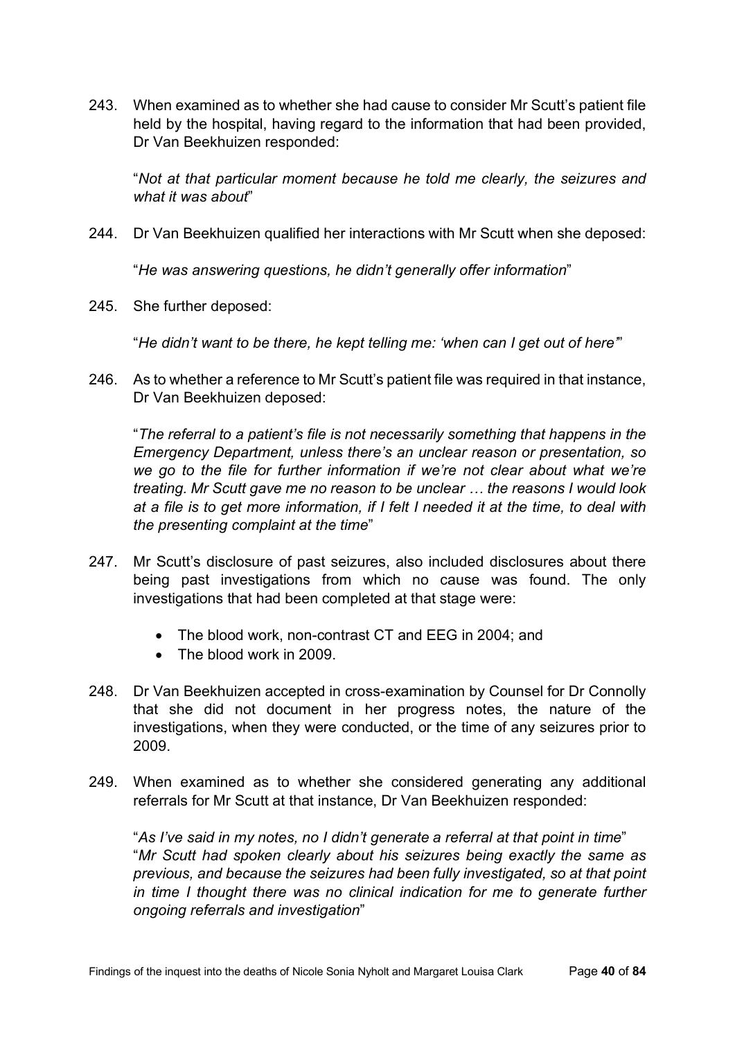243. When examined as to whether she had cause to consider Mr Scutt's patient file held by the hospital, having regard to the information that had been provided, Dr Van Beekhuizen responded:

"*Not at that particular moment because he told me clearly, the seizures and what it was about*"

244. Dr Van Beekhuizen qualified her interactions with Mr Scutt when she deposed:

"*He was answering questions, he didn't generally offer information*"

245. She further deposed:

"*He didn't want to be there, he kept telling me: 'when can I get out of here'*"

246. As to whether a reference to Mr Scutt's patient file was required in that instance, Dr Van Beekhuizen deposed:

"*The referral to a patient's file is not necessarily something that happens in the Emergency Department, unless there's an unclear reason or presentation, so we go to the file for further information if we're not clear about what we're treating. Mr Scutt gave me no reason to be unclear … the reasons I would look at a file is to get more information, if I felt I needed it at the time, to deal with the presenting complaint at the time*"

247. Mr Scutt's disclosure of past seizures, also included disclosures about there being past investigations from which no cause was found. The only investigations that had been completed at that stage were:

- The blood work, non-contrast CT and EEG in 2004; and
- The blood work in 2009.

248. Dr Van Beekhuizen accepted in cross-examination by Counsel for Dr Connolly that she did not document in her progress notes, the nature of the investigations, when they were conducted, or the time of any seizures prior to 2009.

249. When examined as to whether she considered generating any additional referrals for Mr Scutt at that instance, Dr Van Beekhuizen responded:

"*As I've said in my notes, no I didn't generate a referral at that point in time*"
"*Mr Scutt had spoken clearly about his seizures being exactly the same as previous, and because the seizures had been fully investigated, so at that point in time I thought there was no clinical indication for me to generate further ongoing referrals and investigation*"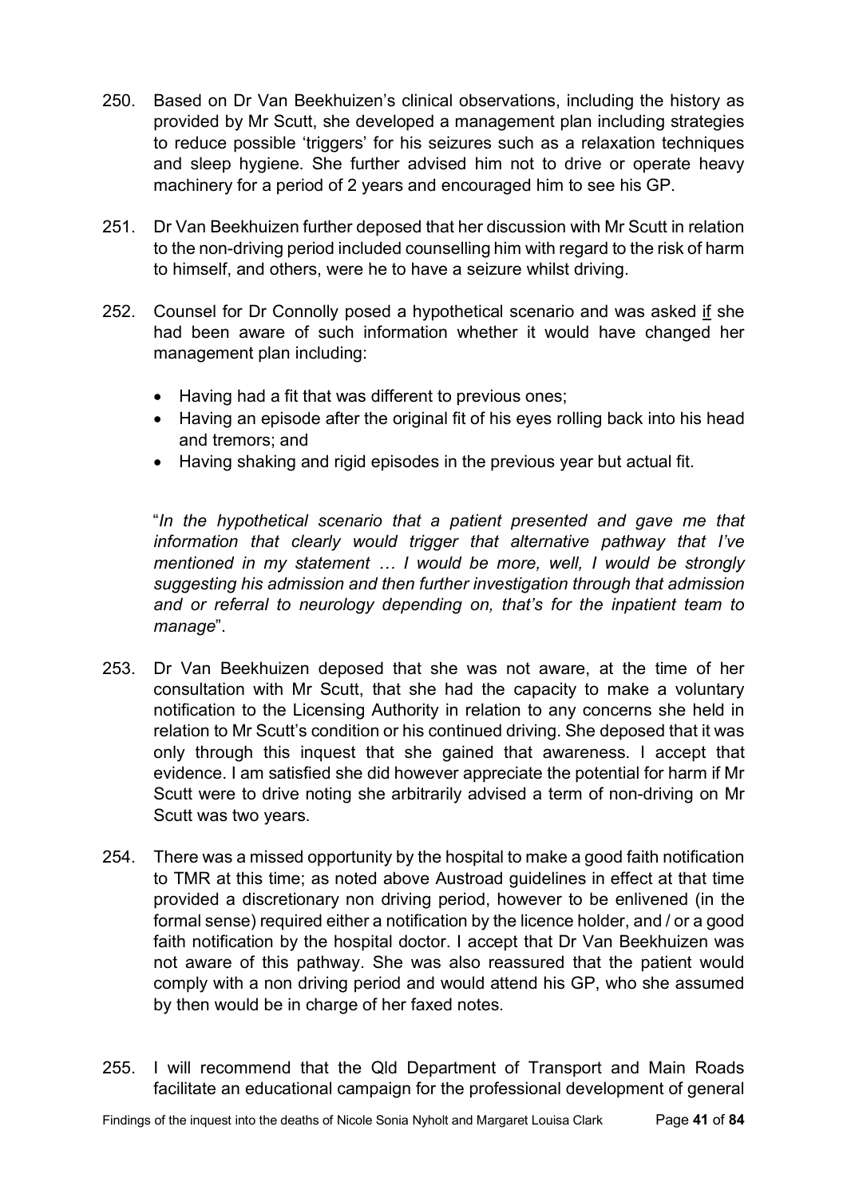250. Based on Dr Van Beekhuizen's clinical observations, including the history as provided by Mr Scutt, she developed a management plan including strategies to reduce possible 'triggers' for his seizures such as a relaxation techniques and sleep hygiene. She further advised him not to drive or operate heavy machinery for a period of 2 years and encouraged him to see his GP.

251. Dr Van Beekhuizen further deposed that her discussion with Mr Scutt in relation to the non-driving period included counselling him with regard to the risk of harm to himself, and others, were he to have a seizure whilst driving.

252. Counsel for Dr Connolly posed a hypothetical scenario and was asked <u>if</u> she had been aware of such information whether it would have changed her management plan including:

    - Having had a fit that was different to previous ones;
    - Having an episode after the original fit of his eyes rolling back into his head and tremors; and
    - Having shaking and rigid episodes in the previous year but actual fit.

    "*In the hypothetical scenario that a patient presented and gave me that information that clearly would trigger that alternative pathway that I've mentioned in my statement … I would be more, well, I would be strongly suggesting his admission and then further investigation through that admission and or referral to neurology depending on, that's for the inpatient team to manage*".

253. Dr Van Beekhuizen deposed that she was not aware, at the time of her consultation with Mr Scutt, that she had the capacity to make a voluntary notification to the Licensing Authority in relation to any concerns she held in relation to Mr Scutt's condition or his continued driving. She deposed that it was only through this inquest that she gained that awareness. I accept that evidence. I am satisfied she did however appreciate the potential for harm if Mr Scutt were to drive noting she arbitrarily advised a term of non-driving on Mr Scutt was two years.

254. There was a missed opportunity by the hospital to make a good faith notification to TMR at this time; as noted above Austroad guidelines in effect at that time provided a discretionary non driving period, however to be enlivened (in the formal sense) required either a notification by the licence holder, and / or a good faith notification by the hospital doctor. I accept that Dr Van Beekhuizen was not aware of this pathway. She was also reassured that the patient would comply with a non driving period and would attend his GP, who she assumed by then would be in charge of her faxed notes.

255. I will recommend that the Qld Department of Transport and Main Roads facilitate an educational campaign for the professional development of general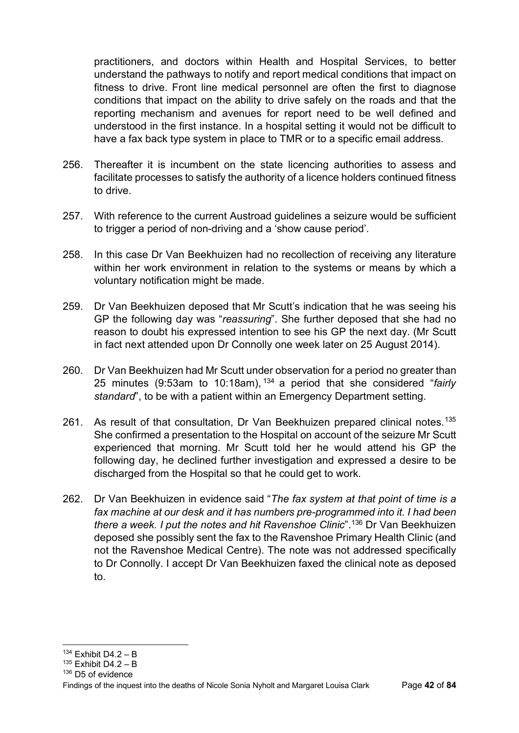practitioners, and doctors within Health and Hospital Services, to better understand the pathways to notify and report medical conditions that impact on fitness to drive. Front line medical personnel are often the first to diagnose conditions that impact on the ability to drive safely on the roads and that the reporting mechanism and avenues for report need to be well defined and understood in the first instance. In a hospital setting it would not be difficult to have a fax back type system in place to TMR or to a specific email address.

256. Thereafter it is incumbent on the state licencing authorities to assess and facilitate processes to satisfy the authority of a licence holders continued fitness to drive.

257. With reference to the current Austroad guidelines a seizure would be sufficient to trigger a period of non-driving and a 'show cause period'.

258. In this case Dr Van Beekhuizen had no recollection of receiving any literature within her work environment in relation to the systems or means by which a voluntary notification might be made.

259. Dr Van Beekhuizen deposed that Mr Scutt's indication that he was seeing his GP the following day was "*reassuring*". She further deposed that she had no reason to doubt his expressed intention to see his GP the next day. (Mr Scutt in fact next attended upon Dr Connolly one week later on 25 August 2014).

260. Dr Van Beekhuizen had Mr Scutt under observation for a period no greater than 25 minutes (9:53am to 10:18am),[134] a period that she considered "*fairly standard*", to be with a patient within an Emergency Department setting.

261. As result of that consultation, Dr Van Beekhuizen prepared clinical notes.[135] She confirmed a presentation to the Hospital on account of the seizure Mr Scutt experienced that morning. Mr Scutt told her he would attend his GP the following day, he declined further investigation and expressed a desire to be discharged from the Hospital so that he could get to work.

262. Dr Van Beekhuizen in evidence said "*The fax system at that point of time is a fax machine at our desk and it has numbers pre-programmed into it. I had been there a week. I put the notes and hit Ravenshoe Clinic*".[136] Dr Van Beekhuizen deposed she possibly sent the fax to the Ravenshoe Primary Health Clinic (and not the Ravenshoe Medical Centre). The note was not addressed specifically to Dr Connolly. I accept Dr Van Beekhuizen faxed the clinical note as deposed to.

---

[134] Exhibit D4.2 – B

[135] Exhibit D4.2 – B

[136] D5 of evidence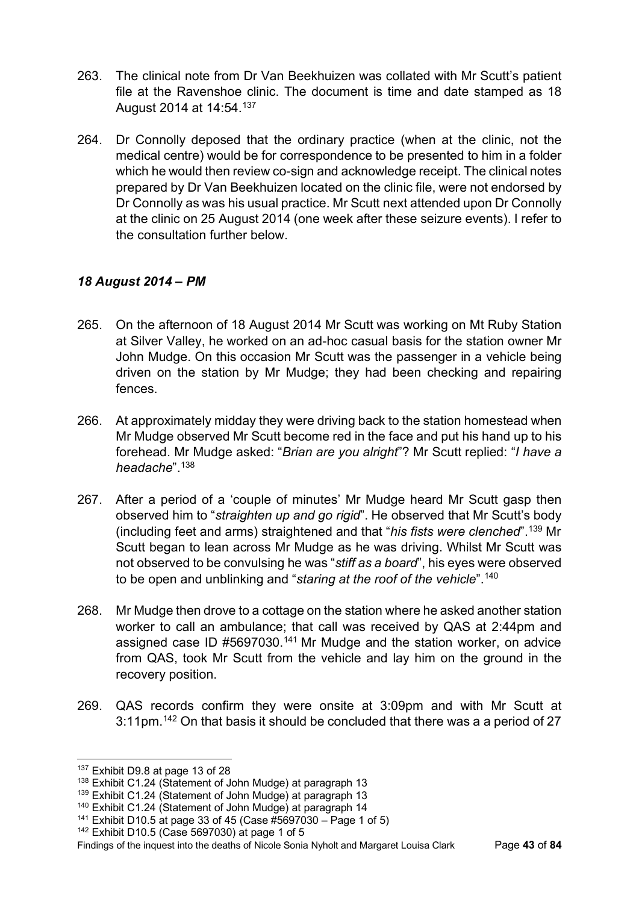263. The clinical note from Dr Van Beekhuizen was collated with Mr Scutt's patient file at the Ravenshoe clinic. The document is time and date stamped as 18 August 2014 at 14:54.[137]

264. Dr Connolly deposed that the ordinary practice (when at the clinic, not the medical centre) would be for correspondence to be presented to him in a folder which he would then review co-sign and acknowledge receipt. The clinical notes prepared by Dr Van Beekhuizen located on the clinic file, were not endorsed by Dr Connolly as was his usual practice. Mr Scutt next attended upon Dr Connolly at the clinic on 25 August 2014 (one week after these seizure events). I refer to the consultation further below.

### *18 August 2014 – PM*

265. On the afternoon of 18 August 2014 Mr Scutt was working on Mt Ruby Station at Silver Valley, he worked on an ad-hoc casual basis for the station owner Mr John Mudge. On this occasion Mr Scutt was the passenger in a vehicle being driven on the station by Mr Mudge; they had been checking and repairing fences.

266. At approximately midday they were driving back to the station homestead when Mr Mudge observed Mr Scutt become red in the face and put his hand up to his forehead. Mr Mudge asked: "*Brian are you alright*"? Mr Scutt replied: "*I have a headache*".[138]

267. After a period of a 'couple of minutes' Mr Mudge heard Mr Scutt gasp then observed him to "*straighten up and go rigid*". He observed that Mr Scutt's body (including feet and arms) straightened and that "*his fists were clenched*".[139] Mr Scutt began to lean across Mr Mudge as he was driving. Whilst Mr Scutt was not observed to be convulsing he was "*stiff as a board*", his eyes were observed to be open and unblinking and "*staring at the roof of the vehicle*".[140]

268. Mr Mudge then drove to a cottage on the station where he asked another station worker to call an ambulance; that call was received by QAS at 2:44pm and assigned case ID #5697030.[141] Mr Mudge and the station worker, on advice from QAS, took Mr Scutt from the vehicle and lay him on the ground in the recovery position.

269. QAS records confirm they were onsite at 3:09pm and with Mr Scutt at 3:11pm.[142] On that basis it should be concluded that there was a a period of 27

---

[137] Exhibit D9.8 at page 13 of 28

[138] Exhibit C1.24 (Statement of John Mudge) at paragraph 13

[139] Exhibit C1.24 (Statement of John Mudge) at paragraph 13

[140] Exhibit C1.24 (Statement of John Mudge) at paragraph 14

[141] Exhibit D10.5 at page 33 of 45 (Case #5697030 – Page 1 of 5)

[142] Exhibit D10.5 (Case 5697030) at page 1 of 5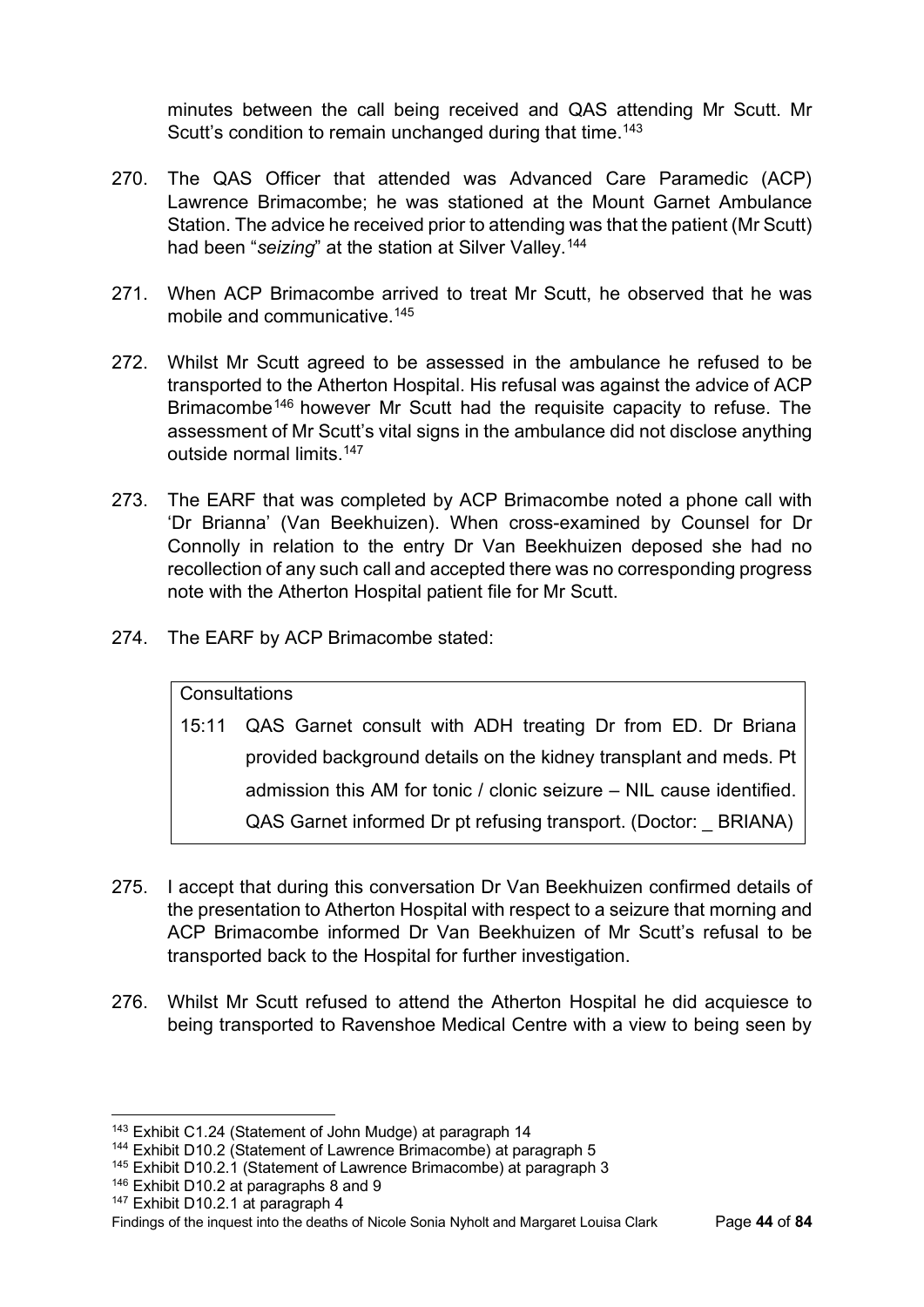minutes between the call being received and QAS attending Mr Scutt. Mr Scutt's condition to remain unchanged during that time.[143]

270. The QAS Officer that attended was Advanced Care Paramedic (ACP) Lawrence Brimacombe; he was stationed at the Mount Garnet Ambulance Station. The advice he received prior to attending was that the patient (Mr Scutt) had been "*seizing*" at the station at Silver Valley.[144]

271. When ACP Brimacombe arrived to treat Mr Scutt, he observed that he was mobile and communicative.[145]

272. Whilst Mr Scutt agreed to be assessed in the ambulance he refused to be transported to the Atherton Hospital. His refusal was against the advice of ACP Brimacombe[146] however Mr Scutt had the requisite capacity to refuse. The assessment of Mr Scutt's vital signs in the ambulance did not disclose anything outside normal limits.[147]

273. The EARF that was completed by ACP Brimacombe noted a phone call with 'Dr Brianna' (Van Beekhuizen). When cross-examined by Counsel for Dr Connolly in relation to the entry Dr Van Beekhuizen deposed she had no recollection of any such call and accepted there was no corresponding progress note with the Atherton Hospital patient file for Mr Scutt.

274. The EARF by ACP Brimacombe stated:

| Consultations | |
|---|---|
| 15:11 | QAS Garnet consult with ADH treating Dr from ED. Dr Briana provided background details on the kidney transplant and meds. Pt admission this AM for tonic / clonic seizure – NIL cause identified. QAS Garnet informed Dr pt refusing transport. (Doctor: _ BRIANA) |

275. I accept that during this conversation Dr Van Beekhuizen confirmed details of the presentation to Atherton Hospital with respect to a seizure that morning and ACP Brimacombe informed Dr Van Beekhuizen of Mr Scutt's refusal to be transported back to the Hospital for further investigation.

276. Whilst Mr Scutt refused to attend the Atherton Hospital he did acquiesce to being transported to Ravenshoe Medical Centre with a view to being seen by

---

[143] Exhibit C1.24 (Statement of John Mudge) at paragraph 14

[144] Exhibit D10.2 (Statement of Lawrence Brimacombe) at paragraph 5

[145] Exhibit D10.2.1 (Statement of Lawrence Brimacombe) at paragraph 3

[146] Exhibit D10.2 at paragraphs 8 and 9

[147] Exhibit D10.2.1 at paragraph 4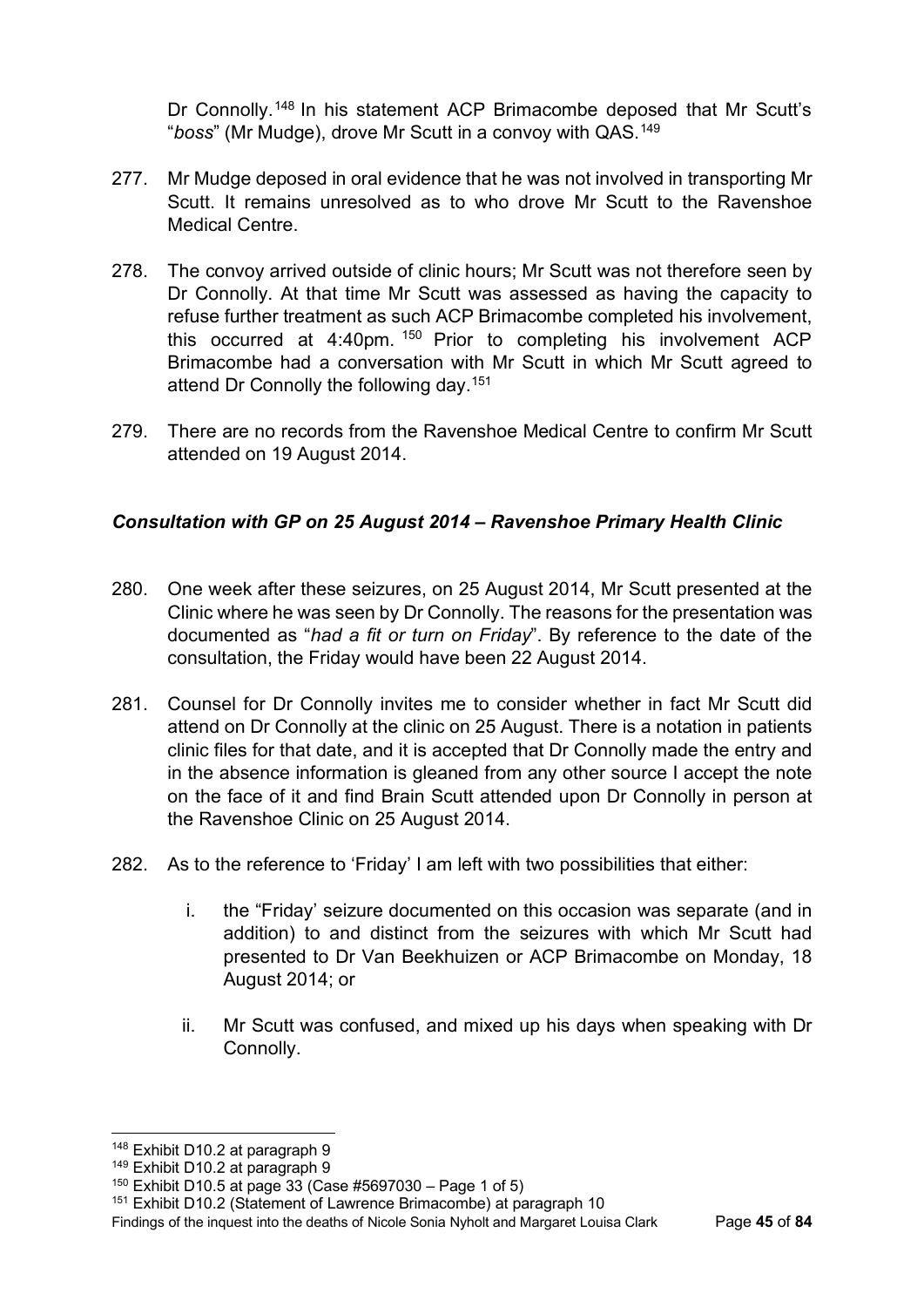Dr Connolly.[148] In his statement ACP Brimacombe deposed that Mr Scutt's "*boss*" (Mr Mudge), drove Mr Scutt in a convoy with QAS.[149]

277. Mr Mudge deposed in oral evidence that he was not involved in transporting Mr Scutt. It remains unresolved as to who drove Mr Scutt to the Ravenshoe Medical Centre.

278. The convoy arrived outside of clinic hours; Mr Scutt was not therefore seen by Dr Connolly. At that time Mr Scutt was assessed as having the capacity to refuse further treatment as such ACP Brimacombe completed his involvement, this occurred at 4:40pm.[150] Prior to completing his involvement ACP Brimacombe had a conversation with Mr Scutt in which Mr Scutt agreed to attend Dr Connolly the following day.[151]

279. There are no records from the Ravenshoe Medical Centre to confirm Mr Scutt attended on 19 August 2014.

### *Consultation with GP on 25 August 2014 – Ravenshoe Primary Health Clinic*

280. One week after these seizures, on 25 August 2014, Mr Scutt presented at the Clinic where he was seen by Dr Connolly. The reasons for the presentation was documented as "*had a fit or turn on Friday*". By reference to the date of the consultation, the Friday would have been 22 August 2014.

281. Counsel for Dr Connolly invites me to consider whether in fact Mr Scutt did attend on Dr Connolly at the clinic on 25 August. There is a notation in patients clinic files for that date, and it is accepted that Dr Connolly made the entry and in the absence information is gleaned from any other source I accept the note on the face of it and find Brain Scutt attended upon Dr Connolly in person at the Ravenshoe Clinic on 25 August 2014.

282. As to the reference to 'Friday' I am left with two possibilities that either:

   i. the "Friday' seizure documented on this occasion was separate (and in addition) to and distinct from the seizures with which Mr Scutt had presented to Dr Van Beekhuizen or ACP Brimacombe on Monday, 18 August 2014; or

   ii. Mr Scutt was confused, and mixed up his days when speaking with Dr Connolly.

---

[148] Exhibit D10.2 at paragraph 9

[149] Exhibit D10.2 at paragraph 9

[150] Exhibit D10.5 at page 33 (Case #5697030 – Page 1 of 5)

[151] Exhibit D10.2 (Statement of Lawrence Brimacombe) at paragraph 10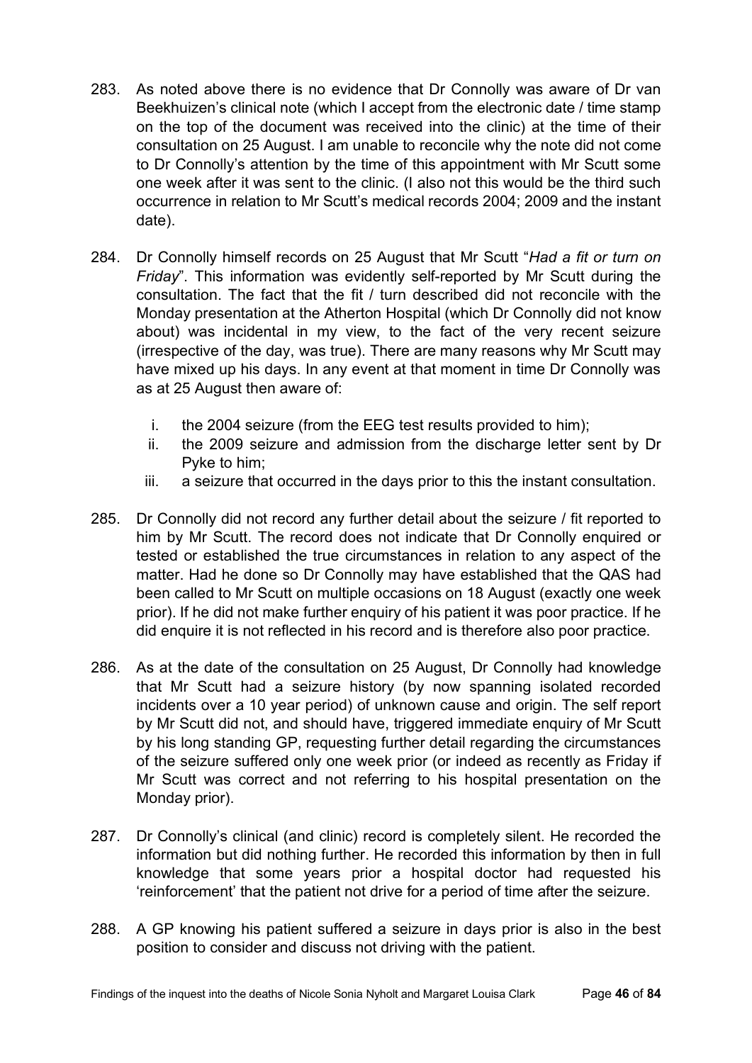283. As noted above there is no evidence that Dr Connolly was aware of Dr van Beekhuizen's clinical note (which I accept from the electronic date / time stamp on the top of the document was received into the clinic) at the time of their consultation on 25 August. I am unable to reconcile why the note did not come to Dr Connolly's attention by the time of this appointment with Mr Scutt some one week after it was sent to the clinic. (I also not this would be the third such occurrence in relation to Mr Scutt's medical records 2004; 2009 and the instant date).

284. Dr Connolly himself records on 25 August that Mr Scutt "*Had a fit or turn on Friday*". This information was evidently self-reported by Mr Scutt during the consultation. The fact that the fit / turn described did not reconcile with the Monday presentation at the Atherton Hospital (which Dr Connolly did not know about) was incidental in my view, to the fact of the very recent seizure (irrespective of the day, was true). There are many reasons why Mr Scutt may have mixed up his days. In any event at that moment in time Dr Connolly was as at 25 August then aware of:

    i. the 2004 seizure (from the EEG test results provided to him);
    ii. the 2009 seizure and admission from the discharge letter sent by Dr Pyke to him;
    iii. a seizure that occurred in the days prior to this the instant consultation.

285. Dr Connolly did not record any further detail about the seizure / fit reported to him by Mr Scutt. The record does not indicate that Dr Connolly enquired or tested or established the true circumstances in relation to any aspect of the matter. Had he done so Dr Connolly may have established that the QAS had been called to Mr Scutt on multiple occasions on 18 August (exactly one week prior). If he did not make further enquiry of his patient it was poor practice. If he did enquire it is not reflected in his record and is therefore also poor practice.

286. As at the date of the consultation on 25 August, Dr Connolly had knowledge that Mr Scutt had a seizure history (by now spanning isolated recorded incidents over a 10 year period) of unknown cause and origin. The self report by Mr Scutt did not, and should have, triggered immediate enquiry of Mr Scutt by his long standing GP, requesting further detail regarding the circumstances of the seizure suffered only one week prior (or indeed as recently as Friday if Mr Scutt was correct and not referring to his hospital presentation on the Monday prior).

287. Dr Connolly's clinical (and clinic) record is completely silent. He recorded the information but did nothing further. He recorded this information by then in full knowledge that some years prior a hospital doctor had requested his 'reinforcement' that the patient not drive for a period of time after the seizure.

288. A GP knowing his patient suffered a seizure in days prior is also in the best position to consider and discuss not driving with the patient.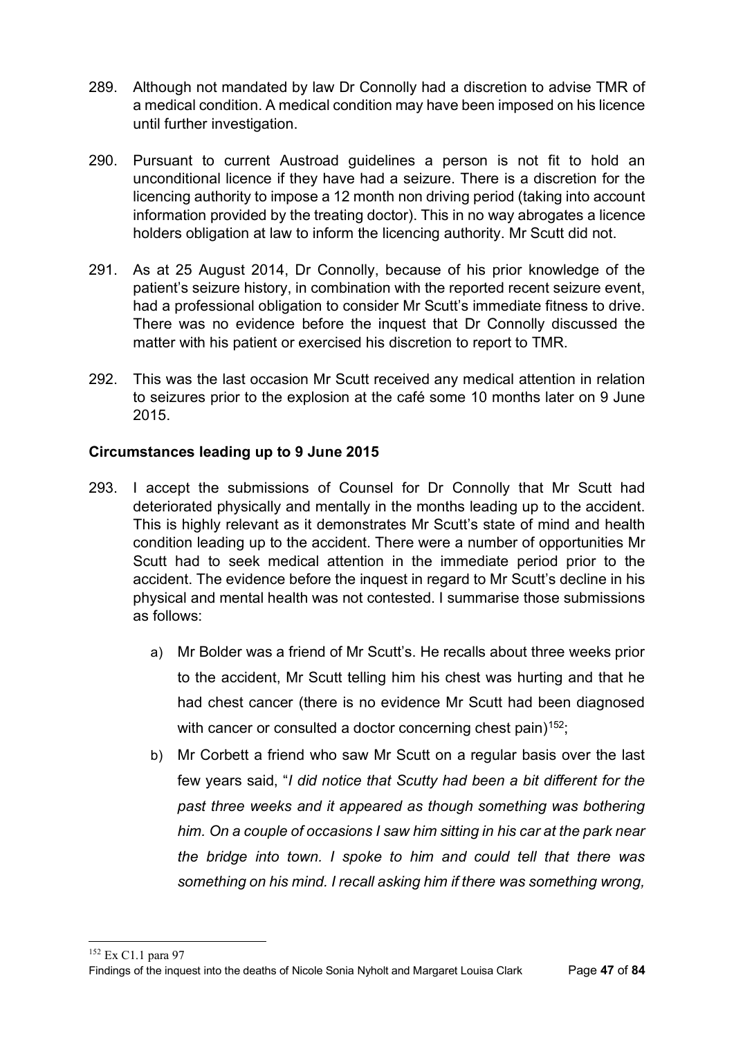289. Although not mandated by law Dr Connolly had a discretion to advise TMR of a medical condition. A medical condition may have been imposed on his licence until further investigation.

290. Pursuant to current Austroad guidelines a person is not fit to hold an unconditional licence if they have had a seizure. There is a discretion for the licencing authority to impose a 12 month non driving period (taking into account information provided by the treating doctor). This in no way abrogates a licence holders obligation at law to inform the licencing authority. Mr Scutt did not.

291. As at 25 August 2014, Dr Connolly, because of his prior knowledge of the patient's seizure history, in combination with the reported recent seizure event, had a professional obligation to consider Mr Scutt's immediate fitness to drive. There was no evidence before the inquest that Dr Connolly discussed the matter with his patient or exercised his discretion to report to TMR.

292. This was the last occasion Mr Scutt received any medical attention in relation to seizures prior to the explosion at the café some 10 months later on 9 June 2015.

### Circumstances leading up to 9 June 2015

293. I accept the submissions of Counsel for Dr Connolly that Mr Scutt had deteriorated physically and mentally in the months leading up to the accident. This is highly relevant as it demonstrates Mr Scutt's state of mind and health condition leading up to the accident. There were a number of opportunities Mr Scutt had to seek medical attention in the immediate period prior to the accident. The evidence before the inquest in regard to Mr Scutt's decline in his physical and mental health was not contested. I summarise those submissions as follows:

    a) Mr Bolder was a friend of Mr Scutt's. He recalls about three weeks prior to the accident, Mr Scutt telling him his chest was hurting and that he had chest cancer (there is no evidence Mr Scutt had been diagnosed with cancer or consulted a doctor concerning chest pain)[152];

    b) Mr Corbett a friend who saw Mr Scutt on a regular basis over the last few years said, "*I did notice that Scutty had been a bit different for the past three weeks and it appeared as though something was bothering him. On a couple of occasions I saw him sitting in his car at the park near the bridge into town. I spoke to him and could tell that there was something on his mind. I recall asking him if there was something wrong,*

---

[152] Ex C1.1 para 97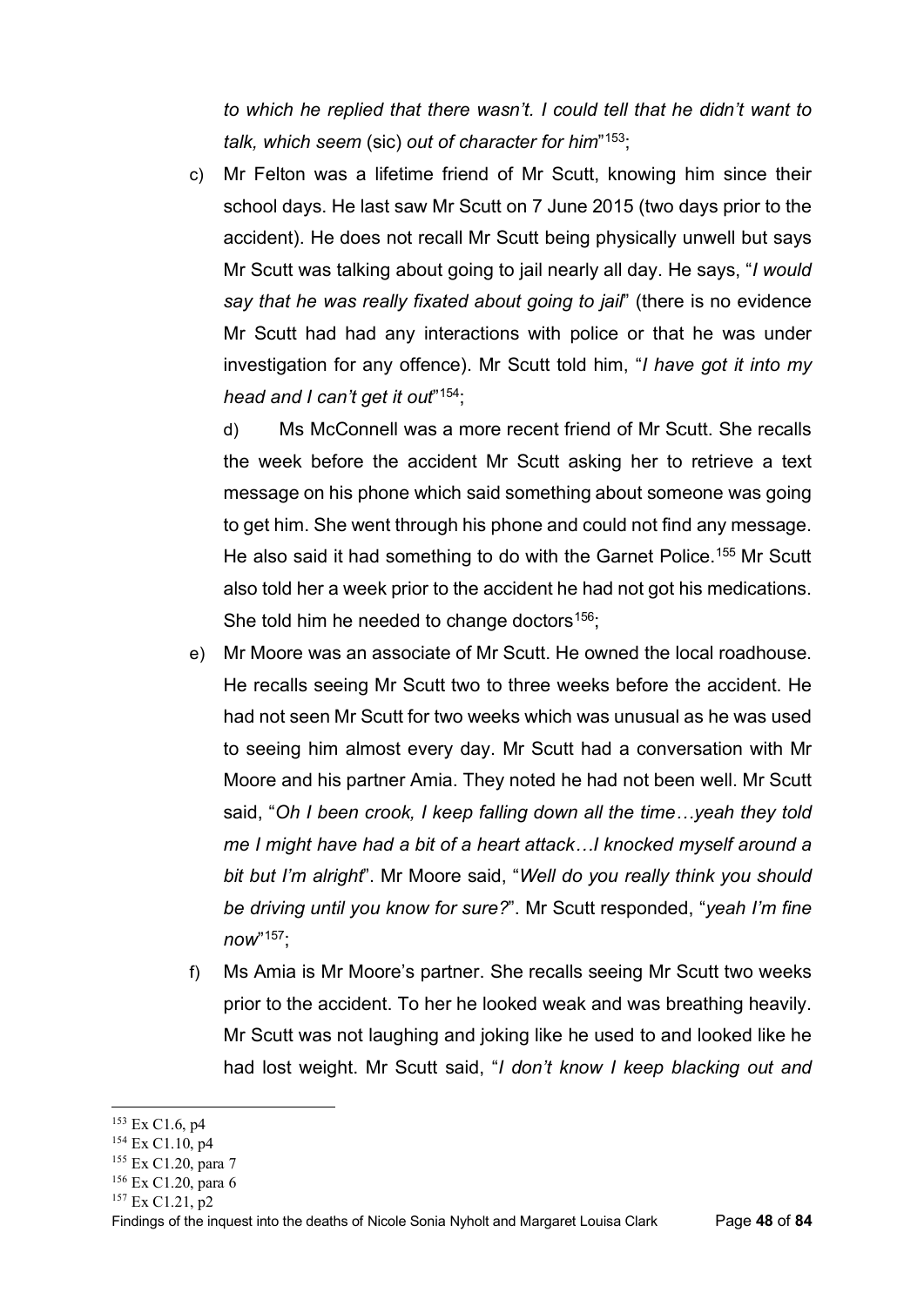*to which he replied that there wasn't. I could tell that he didn't want to talk, which seem* (sic) *out of character for him*"[153];

c) Mr Felton was a lifetime friend of Mr Scutt, knowing him since their school days. He last saw Mr Scutt on 7 June 2015 (two days prior to the accident). He does not recall Mr Scutt being physically unwell but says Mr Scutt was talking about going to jail nearly all day. He says, "*I would say that he was really fixated about going to jail*" (there is no evidence Mr Scutt had had any interactions with police or that he was under investigation for any offence). Mr Scutt told him, "*I have got it into my head and I can't get it out*"[154];

d) Ms McConnell was a more recent friend of Mr Scutt. She recalls the week before the accident Mr Scutt asking her to retrieve a text message on his phone which said something about someone was going to get him. She went through his phone and could not find any message. He also said it had something to do with the Garnet Police.[155] Mr Scutt also told her a week prior to the accident he had not got his medications. She told him he needed to change doctors[156];

e) Mr Moore was an associate of Mr Scutt. He owned the local roadhouse. He recalls seeing Mr Scutt two to three weeks before the accident. He had not seen Mr Scutt for two weeks which was unusual as he was used to seeing him almost every day. Mr Scutt had a conversation with Mr Moore and his partner Amia. They noted he had not been well. Mr Scutt said, "*Oh I been crook, I keep falling down all the time…yeah they told me I might have had a bit of a heart attack…I knocked myself around a bit but I'm alright*". Mr Moore said, "*Well do you really think you should be driving until you know for sure?*". Mr Scutt responded, "*yeah I'm fine now*"[157];

f) Ms Amia is Mr Moore's partner. She recalls seeing Mr Scutt two weeks prior to the accident. To her he looked weak and was breathing heavily. Mr Scutt was not laughing and joking like he used to and looked like he had lost weight. Mr Scutt said, "*I don't know I keep blacking out and*

---

[153] Ex C1.6, p4

[154] Ex C1.10, p4

[155] Ex C1.20, para 7

[156] Ex C1.20, para 6

[157] Ex C1.21, p2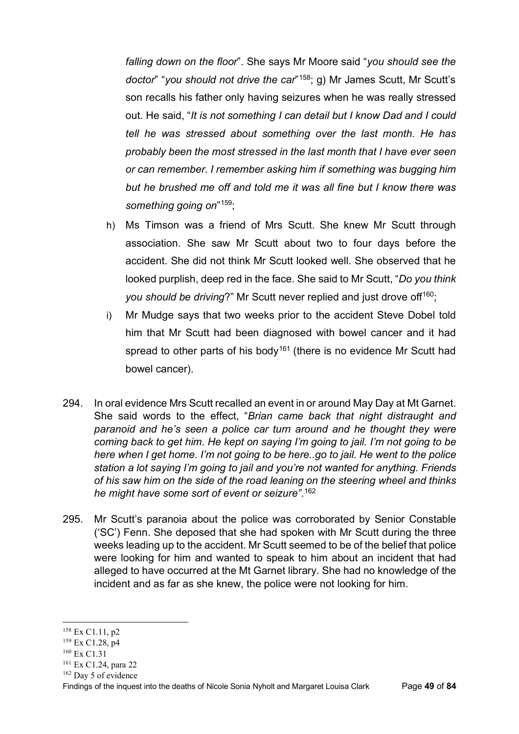*falling down on the floor*". She says Mr Moore said "*you should see the doctor*" "*you should not drive the car*"[158]; g) Mr James Scutt, Mr Scutt's son recalls his father only having seizures when he was really stressed out. He said, "*It is not something I can detail but I know Dad and I could tell he was stressed about something over the last month. He has probably been the most stressed in the last month that I have ever seen or can remember. I remember asking him if something was bugging him but he brushed me off and told me it was all fine but I know there was something going on*"[159];

h) Ms Timson was a friend of Mrs Scutt. She knew Mr Scutt through association. She saw Mr Scutt about two to four days before the accident. She did not think Mr Scutt looked well. She observed that he looked purplish, deep red in the face. She said to Mr Scutt, "*Do you think you should be driving*?" Mr Scutt never replied and just drove off[160];

i) Mr Mudge says that two weeks prior to the accident Steve Dobel told him that Mr Scutt had been diagnosed with bowel cancer and it had spread to other parts of his body[161] (there is no evidence Mr Scutt had bowel cancer).

294. In oral evidence Mrs Scutt recalled an event in or around May Day at Mt Garnet. She said words to the effect, "*Brian came back that night distraught and paranoid and he's seen a police car turn around and he thought they were coming back to get him. He kept on saying I'm going to jail. I'm not going to be here when I get home. I'm not going to be here..go to jail. He went to the police station a lot saying I'm going to jail and you're not wanted for anything. Friends of his saw him on the side of the road leaning on the steering wheel and thinks he might have some sort of event or seizure"*.[162]

295. Mr Scutt's paranoia about the police was corroborated by Senior Constable ('SC') Fenn. She deposed that she had spoken with Mr Scutt during the three weeks leading up to the accident. Mr Scutt seemed to be of the belief that police were looking for him and wanted to speak to him about an incident that had alleged to have occurred at the Mt Garnet library. She had no knowledge of the incident and as far as she knew, the police were not looking for him.

[158] Ex C1.11, p2

[159] Ex C1.28, p4

[160] Ex C1.31

[161] Ex C1.24, para 22

[162] Day 5 of evidence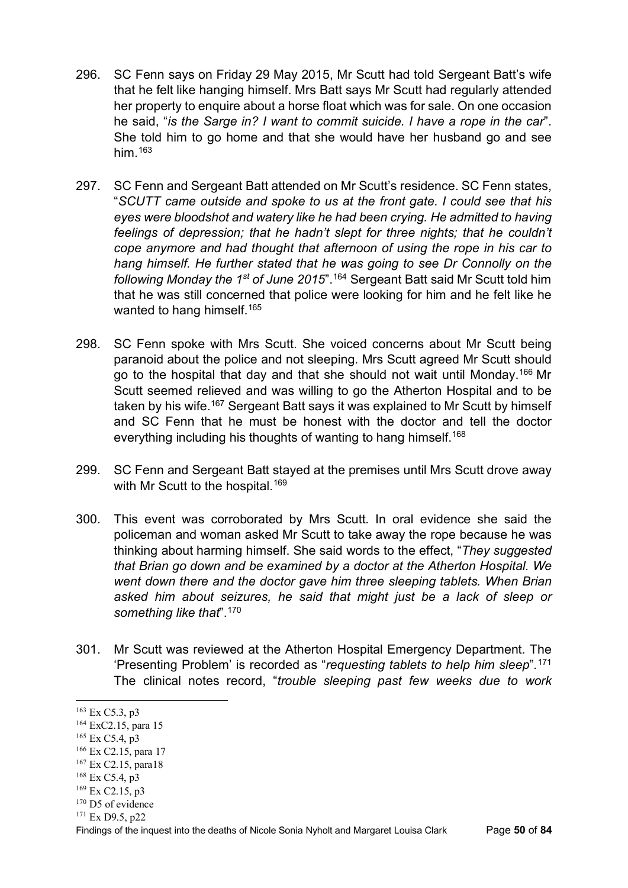296. SC Fenn says on Friday 29 May 2015, Mr Scutt had told Sergeant Batt's wife that he felt like hanging himself. Mrs Batt says Mr Scutt had regularly attended her property to enquire about a horse float which was for sale. On one occasion he said, "*is the Sarge in? I want to commit suicide. I have a rope in the car*". She told him to go home and that she would have her husband go and see him.[163]

297. SC Fenn and Sergeant Batt attended on Mr Scutt's residence. SC Fenn states, "*SCUTT came outside and spoke to us at the front gate. I could see that his eyes were bloodshot and watery like he had been crying. He admitted to having feelings of depression; that he hadn't slept for three nights; that he couldn't cope anymore and had thought that afternoon of using the rope in his car to hang himself. He further stated that he was going to see Dr Connolly on the following Monday the 1st of June 2015*".[164] Sergeant Batt said Mr Scutt told him that he was still concerned that police were looking for him and he felt like he wanted to hang himself.[165]

298. SC Fenn spoke with Mrs Scutt. She voiced concerns about Mr Scutt being paranoid about the police and not sleeping. Mrs Scutt agreed Mr Scutt should go to the hospital that day and that she should not wait until Monday.[166] Mr Scutt seemed relieved and was willing to go the Atherton Hospital and to be taken by his wife.[167] Sergeant Batt says it was explained to Mr Scutt by himself and SC Fenn that he must be honest with the doctor and tell the doctor everything including his thoughts of wanting to hang himself.[168]

299. SC Fenn and Sergeant Batt stayed at the premises until Mrs Scutt drove away with Mr Scutt to the hospital.[169]

300. This event was corroborated by Mrs Scutt. In oral evidence she said the policeman and woman asked Mr Scutt to take away the rope because he was thinking about harming himself. She said words to the effect, "*They suggested that Brian go down and be examined by a doctor at the Atherton Hospital. We went down there and the doctor gave him three sleeping tablets. When Brian asked him about seizures, he said that might just be a lack of sleep or something like that*".[170]

301. Mr Scutt was reviewed at the Atherton Hospital Emergency Department. The 'Presenting Problem' is recorded as "*requesting tablets to help him sleep*".[171] The clinical notes record, "*trouble sleeping past few weeks due to work*

---

[163] Ex C5.3, p3
[164] ExC2.15, para 15
[165] Ex C5.4, p3
[166] Ex C2.15, para 17
[167] Ex C2.15, para18
[168] Ex C5.4, p3
[169] Ex C2.15, p3
[170] D5 of evidence
[171] Ex D9.5, p22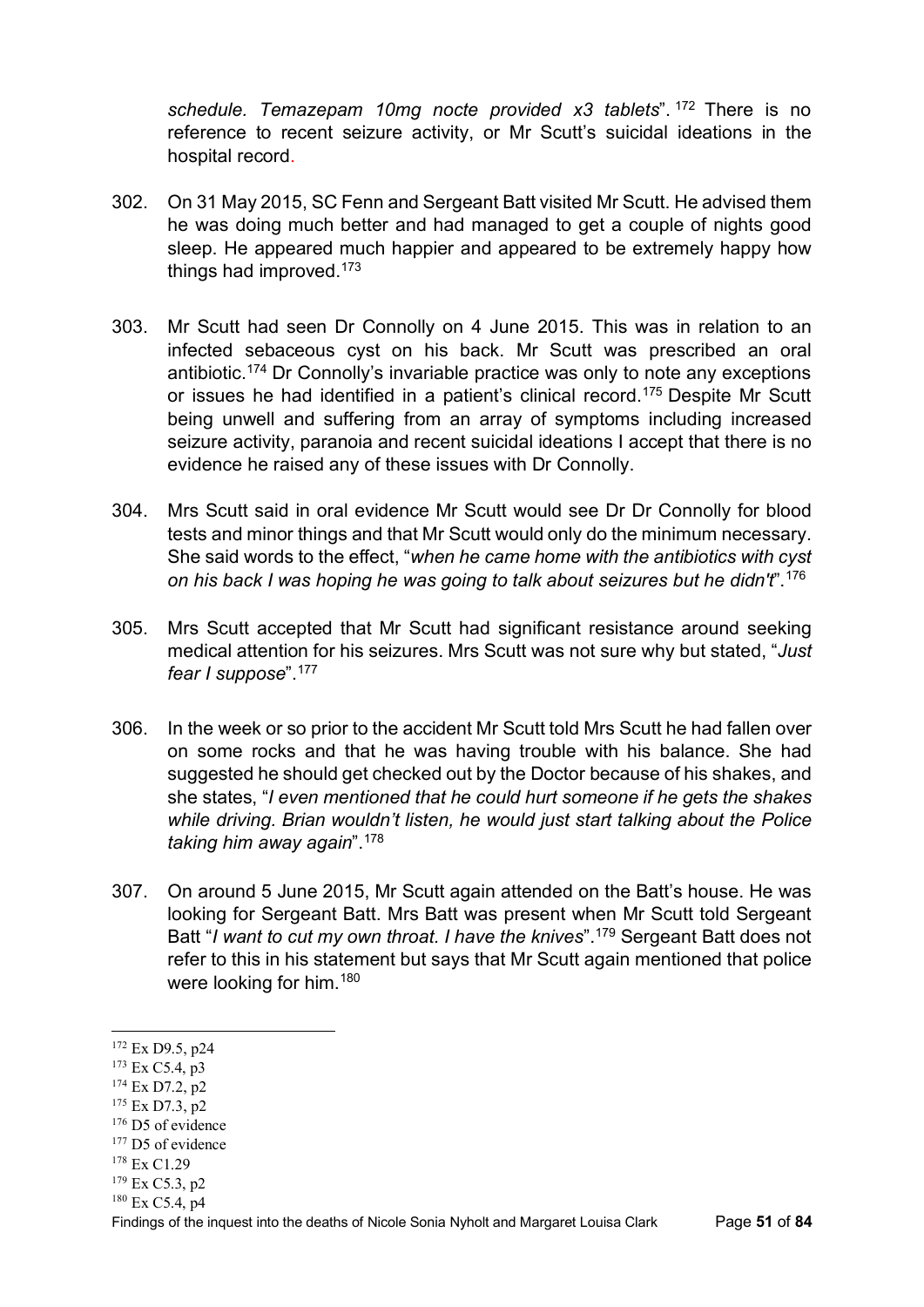*schedule. Temazepam 10mg nocte provided x3 tablets*".[172] There is no reference to recent seizure activity, or Mr Scutt's suicidal ideations in the hospital record.

302. On 31 May 2015, SC Fenn and Sergeant Batt visited Mr Scutt. He advised them he was doing much better and had managed to get a couple of nights good sleep. He appeared much happier and appeared to be extremely happy how things had improved.[173]

303. Mr Scutt had seen Dr Connolly on 4 June 2015. This was in relation to an infected sebaceous cyst on his back. Mr Scutt was prescribed an oral antibiotic.[174] Dr Connolly's invariable practice was only to note any exceptions or issues he had identified in a patient's clinical record.[175] Despite Mr Scutt being unwell and suffering from an array of symptoms including increased seizure activity, paranoia and recent suicidal ideations I accept that there is no evidence he raised any of these issues with Dr Connolly.

304. Mrs Scutt said in oral evidence Mr Scutt would see Dr Dr Connolly for blood tests and minor things and that Mr Scutt would only do the minimum necessary. She said words to the effect, "*when he came home with the antibiotics with cyst on his back I was hoping he was going to talk about seizures but he didn't*".[176]

305. Mrs Scutt accepted that Mr Scutt had significant resistance around seeking medical attention for his seizures. Mrs Scutt was not sure why but stated, "*Just fear I suppose*".[177]

306. In the week or so prior to the accident Mr Scutt told Mrs Scutt he had fallen over on some rocks and that he was having trouble with his balance. She had suggested he should get checked out by the Doctor because of his shakes, and she states, "*I even mentioned that he could hurt someone if he gets the shakes while driving. Brian wouldn't listen, he would just start talking about the Police taking him away again*".[178]

307. On around 5 June 2015, Mr Scutt again attended on the Batt's house. He was looking for Sergeant Batt. Mrs Batt was present when Mr Scutt told Sergeant Batt "*I want to cut my own throat. I have the knives*".[179] Sergeant Batt does not refer to this in his statement but says that Mr Scutt again mentioned that police were looking for him.[180]

---

[172] Ex D9.5, p24
[173] Ex C5.4, p3
[174] Ex D7.2, p2
[175] Ex D7.3, p2
[176] D5 of evidence
[177] D5 of evidence
[178] Ex C1.29
[179] Ex C5.3, p2
[180] Ex C5.4, p4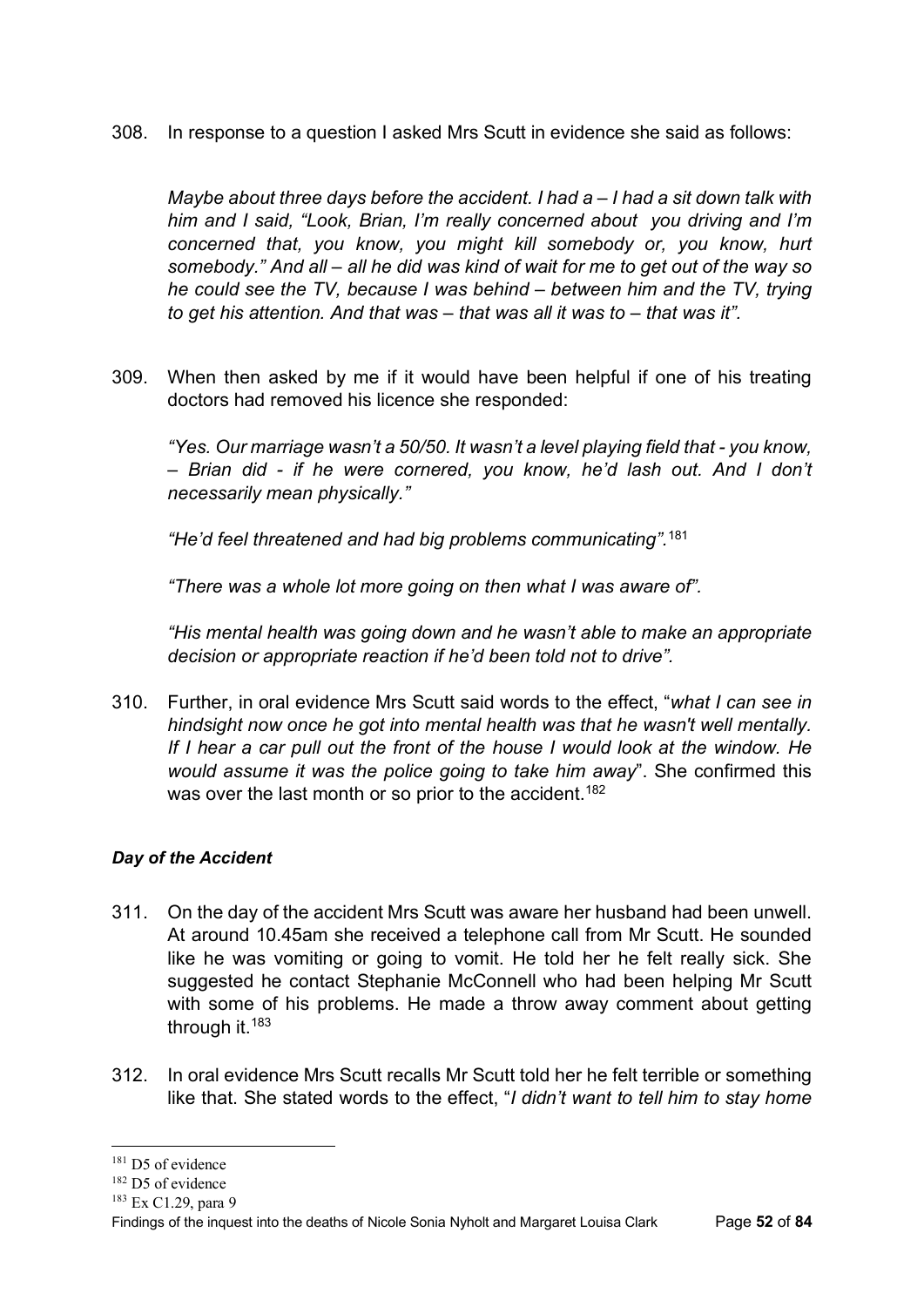308. In response to a question I asked Mrs Scutt in evidence she said as follows:

*Maybe about three days before the accident. I had a – I had a sit down talk with him and I said, "Look, Brian, I'm really concerned about you driving and I'm concerned that, you know, you might kill somebody or, you know, hurt somebody." And all – all he did was kind of wait for me to get out of the way so he could see the TV, because I was behind – between him and the TV, trying to get his attention. And that was – that was all it was to – that was it".*

309. When then asked by me if it would have been helpful if one of his treating doctors had removed his licence she responded:

*"Yes. Our marriage wasn't a 50/50. It wasn't a level playing field that - you know, – Brian did - if he were cornered, you know, he'd lash out. And I don't necessarily mean physically."*

*"He'd feel threatened and had big problems communicating".*[181]

*"There was a whole lot more going on then what I was aware of".*

*"His mental health was going down and he wasn't able to make an appropriate decision or appropriate reaction if he'd been told not to drive".*

310. Further, in oral evidence Mrs Scutt said words to the effect, "*what I can see in hindsight now once he got into mental health was that he wasn't well mentally. If I hear a car pull out the front of the house I would look at the window. He would assume it was the police going to take him away*". She confirmed this was over the last month or so prior to the accident.[182]

### *Day of the Accident*

311. On the day of the accident Mrs Scutt was aware her husband had been unwell. At around 10.45am she received a telephone call from Mr Scutt. He sounded like he was vomiting or going to vomit. He told her he felt really sick. She suggested he contact Stephanie McConnell who had been helping Mr Scutt with some of his problems. He made a throw away comment about getting through it.[183]

312. In oral evidence Mrs Scutt recalls Mr Scutt told her he felt terrible or something like that. She stated words to the effect, "*I didn't want to tell him to stay home*

---

[181] D5 of evidence

[182] D5 of evidence

[183] Ex C1.29, para 9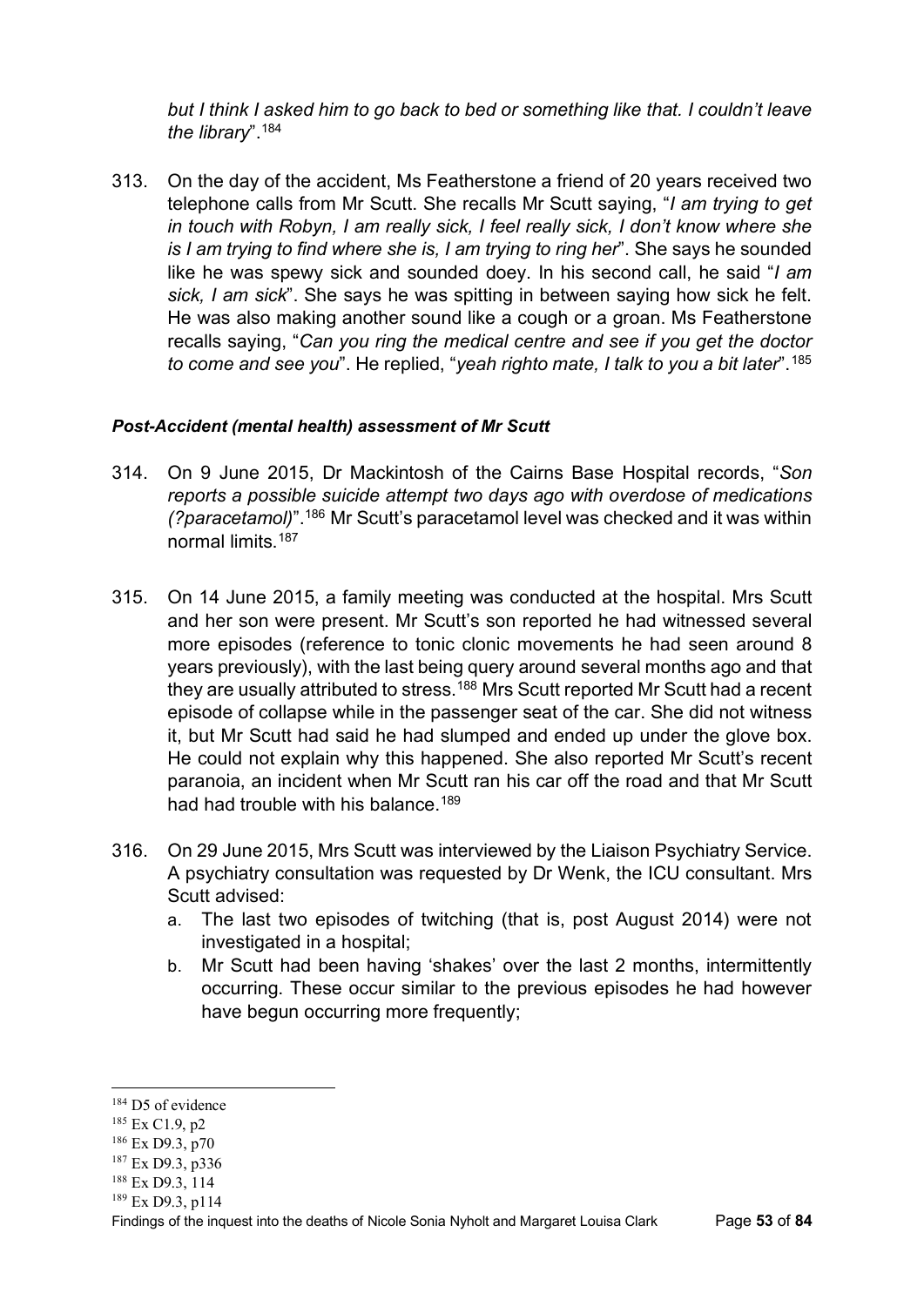*but I think I asked him to go back to bed or something like that. I couldn't leave the library*".[184]

313. On the day of the accident, Ms Featherstone a friend of 20 years received two telephone calls from Mr Scutt. She recalls Mr Scutt saying, "*I am trying to get in touch with Robyn, I am really sick, I feel really sick, I don't know where she is I am trying to find where she is, I am trying to ring her*". She says he sounded like he was spewy sick and sounded doey. In his second call, he said "*I am sick, I am sick*". She says he was spitting in between saying how sick he felt. He was also making another sound like a cough or a groan. Ms Featherstone recalls saying, "*Can you ring the medical centre and see if you get the doctor to come and see you*". He replied, "*yeah righto mate, I talk to you a bit later*".[185]

#### *Post-Accident (mental health) assessment of Mr Scutt*

314. On 9 June 2015, Dr Mackintosh of the Cairns Base Hospital records, "*Son reports a possible suicide attempt two days ago with overdose of medications (?paracetamol)*".[186] Mr Scutt's paracetamol level was checked and it was within normal limits.[187]

315. On 14 June 2015, a family meeting was conducted at the hospital. Mrs Scutt and her son were present. Mr Scutt's son reported he had witnessed several more episodes (reference to tonic clonic movements he had seen around 8 years previously), with the last being query around several months ago and that they are usually attributed to stress.[188] Mrs Scutt reported Mr Scutt had a recent episode of collapse while in the passenger seat of the car. She did not witness it, but Mr Scutt had said he had slumped and ended up under the glove box. He could not explain why this happened. She also reported Mr Scutt's recent paranoia, an incident when Mr Scutt ran his car off the road and that Mr Scutt had had trouble with his balance.[189]

316. On 29 June 2015, Mrs Scutt was interviewed by the Liaison Psychiatry Service. A psychiatry consultation was requested by Dr Wenk, the ICU consultant. Mrs Scutt advised:
    a. The last two episodes of twitching (that is, post August 2014) were not investigated in a hospital;
    b. Mr Scutt had been having 'shakes' over the last 2 months, intermittently occurring. These occur similar to the previous episodes he had however have begun occurring more frequently;

---

[184] D5 of evidence
[185] Ex C1.9, p2
[186] Ex D9.3, p70
[187] Ex D9.3, p336
[188] Ex D9.3, 114
[189] Ex D9.3, p114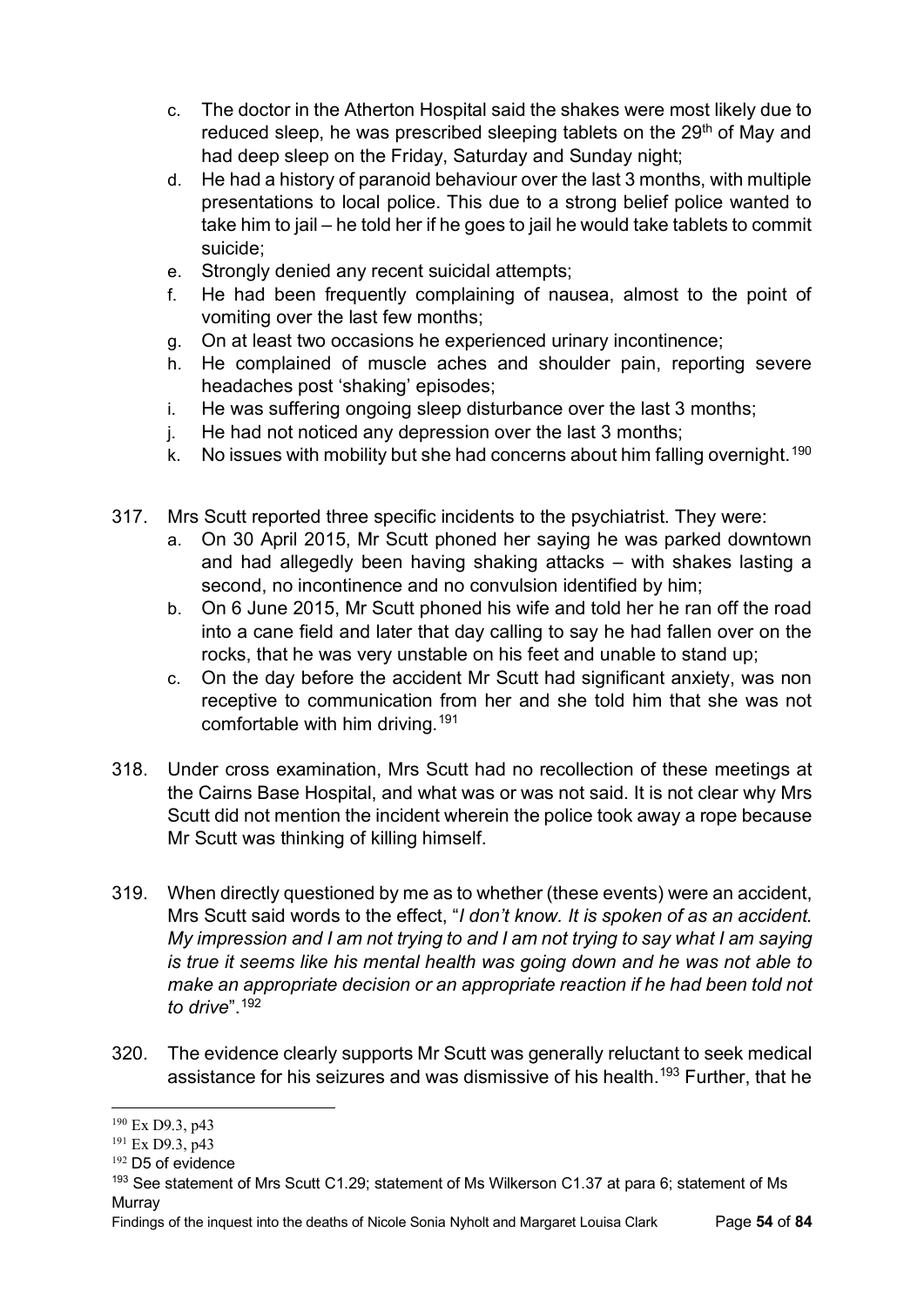c. The doctor in the Atherton Hospital said the shakes were most likely due to reduced sleep, he was prescribed sleeping tablets on the 29th of May and had deep sleep on the Friday, Saturday and Sunday night;
d. He had a history of paranoid behaviour over the last 3 months, with multiple presentations to local police. This due to a strong belief police wanted to take him to jail – he told her if he goes to jail he would take tablets to commit suicide;
e. Strongly denied any recent suicidal attempts;
f. He had been frequently complaining of nausea, almost to the point of vomiting over the last few months;
g. On at least two occasions he experienced urinary incontinence;
h. He complained of muscle aches and shoulder pain, reporting severe headaches post 'shaking' episodes;
i. He was suffering ongoing sleep disturbance over the last 3 months;
j. He had not noticed any depression over the last 3 months;
k. No issues with mobility but she had concerns about him falling overnight.[190]

317. Mrs Scutt reported three specific incidents to the psychiatrist. They were:
   a. On 30 April 2015, Mr Scutt phoned her saying he was parked downtown and had allegedly been having shaking attacks – with shakes lasting a second, no incontinence and no convulsion identified by him;
   b. On 6 June 2015, Mr Scutt phoned his wife and told her he ran off the road into a cane field and later that day calling to say he had fallen over on the rocks, that he was very unstable on his feet and unable to stand up;
   c. On the day before the accident Mr Scutt had significant anxiety, was non receptive to communication from her and she told him that she was not comfortable with him driving.[191]

318. Under cross examination, Mrs Scutt had no recollection of these meetings at the Cairns Base Hospital, and what was or was not said. It is not clear why Mrs Scutt did not mention the incident wherein the police took away a rope because Mr Scutt was thinking of killing himself.

319. When directly questioned by me as to whether (these events) were an accident, Mrs Scutt said words to the effect, "*I don't know. It is spoken of as an accident. My impression and I am not trying to and I am not trying to say what I am saying is true it seems like his mental health was going down and he was not able to make an appropriate decision or an appropriate reaction if he had been told not to drive*".[192]

320. The evidence clearly supports Mr Scutt was generally reluctant to seek medical assistance for his seizures and was dismissive of his health.[193] Further, that he

---

[190] Ex D9.3, p43
[191] Ex D9.3, p43
[192] D5 of evidence
[193] See statement of Mrs Scutt C1.29; statement of Ms Wilkerson C1.37 at para 6; statement of Ms Murray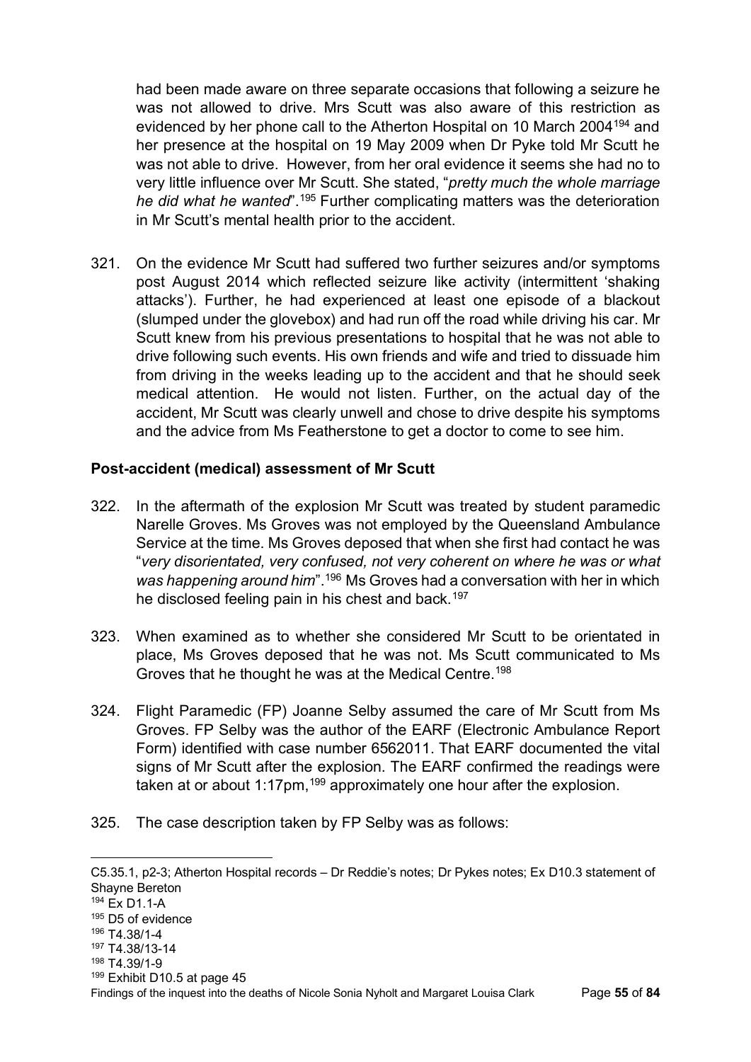had been made aware on three separate occasions that following a seizure he was not allowed to drive. Mrs Scutt was also aware of this restriction as evidenced by her phone call to the Atherton Hospital on 10 March 2004[194] and her presence at the hospital on 19 May 2009 when Dr Pyke told Mr Scutt he was not able to drive. However, from her oral evidence it seems she had no to very little influence over Mr Scutt. She stated, "*pretty much the whole marriage he did what he wanted*".[195] Further complicating matters was the deterioration in Mr Scutt's mental health prior to the accident.

321. On the evidence Mr Scutt had suffered two further seizures and/or symptoms post August 2014 which reflected seizure like activity (intermittent 'shaking attacks'). Further, he had experienced at least one episode of a blackout (slumped under the glovebox) and had run off the road while driving his car. Mr Scutt knew from his previous presentations to hospital that he was not able to drive following such events. His own friends and wife and tried to dissuade him from driving in the weeks leading up to the accident and that he should seek medical attention. He would not listen. Further, on the actual day of the accident, Mr Scutt was clearly unwell and chose to drive despite his symptoms and the advice from Ms Featherstone to get a doctor to come to see him.

**Post-accident (medical) assessment of Mr Scutt**

322. In the aftermath of the explosion Mr Scutt was treated by student paramedic Narelle Groves. Ms Groves was not employed by the Queensland Ambulance Service at the time. Ms Groves deposed that when she first had contact he was "*very disorientated, very confused, not very coherent on where he was or what was happening around him*".[196] Ms Groves had a conversation with her in which he disclosed feeling pain in his chest and back.[197]

323. When examined as to whether she considered Mr Scutt to be orientated in place, Ms Groves deposed that he was not. Ms Scutt communicated to Ms Groves that he thought he was at the Medical Centre.[198]

324. Flight Paramedic (FP) Joanne Selby assumed the care of Mr Scutt from Ms Groves. FP Selby was the author of the EARF (Electronic Ambulance Report Form) identified with case number 6562011. That EARF documented the vital signs of Mr Scutt after the explosion. The EARF confirmed the readings were taken at or about 1:17pm,[199] approximately one hour after the explosion.

325. The case description taken by FP Selby was as follows:

---

C5.35.1, p2-3; Atherton Hospital records – Dr Reddie's notes; Dr Pykes notes; Ex D10.3 statement of Shayne Bereton

[194] Ex D1.1-A

[195] D5 of evidence

[196] T4.38/1-4

[197] T4.38/13-14

[198] T4.39/1-9

[199] Exhibit D10.5 at page 45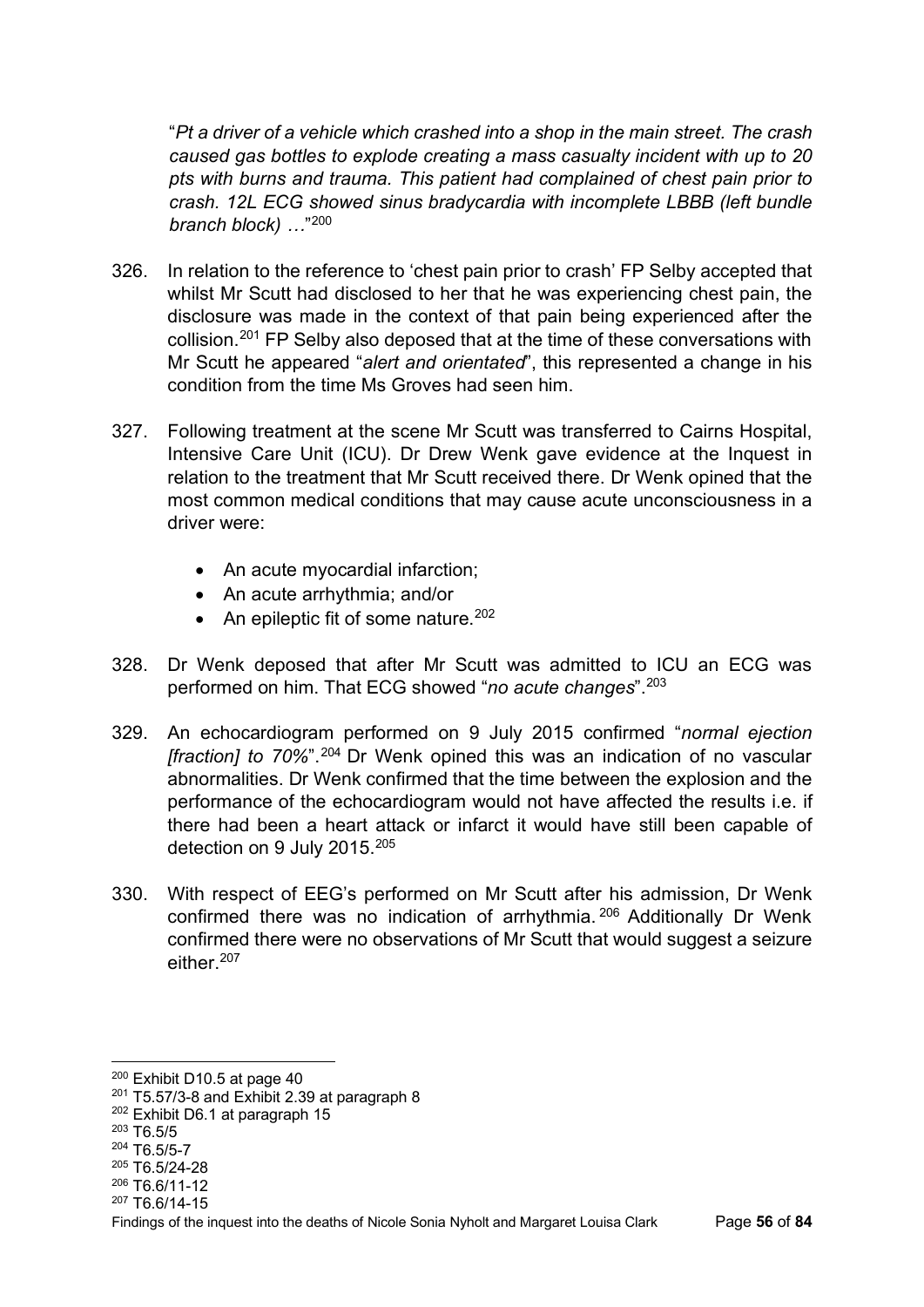"*Pt a driver of a vehicle which crashed into a shop in the main street. The crash caused gas bottles to explode creating a mass casualty incident with up to 20 pts with burns and trauma. This patient had complained of chest pain prior to crash. 12L ECG showed sinus bradycardia with incomplete LBBB (left bundle branch block) …*"[200]

326. In relation to the reference to 'chest pain prior to crash' FP Selby accepted that whilst Mr Scutt had disclosed to her that he was experiencing chest pain, the disclosure was made in the context of that pain being experienced after the collision.[201] FP Selby also deposed that at the time of these conversations with Mr Scutt he appeared "*alert and orientated*", this represented a change in his condition from the time Ms Groves had seen him.

327. Following treatment at the scene Mr Scutt was transferred to Cairns Hospital, Intensive Care Unit (ICU). Dr Drew Wenk gave evidence at the Inquest in relation to the treatment that Mr Scutt received there. Dr Wenk opined that the most common medical conditions that may cause acute unconsciousness in a driver were:

- An acute myocardial infarction;
- An acute arrhythmia; and/or
- An epileptic fit of some nature.[202]

328. Dr Wenk deposed that after Mr Scutt was admitted to ICU an ECG was performed on him. That ECG showed "*no acute changes*".[203]

329. An echocardiogram performed on 9 July 2015 confirmed "*normal ejection [fraction] to 70%*".[204] Dr Wenk opined this was an indication of no vascular abnormalities. Dr Wenk confirmed that the time between the explosion and the performance of the echocardiogram would not have affected the results i.e. if there had been a heart attack or infarct it would have still been capable of detection on 9 July 2015.[205]

330. With respect of EEG's performed on Mr Scutt after his admission, Dr Wenk confirmed there was no indication of arrhythmia.[206] Additionally Dr Wenk confirmed there were no observations of Mr Scutt that would suggest a seizure either.[207]

---

[200] Exhibit D10.5 at page 40
[201] T5.57/3-8 and Exhibit 2.39 at paragraph 8
[202] Exhibit D6.1 at paragraph 15
[203] T6.5/5
[204] T6.5/5-7
[205] T6.5/24-28
[206] T6.6/11-12
[207] T6.6/14-15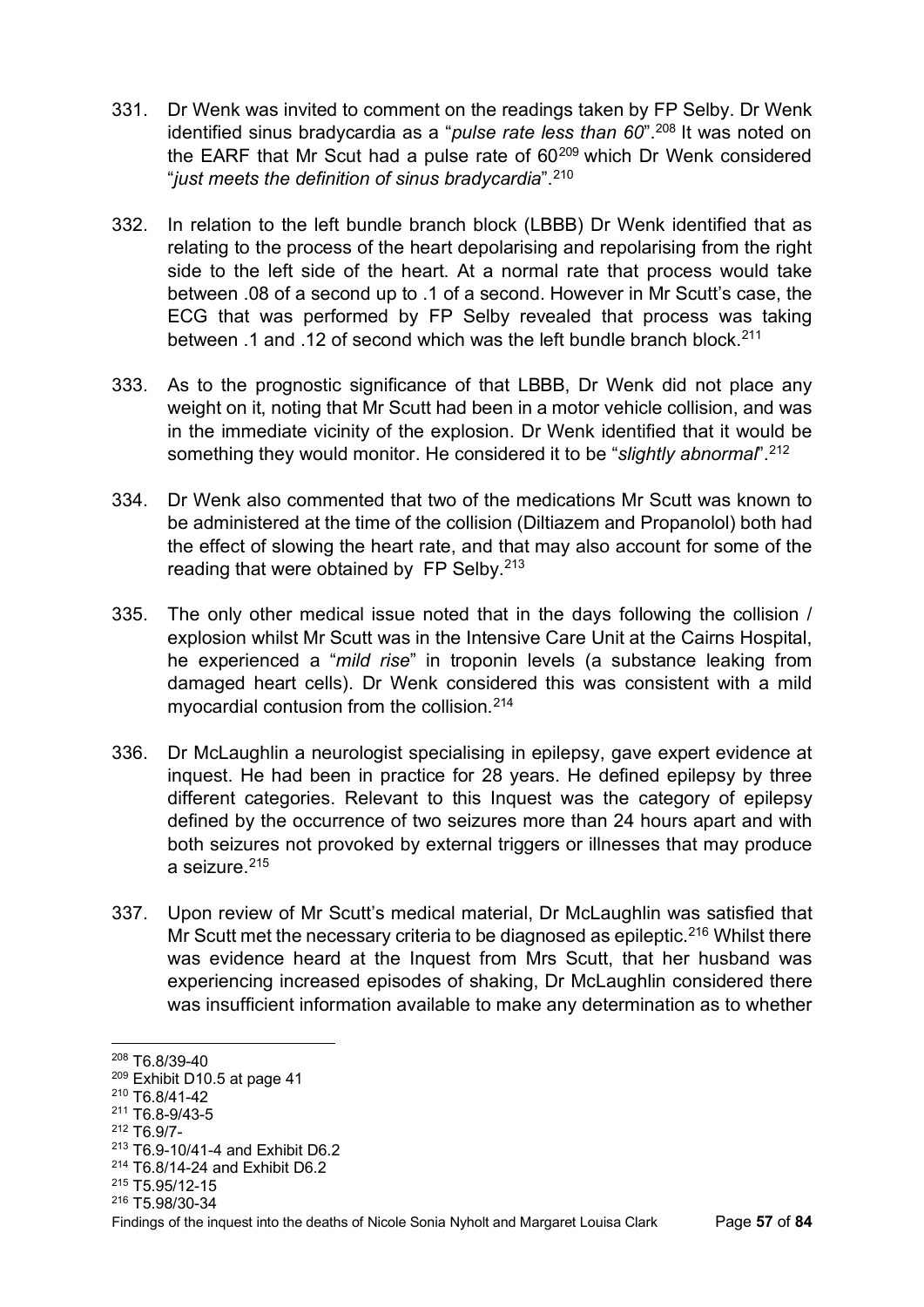331. Dr Wenk was invited to comment on the readings taken by FP Selby. Dr Wenk identified sinus bradycardia as a "*pulse rate less than 60*".[208] It was noted on the EARF that Mr Scut had a pulse rate of 60[209] which Dr Wenk considered "*just meets the definition of sinus bradycardia*".[210]

332. In relation to the left bundle branch block (LBBB) Dr Wenk identified that as relating to the process of the heart depolarising and repolarising from the right side to the left side of the heart. At a normal rate that process would take between .08 of a second up to .1 of a second. However in Mr Scutt's case, the ECG that was performed by FP Selby revealed that process was taking between .1 and .12 of second which was the left bundle branch block.[211]

333. As to the prognostic significance of that LBBB, Dr Wenk did not place any weight on it, noting that Mr Scutt had been in a motor vehicle collision, and was in the immediate vicinity of the explosion. Dr Wenk identified that it would be something they would monitor. He considered it to be "*slightly abnormal*".[212]

334. Dr Wenk also commented that two of the medications Mr Scutt was known to be administered at the time of the collision (Diltiazem and Propanolol) both had the effect of slowing the heart rate, and that may also account for some of the reading that were obtained by FP Selby.[213]

335. The only other medical issue noted that in the days following the collision / explosion whilst Mr Scutt was in the Intensive Care Unit at the Cairns Hospital, he experienced a "*mild rise*" in troponin levels (a substance leaking from damaged heart cells). Dr Wenk considered this was consistent with a mild myocardial contusion from the collision.[214]

336. Dr McLaughlin a neurologist specialising in epilepsy, gave expert evidence at inquest. He had been in practice for 28 years. He defined epilepsy by three different categories. Relevant to this Inquest was the category of epilepsy defined by the occurrence of two seizures more than 24 hours apart and with both seizures not provoked by external triggers or illnesses that may produce a seizure.[215]

337. Upon review of Mr Scutt's medical material, Dr McLaughlin was satisfied that Mr Scutt met the necessary criteria to be diagnosed as epileptic.[216] Whilst there was evidence heard at the Inquest from Mrs Scutt, that her husband was experiencing increased episodes of shaking, Dr McLaughlin considered there was insufficient information available to make any determination as to whether

---

[208] T6.8/39-40
[209] Exhibit D10.5 at page 41
[210] T6.8/41-42
[211] T6.8-9/43-5
[212] T6.9/7-
[213] T6.9-10/41-4 and Exhibit D6.2
[214] T6.8/14-24 and Exhibit D6.2
[215] T5.95/12-15
[216] T5.98/30-34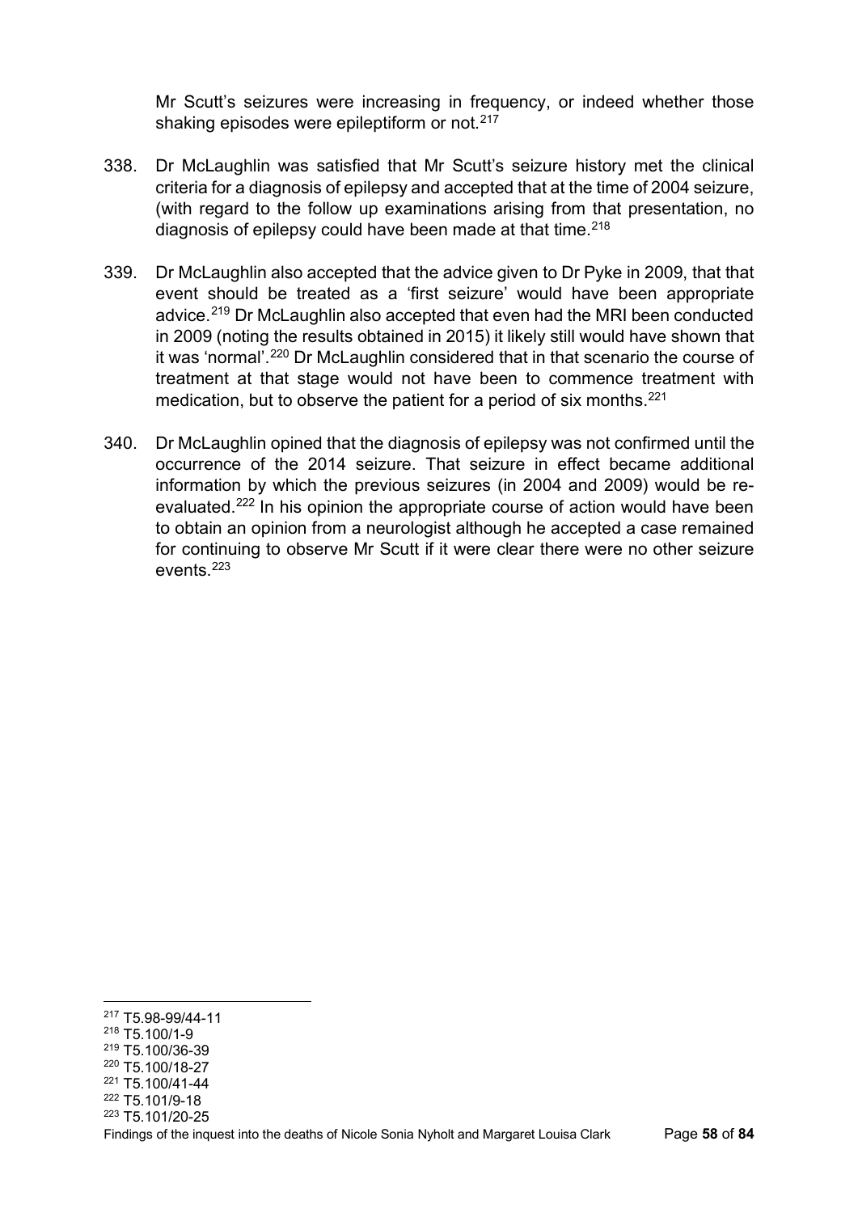Mr Scutt's seizures were increasing in frequency, or indeed whether those shaking episodes were epileptiform or not.[217]

338. Dr McLaughlin was satisfied that Mr Scutt's seizure history met the clinical criteria for a diagnosis of epilepsy and accepted that at the time of 2004 seizure, (with regard to the follow up examinations arising from that presentation, no diagnosis of epilepsy could have been made at that time.[218]

339. Dr McLaughlin also accepted that the advice given to Dr Pyke in 2009, that that event should be treated as a 'first seizure' would have been appropriate advice.[219] Dr McLaughlin also accepted that even had the MRI been conducted in 2009 (noting the results obtained in 2015) it likely still would have shown that it was 'normal'.[220] Dr McLaughlin considered that in that scenario the course of treatment at that stage would not have been to commence treatment with medication, but to observe the patient for a period of six months.[221]

340. Dr McLaughlin opined that the diagnosis of epilepsy was not confirmed until the occurrence of the 2014 seizure. That seizure in effect became additional information by which the previous seizures (in 2004 and 2009) would be re-evaluated.[222] In his opinion the appropriate course of action would have been to obtain an opinion from a neurologist although he accepted a case remained for continuing to observe Mr Scutt if it were clear there were no other seizure events.[223]

---

[217] T5.98-99/44-11
[218] T5.100/1-9
[219] T5.100/36-39
[220] T5.100/18-27
[221] T5.100/41-44
[222] T5.101/9-18
[223] T5.101/20-25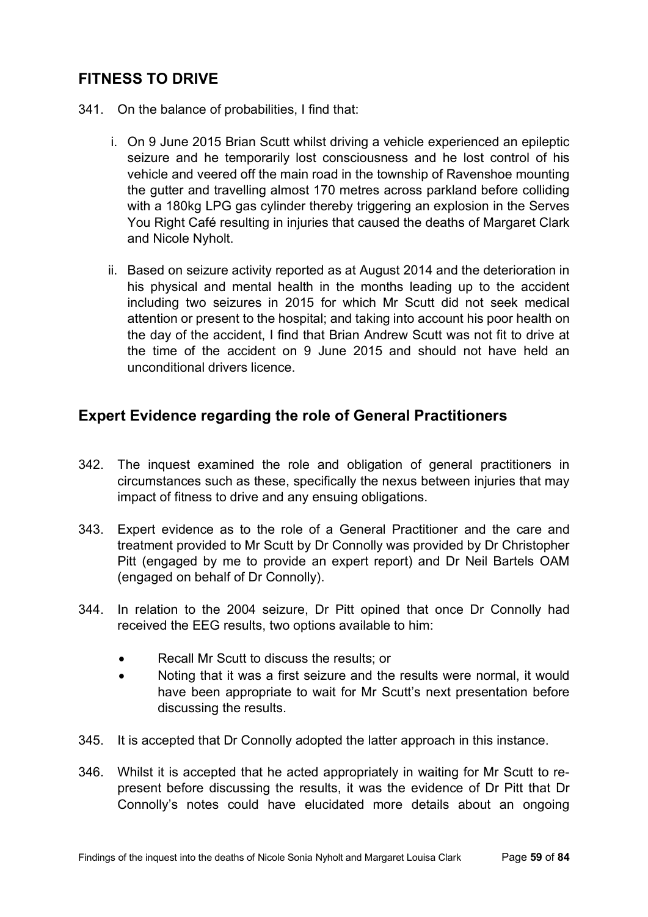## FITNESS TO DRIVE

341. On the balance of probabilities, I find that:

   i. On 9 June 2015 Brian Scutt whilst driving a vehicle experienced an epileptic seizure and he temporarily lost consciousness and he lost control of his vehicle and veered off the main road in the township of Ravenshoe mounting the gutter and travelling almost 170 metres across parkland before colliding with a 180kg LPG gas cylinder thereby triggering an explosion in the Serves You Right Café resulting in injuries that caused the deaths of Margaret Clark and Nicole Nyholt.

   ii. Based on seizure activity reported as at August 2014 and the deterioration in his physical and mental health in the months leading up to the accident including two seizures in 2015 for which Mr Scutt did not seek medical attention or present to the hospital; and taking into account his poor health on the day of the accident, I find that Brian Andrew Scutt was not fit to drive at the time of the accident on 9 June 2015 and should not have held an unconditional drivers licence.

## Expert Evidence regarding the role of General Practitioners

342. The inquest examined the role and obligation of general practitioners in circumstances such as these, specifically the nexus between injuries that may impact of fitness to drive and any ensuing obligations.

343. Expert evidence as to the role of a General Practitioner and the care and treatment provided to Mr Scutt by Dr Connolly was provided by Dr Christopher Pitt (engaged by me to provide an expert report) and Dr Neil Bartels OAM (engaged on behalf of Dr Connolly).

344. In relation to the 2004 seizure, Dr Pitt opined that once Dr Connolly had received the EEG results, two options available to him:

   - Recall Mr Scutt to discuss the results; or
   - Noting that it was a first seizure and the results were normal, it would have been appropriate to wait for Mr Scutt's next presentation before discussing the results.

345. It is accepted that Dr Connolly adopted the latter approach in this instance.

346. Whilst it is accepted that he acted appropriately in waiting for Mr Scutt to re-present before discussing the results, it was the evidence of Dr Pitt that Dr Connolly's notes could have elucidated more details about an ongoing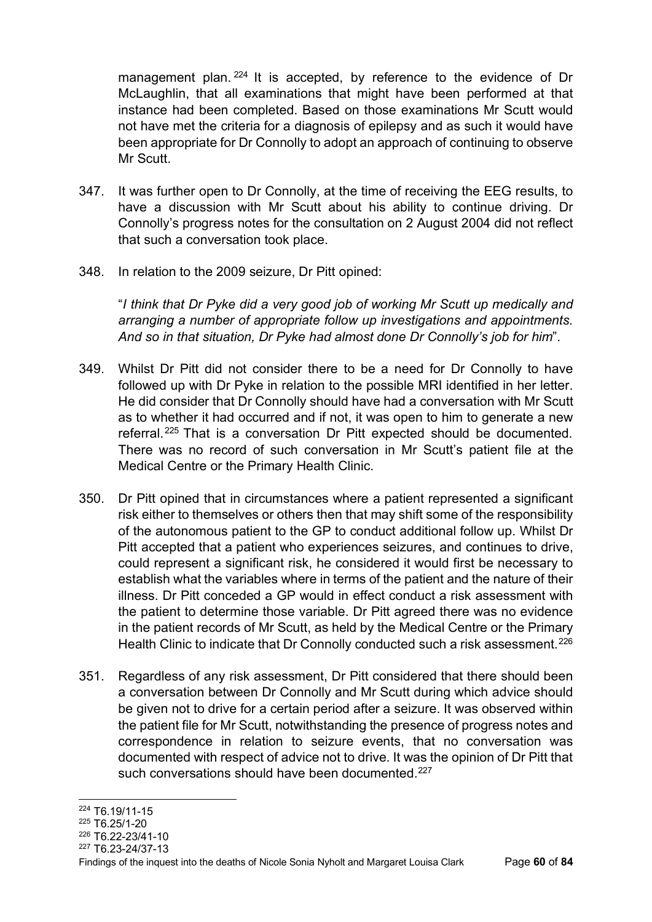management plan.[224] It is accepted, by reference to the evidence of Dr McLaughlin, that all examinations that might have been performed at that instance had been completed. Based on those examinations Mr Scutt would not have met the criteria for a diagnosis of epilepsy and as such it would have been appropriate for Dr Connolly to adopt an approach of continuing to observe Mr Scutt.

347. It was further open to Dr Connolly, at the time of receiving the EEG results, to have a discussion with Mr Scutt about his ability to continue driving. Dr Connolly's progress notes for the consultation on 2 August 2004 did not reflect that such a conversation took place.

348. In relation to the 2009 seizure, Dr Pitt opined:

"*I think that Dr Pyke did a very good job of working Mr Scutt up medically and arranging a number of appropriate follow up investigations and appointments. And so in that situation, Dr Pyke had almost done Dr Connolly's job for him*".

349. Whilst Dr Pitt did not consider there to be a need for Dr Connolly to have followed up with Dr Pyke in relation to the possible MRI identified in her letter. He did consider that Dr Connolly should have had a conversation with Mr Scutt as to whether it had occurred and if not, it was open to him to generate a new referral.[225] That is a conversation Dr Pitt expected should be documented. There was no record of such conversation in Mr Scutt's patient file at the Medical Centre or the Primary Health Clinic.

350. Dr Pitt opined that in circumstances where a patient represented a significant risk either to themselves or others then that may shift some of the responsibility of the autonomous patient to the GP to conduct additional follow up. Whilst Dr Pitt accepted that a patient who experiences seizures, and continues to drive, could represent a significant risk, he considered it would first be necessary to establish what the variables where in terms of the patient and the nature of their illness. Dr Pitt conceded a GP would in effect conduct a risk assessment with the patient to determine those variable. Dr Pitt agreed there was no evidence in the patient records of Mr Scutt, as held by the Medical Centre or the Primary Health Clinic to indicate that Dr Connolly conducted such a risk assessment.[226]

351. Regardless of any risk assessment, Dr Pitt considered that there should been a conversation between Dr Connolly and Mr Scutt during which advice should be given not to drive for a certain period after a seizure. It was observed within the patient file for Mr Scutt, notwithstanding the presence of progress notes and correspondence in relation to seizure events, that no conversation was documented with respect of advice not to drive. It was the opinion of Dr Pitt that such conversations should have been documented.[227]

---

[224] T6.19/11-15

[225] T6.25/1-20

[226] T6.22-23/41-10

[227] T6.23-24/37-13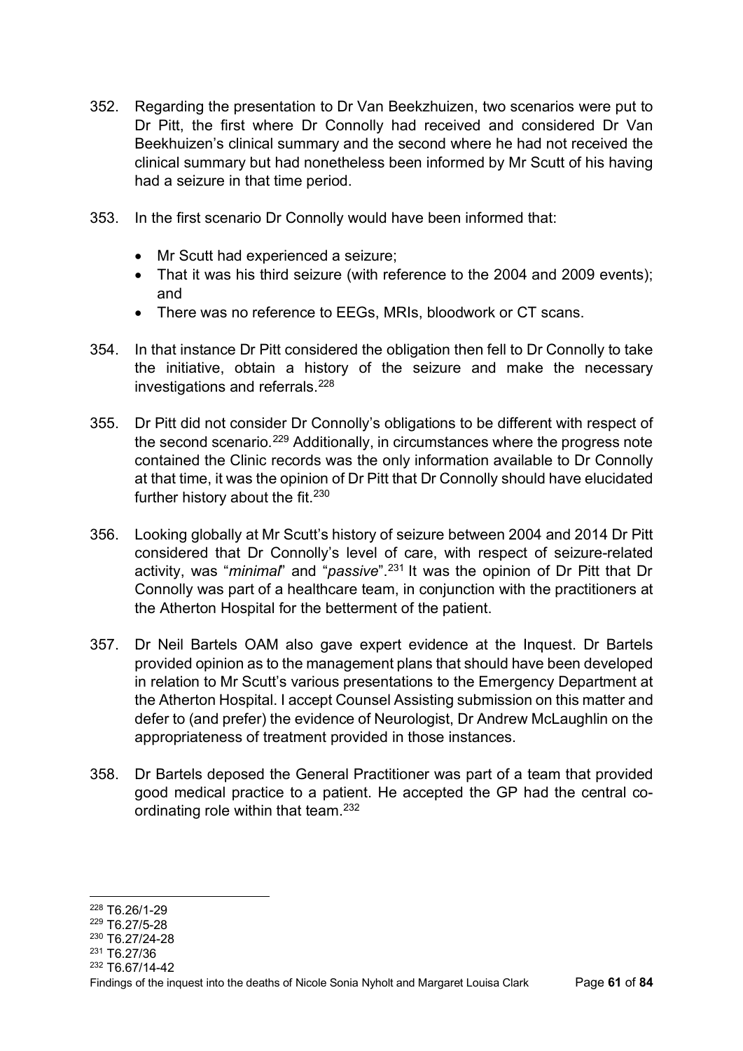352. Regarding the presentation to Dr Van Beekzhuizen, two scenarios were put to Dr Pitt, the first where Dr Connolly had received and considered Dr Van Beekhuizen's clinical summary and the second where he had not received the clinical summary but had nonetheless been informed by Mr Scutt of his having had a seizure in that time period.

353. In the first scenario Dr Connolly would have been informed that:

- Mr Scutt had experienced a seizure;
- That it was his third seizure (with reference to the 2004 and 2009 events); and
- There was no reference to EEGs, MRIs, bloodwork or CT scans.

354. In that instance Dr Pitt considered the obligation then fell to Dr Connolly to take the initiative, obtain a history of the seizure and make the necessary investigations and referrals.[228]

355. Dr Pitt did not consider Dr Connolly's obligations to be different with respect of the second scenario.[229] Additionally, in circumstances where the progress note contained the Clinic records was the only information available to Dr Connolly at that time, it was the opinion of Dr Pitt that Dr Connolly should have elucidated further history about the fit.[230]

356. Looking globally at Mr Scutt's history of seizure between 2004 and 2014 Dr Pitt considered that Dr Connolly's level of care, with respect of seizure-related activity, was "*minimal*" and "*passive*".[231] It was the opinion of Dr Pitt that Dr Connolly was part of a healthcare team, in conjunction with the practitioners at the Atherton Hospital for the betterment of the patient.

357. Dr Neil Bartels OAM also gave expert evidence at the Inquest. Dr Bartels provided opinion as to the management plans that should have been developed in relation to Mr Scutt's various presentations to the Emergency Department at the Atherton Hospital. I accept Counsel Assisting submission on this matter and defer to (and prefer) the evidence of Neurologist, Dr Andrew McLaughlin on the appropriateness of treatment provided in those instances.

358. Dr Bartels deposed the General Practitioner was part of a team that provided good medical practice to a patient. He accepted the GP had the central co-ordinating role within that team.[232]

---

[228] T6.26/1-29

[229] T6.27/5-28

[230] T6.27/24-28

[231] T6.27/36

[232] T6.67/14-42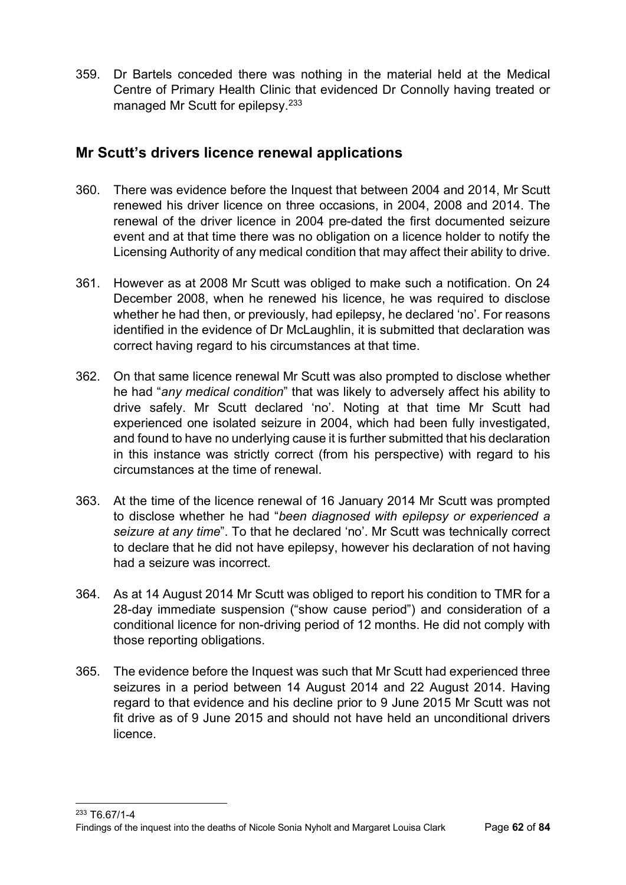359. Dr Bartels conceded there was nothing in the material held at the Medical Centre of Primary Health Clinic that evidenced Dr Connolly having treated or managed Mr Scutt for epilepsy.[233]

## Mr Scutt's drivers licence renewal applications

360. There was evidence before the Inquest that between 2004 and 2014, Mr Scutt renewed his driver licence on three occasions, in 2004, 2008 and 2014. The renewal of the driver licence in 2004 pre-dated the first documented seizure event and at that time there was no obligation on a licence holder to notify the Licensing Authority of any medical condition that may affect their ability to drive.

361. However as at 2008 Mr Scutt was obliged to make such a notification. On 24 December 2008, when he renewed his licence, he was required to disclose whether he had then, or previously, had epilepsy, he declared 'no'. For reasons identified in the evidence of Dr McLaughlin, it is submitted that declaration was correct having regard to his circumstances at that time.

362. On that same licence renewal Mr Scutt was also prompted to disclose whether he had "*any medical condition*" that was likely to adversely affect his ability to drive safely. Mr Scutt declared 'no'. Noting at that time Mr Scutt had experienced one isolated seizure in 2004, which had been fully investigated, and found to have no underlying cause it is further submitted that his declaration in this instance was strictly correct (from his perspective) with regard to his circumstances at the time of renewal.

363. At the time of the licence renewal of 16 January 2014 Mr Scutt was prompted to disclose whether he had "*been diagnosed with epilepsy or experienced a seizure at any time*". To that he declared 'no'. Mr Scutt was technically correct to declare that he did not have epilepsy, however his declaration of not having had a seizure was incorrect.

364. As at 14 August 2014 Mr Scutt was obliged to report his condition to TMR for a 28-day immediate suspension ("show cause period") and consideration of a conditional licence for non-driving period of 12 months. He did not comply with those reporting obligations.

365. The evidence before the Inquest was such that Mr Scutt had experienced three seizures in a period between 14 August 2014 and 22 August 2014. Having regard to that evidence and his decline prior to 9 June 2015 Mr Scutt was not fit drive as of 9 June 2015 and should not have held an unconditional drivers licence.

[233] T6.67/1-4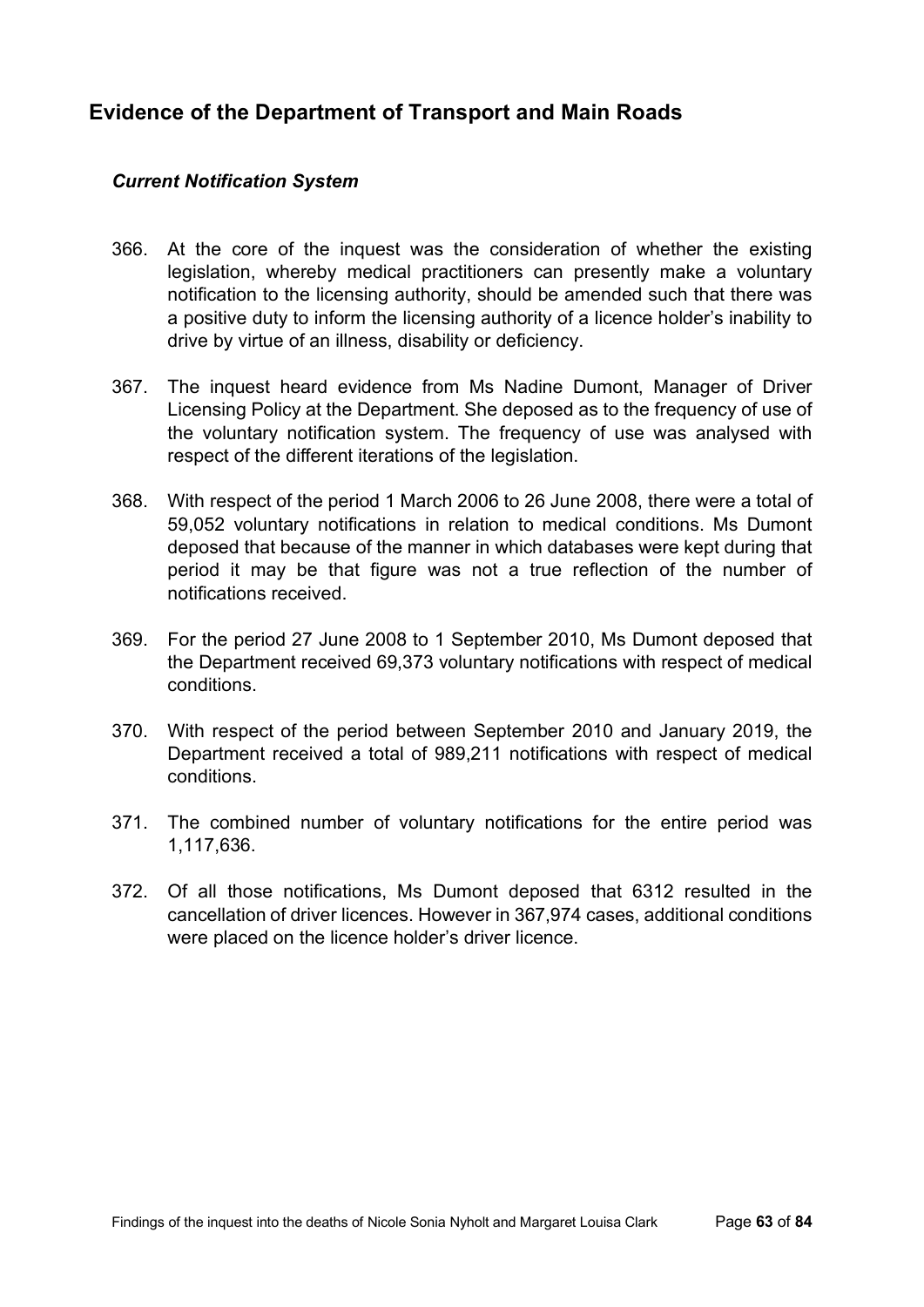## Evidence of the Department of Transport and Main Roads

### *Current Notification System*

366. At the core of the inquest was the consideration of whether the existing legislation, whereby medical practitioners can presently make a voluntary notification to the licensing authority, should be amended such that there was a positive duty to inform the licensing authority of a licence holder's inability to drive by virtue of an illness, disability or deficiency.

367. The inquest heard evidence from Ms Nadine Dumont, Manager of Driver Licensing Policy at the Department. She deposed as to the frequency of use of the voluntary notification system. The frequency of use was analysed with respect of the different iterations of the legislation.

368. With respect of the period 1 March 2006 to 26 June 2008, there were a total of 59,052 voluntary notifications in relation to medical conditions. Ms Dumont deposed that because of the manner in which databases were kept during that period it may be that figure was not a true reflection of the number of notifications received.

369. For the period 27 June 2008 to 1 September 2010, Ms Dumont deposed that the Department received 69,373 voluntary notifications with respect of medical conditions.

370. With respect of the period between September 2010 and January 2019, the Department received a total of 989,211 notifications with respect of medical conditions.

371. The combined number of voluntary notifications for the entire period was 1,117,636.

372. Of all those notifications, Ms Dumont deposed that 6312 resulted in the cancellation of driver licences. However in 367,974 cases, additional conditions were placed on the licence holder's driver licence.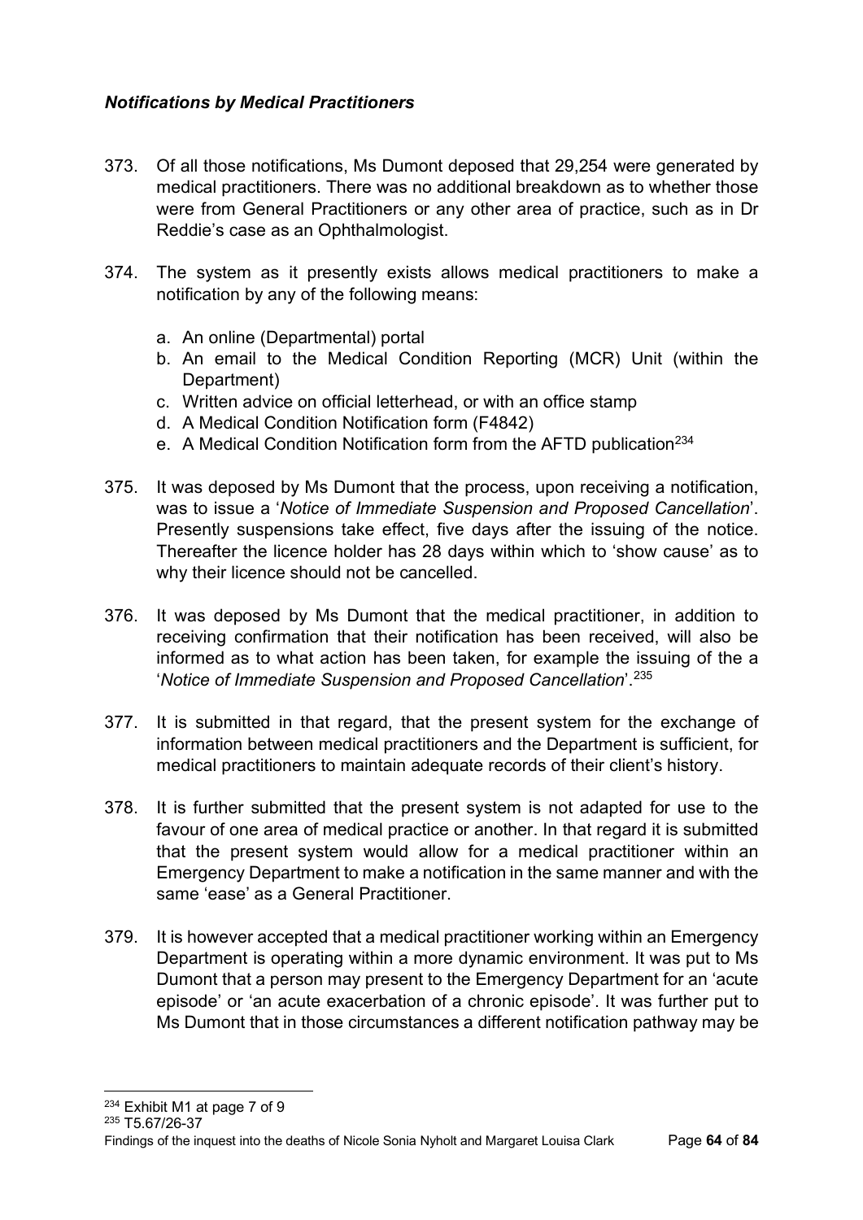### *Notifications by Medical Practitioners*

373. Of all those notifications, Ms Dumont deposed that 29,254 were generated by medical practitioners. There was no additional breakdown as to whether those were from General Practitioners or any other area of practice, such as in Dr Reddie's case as an Ophthalmologist.

374. The system as it presently exists allows medical practitioners to make a notification by any of the following means:

    a. An online (Departmental) portal
    b. An email to the Medical Condition Reporting (MCR) Unit (within the Department)
    c. Written advice on official letterhead, or with an office stamp
    d. A Medical Condition Notification form (F4842)
    e. A Medical Condition Notification form from the AFTD publication[234]

375. It was deposed by Ms Dumont that the process, upon receiving a notification, was to issue a '*Notice of Immediate Suspension and Proposed Cancellation*'. Presently suspensions take effect, five days after the issuing of the notice. Thereafter the licence holder has 28 days within which to 'show cause' as to why their licence should not be cancelled.

376. It was deposed by Ms Dumont that the medical practitioner, in addition to receiving confirmation that their notification has been received, will also be informed as to what action has been taken, for example the issuing of the a '*Notice of Immediate Suspension and Proposed Cancellation*'.[235]

377. It is submitted in that regard, that the present system for the exchange of information between medical practitioners and the Department is sufficient, for medical practitioners to maintain adequate records of their client's history.

378. It is further submitted that the present system is not adapted for use to the favour of one area of medical practice or another. In that regard it is submitted that the present system would allow for a medical practitioner within an Emergency Department to make a notification in the same manner and with the same 'ease' as a General Practitioner.

379. It is however accepted that a medical practitioner working within an Emergency Department is operating within a more dynamic environment. It was put to Ms Dumont that a person may present to the Emergency Department for an 'acute episode' or 'an acute exacerbation of a chronic episode'. It was further put to Ms Dumont that in those circumstances a different notification pathway may be

[234] Exhibit M1 at page 7 of 9

[235] T5.67/26-37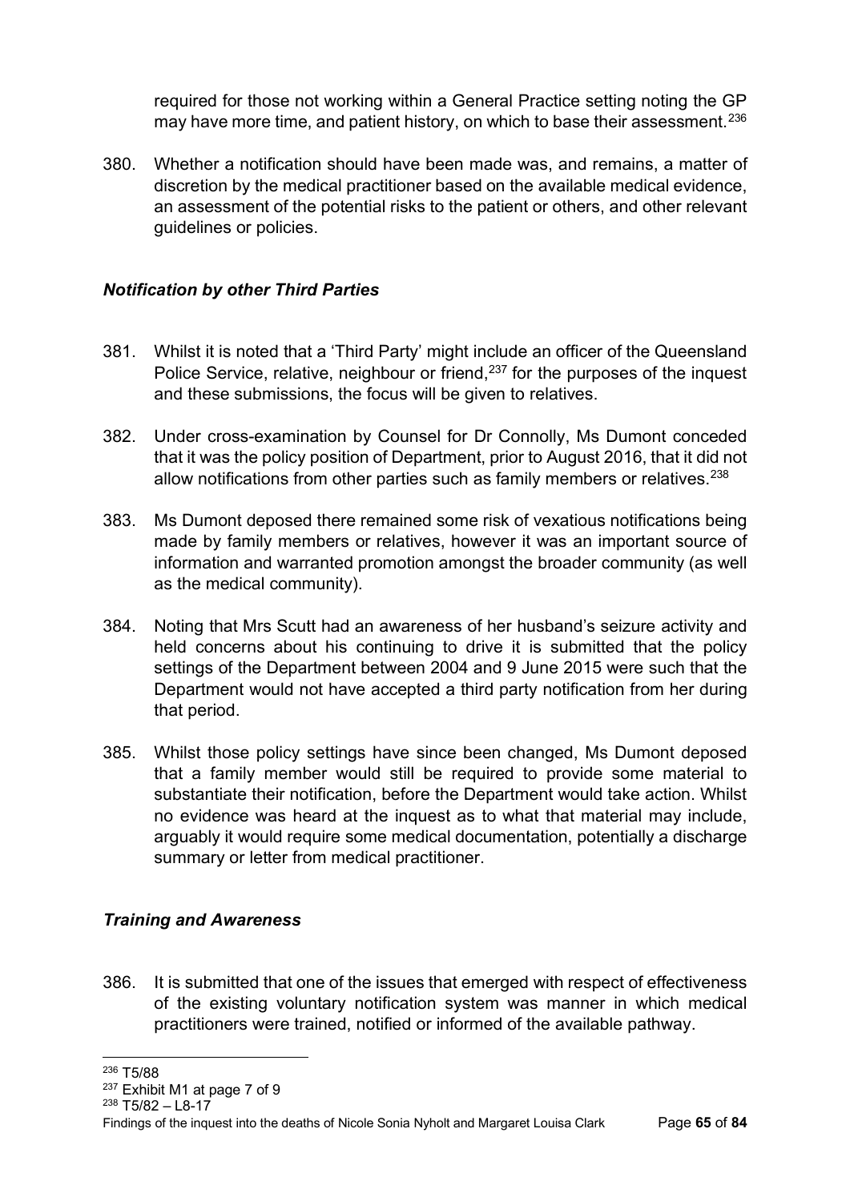required for those not working within a General Practice setting noting the GP may have more time, and patient history, on which to base their assessment.[236]

380. Whether a notification should have been made was, and remains, a matter of discretion by the medical practitioner based on the available medical evidence, an assessment of the potential risks to the patient or others, and other relevant guidelines or policies.

### *Notification by other Third Parties*

381. Whilst it is noted that a 'Third Party' might include an officer of the Queensland Police Service, relative, neighbour or friend,[237] for the purposes of the inquest and these submissions, the focus will be given to relatives.

382. Under cross-examination by Counsel for Dr Connolly, Ms Dumont conceded that it was the policy position of Department, prior to August 2016, that it did not allow notifications from other parties such as family members or relatives.[238]

383. Ms Dumont deposed there remained some risk of vexatious notifications being made by family members or relatives, however it was an important source of information and warranted promotion amongst the broader community (as well as the medical community).

384. Noting that Mrs Scutt had an awareness of her husband's seizure activity and held concerns about his continuing to drive it is submitted that the policy settings of the Department between 2004 and 9 June 2015 were such that the Department would not have accepted a third party notification from her during that period.

385. Whilst those policy settings have since been changed, Ms Dumont deposed that a family member would still be required to provide some material to substantiate their notification, before the Department would take action. Whilst no evidence was heard at the inquest as to what that material may include, arguably it would require some medical documentation, potentially a discharge summary or letter from medical practitioner.

### *Training and Awareness*

386. It is submitted that one of the issues that emerged with respect of effectiveness of the existing voluntary notification system was manner in which medical practitioners were trained, notified or informed of the available pathway.

---

[236] T5/88

[237] Exhibit M1 at page 7 of 9

[238] T5/82 – L8-17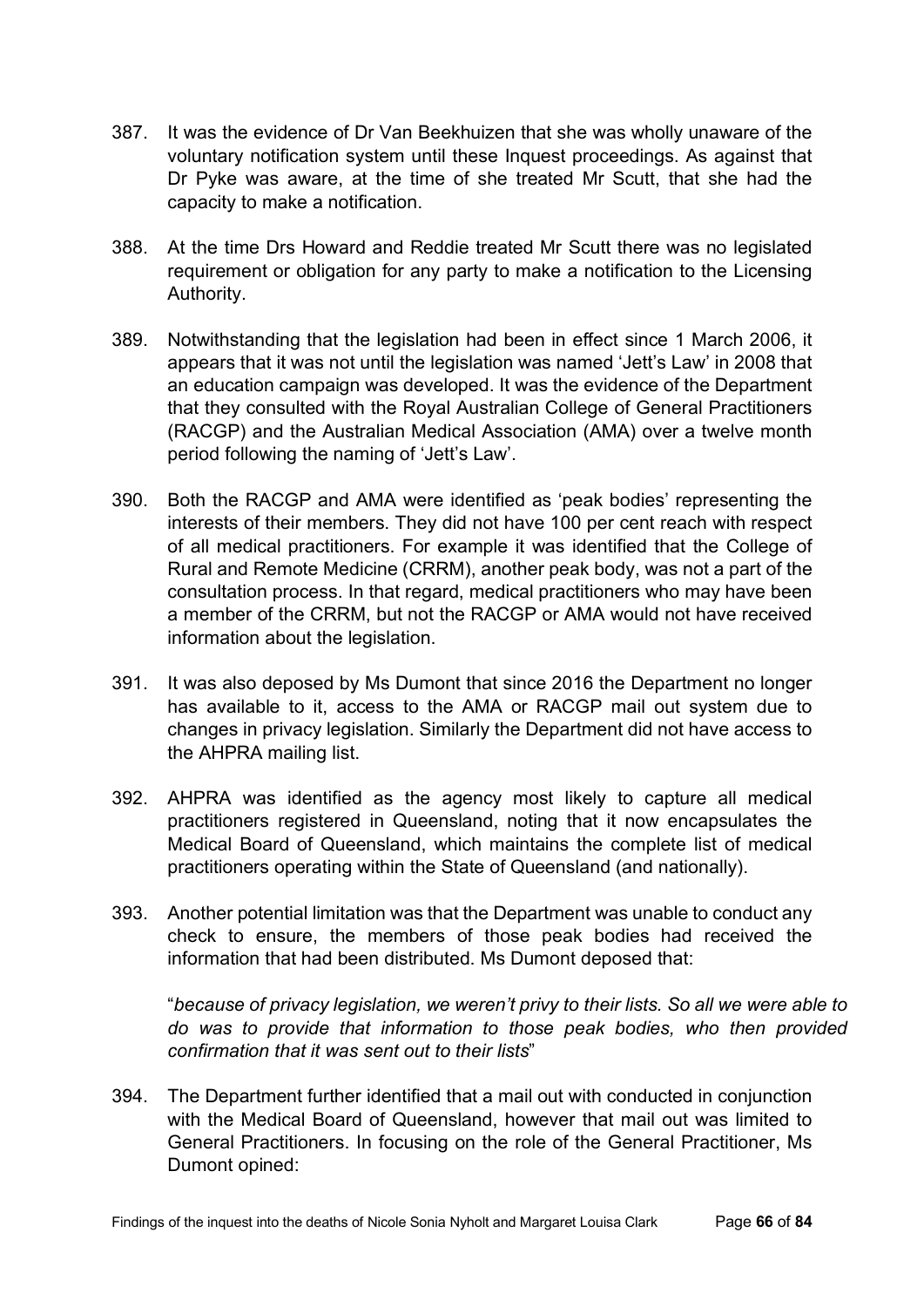387. It was the evidence of Dr Van Beekhuizen that she was wholly unaware of the voluntary notification system until these Inquest proceedings. As against that Dr Pyke was aware, at the time of she treated Mr Scutt, that she had the capacity to make a notification.

388. At the time Drs Howard and Reddie treated Mr Scutt there was no legislated requirement or obligation for any party to make a notification to the Licensing Authority.

389. Notwithstanding that the legislation had been in effect since 1 March 2006, it appears that it was not until the legislation was named 'Jett's Law' in 2008 that an education campaign was developed. It was the evidence of the Department that they consulted with the Royal Australian College of General Practitioners (RACGP) and the Australian Medical Association (AMA) over a twelve month period following the naming of 'Jett's Law'.

390. Both the RACGP and AMA were identified as 'peak bodies' representing the interests of their members. They did not have 100 per cent reach with respect of all medical practitioners. For example it was identified that the College of Rural and Remote Medicine (CRRM), another peak body, was not a part of the consultation process. In that regard, medical practitioners who may have been a member of the CRRM, but not the RACGP or AMA would not have received information about the legislation.

391. It was also deposed by Ms Dumont that since 2016 the Department no longer has available to it, access to the AMA or RACGP mail out system due to changes in privacy legislation. Similarly the Department did not have access to the AHPRA mailing list.

392. AHPRA was identified as the agency most likely to capture all medical practitioners registered in Queensland, noting that it now encapsulates the Medical Board of Queensland, which maintains the complete list of medical practitioners operating within the State of Queensland (and nationally).

393. Another potential limitation was that the Department was unable to conduct any check to ensure, the members of those peak bodies had received the information that had been distributed. Ms Dumont deposed that:

"*because of privacy legislation, we weren't privy to their lists. So all we were able to do was to provide that information to those peak bodies, who then provided confirmation that it was sent out to their lists*"

394. The Department further identified that a mail out with conducted in conjunction with the Medical Board of Queensland, however that mail out was limited to General Practitioners. In focusing on the role of the General Practitioner, Ms Dumont opined: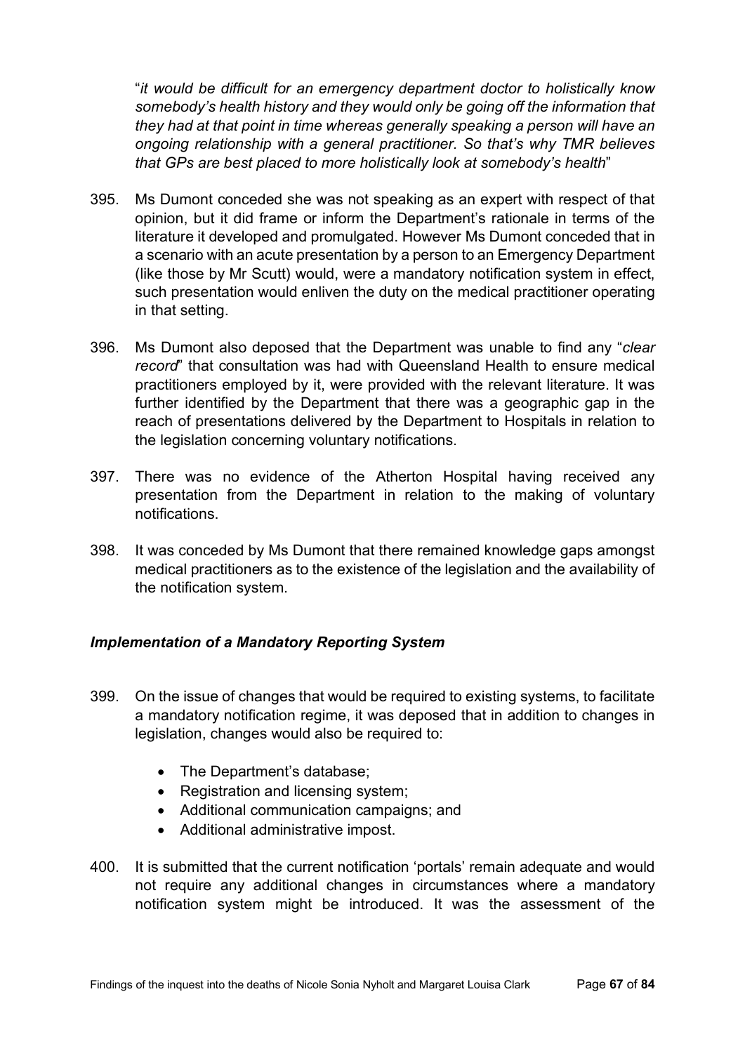"*it would be difficult for an emergency department doctor to holistically know somebody's health history and they would only be going off the information that they had at that point in time whereas generally speaking a person will have an ongoing relationship with a general practitioner. So that's why TMR believes that GPs are best placed to more holistically look at somebody's health*"

395. Ms Dumont conceded she was not speaking as an expert with respect of that opinion, but it did frame or inform the Department's rationale in terms of the literature it developed and promulgated. However Ms Dumont conceded that in a scenario with an acute presentation by a person to an Emergency Department (like those by Mr Scutt) would, were a mandatory notification system in effect, such presentation would enliven the duty on the medical practitioner operating in that setting.

396. Ms Dumont also deposed that the Department was unable to find any "*clear record*" that consultation was had with Queensland Health to ensure medical practitioners employed by it, were provided with the relevant literature. It was further identified by the Department that there was a geographic gap in the reach of presentations delivered by the Department to Hospitals in relation to the legislation concerning voluntary notifications.

397. There was no evidence of the Atherton Hospital having received any presentation from the Department in relation to the making of voluntary notifications.

398. It was conceded by Ms Dumont that there remained knowledge gaps amongst medical practitioners as to the existence of the legislation and the availability of the notification system.

### *Implementation of a Mandatory Reporting System*

399. On the issue of changes that would be required to existing systems, to facilitate a mandatory notification regime, it was deposed that in addition to changes in legislation, changes would also be required to:

- The Department's database;
- Registration and licensing system;
- Additional communication campaigns; and
- Additional administrative impost.

400. It is submitted that the current notification 'portals' remain adequate and would not require any additional changes in circumstances where a mandatory notification system might be introduced. It was the assessment of the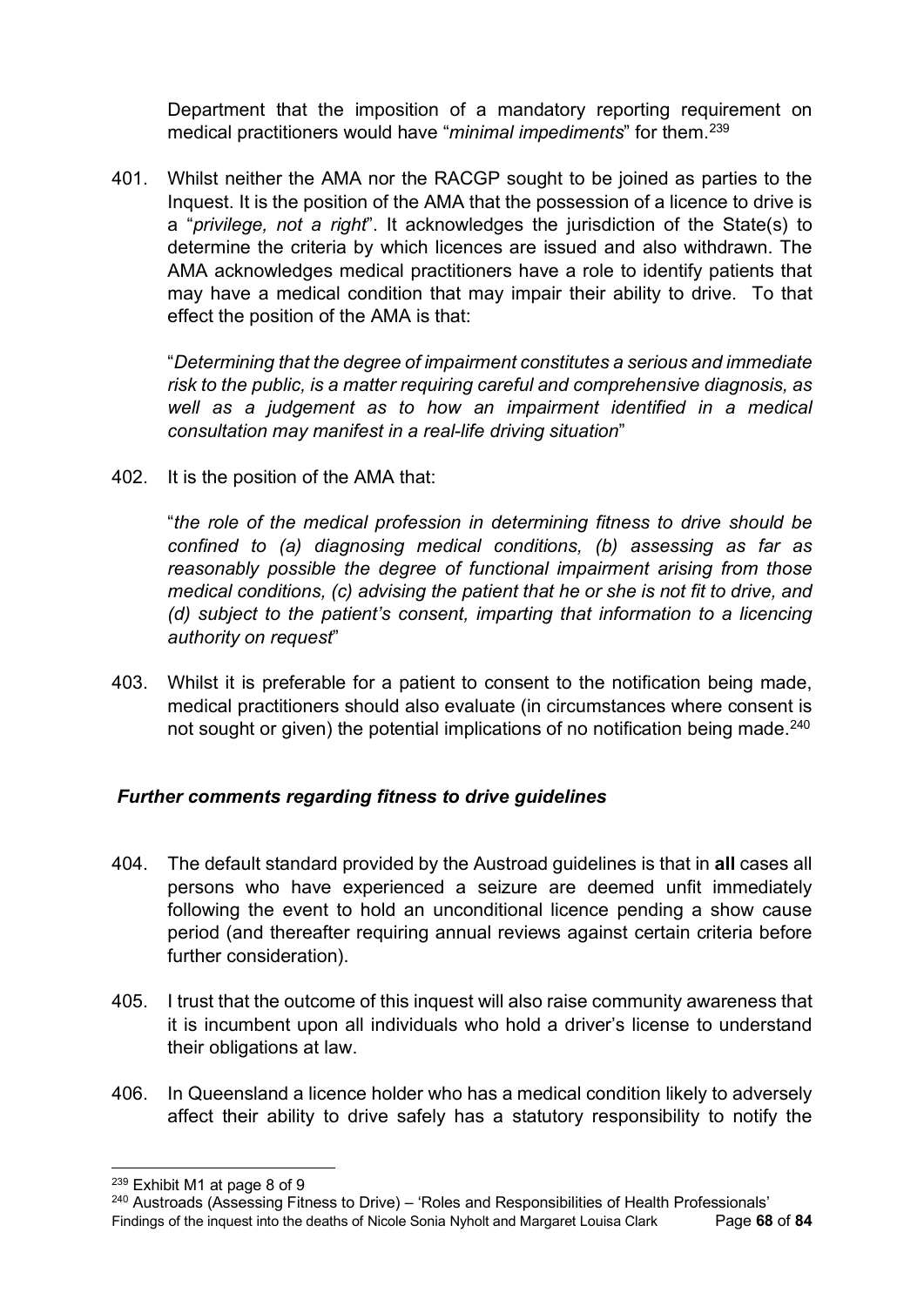Department that the imposition of a mandatory reporting requirement on medical practitioners would have "*minimal impediments*" for them.[239]

401. Whilst neither the AMA nor the RACGP sought to be joined as parties to the Inquest. It is the position of the AMA that the possession of a licence to drive is a "*privilege, not a right*". It acknowledges the jurisdiction of the State(s) to determine the criteria by which licences are issued and also withdrawn. The AMA acknowledges medical practitioners have a role to identify patients that may have a medical condition that may impair their ability to drive. To that effect the position of the AMA is that:

   "*Determining that the degree of impairment constitutes a serious and immediate risk to the public, is a matter requiring careful and comprehensive diagnosis, as well as a judgement as to how an impairment identified in a medical consultation may manifest in a real-life driving situation*"

402. It is the position of the AMA that:

   "*the role of the medical profession in determining fitness to drive should be confined to (a) diagnosing medical conditions, (b) assessing as far as reasonably possible the degree of functional impairment arising from those medical conditions, (c) advising the patient that he or she is not fit to drive, and (d) subject to the patient's consent, imparting that information to a licencing authority on request*"

403. Whilst it is preferable for a patient to consent to the notification being made, medical practitioners should also evaluate (in circumstances where consent is not sought or given) the potential implications of no notification being made.[240]

### *Further comments regarding fitness to drive guidelines*

404. The default standard provided by the Austroad guidelines is that in **all** cases all persons who have experienced a seizure are deemed unfit immediately following the event to hold an unconditional licence pending a show cause period (and thereafter requiring annual reviews against certain criteria before further consideration).

405. I trust that the outcome of this inquest will also raise community awareness that it is incumbent upon all individuals who hold a driver's license to understand their obligations at law.

406. In Queensland a licence holder who has a medical condition likely to adversely affect their ability to drive safely has a statutory responsibility to notify the

---

[239] Exhibit M1 at page 8 of 9

[240] Austroads (Assessing Fitness to Drive) – 'Roles and Responsibilities of Health Professionals'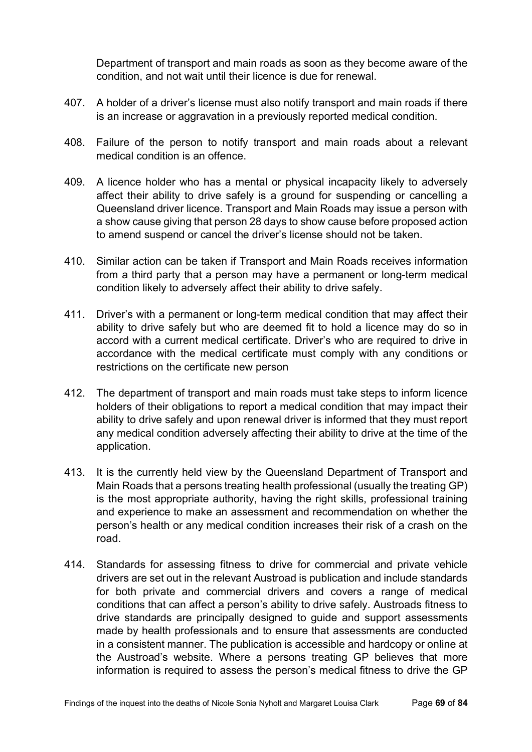Department of transport and main roads as soon as they become aware of the condition, and not wait until their licence is due for renewal.

407. A holder of a driver's license must also notify transport and main roads if there is an increase or aggravation in a previously reported medical condition.

408. Failure of the person to notify transport and main roads about a relevant medical condition is an offence.

409. A licence holder who has a mental or physical incapacity likely to adversely affect their ability to drive safely is a ground for suspending or cancelling a Queensland driver licence. Transport and Main Roads may issue a person with a show cause giving that person 28 days to show cause before proposed action to amend suspend or cancel the driver's license should not be taken.

410. Similar action can be taken if Transport and Main Roads receives information from a third party that a person may have a permanent or long-term medical condition likely to adversely affect their ability to drive safely.

411. Driver's with a permanent or long-term medical condition that may affect their ability to drive safely but who are deemed fit to hold a licence may do so in accord with a current medical certificate. Driver's who are required to drive in accordance with the medical certificate must comply with any conditions or restrictions on the certificate new person

412. The department of transport and main roads must take steps to inform licence holders of their obligations to report a medical condition that may impact their ability to drive safely and upon renewal driver is informed that they must report any medical condition adversely affecting their ability to drive at the time of the application.

413. It is the currently held view by the Queensland Department of Transport and Main Roads that a persons treating health professional (usually the treating GP) is the most appropriate authority, having the right skills, professional training and experience to make an assessment and recommendation on whether the person's health or any medical condition increases their risk of a crash on the road.

414. Standards for assessing fitness to drive for commercial and private vehicle drivers are set out in the relevant Austroad is publication and include standards for both private and commercial drivers and covers a range of medical conditions that can affect a person's ability to drive safely. Austroads fitness to drive standards are principally designed to guide and support assessments made by health professionals and to ensure that assessments are conducted in a consistent manner. The publication is accessible and hardcopy or online at the Austroad's website. Where a persons treating GP believes that more information is required to assess the person's medical fitness to drive the GP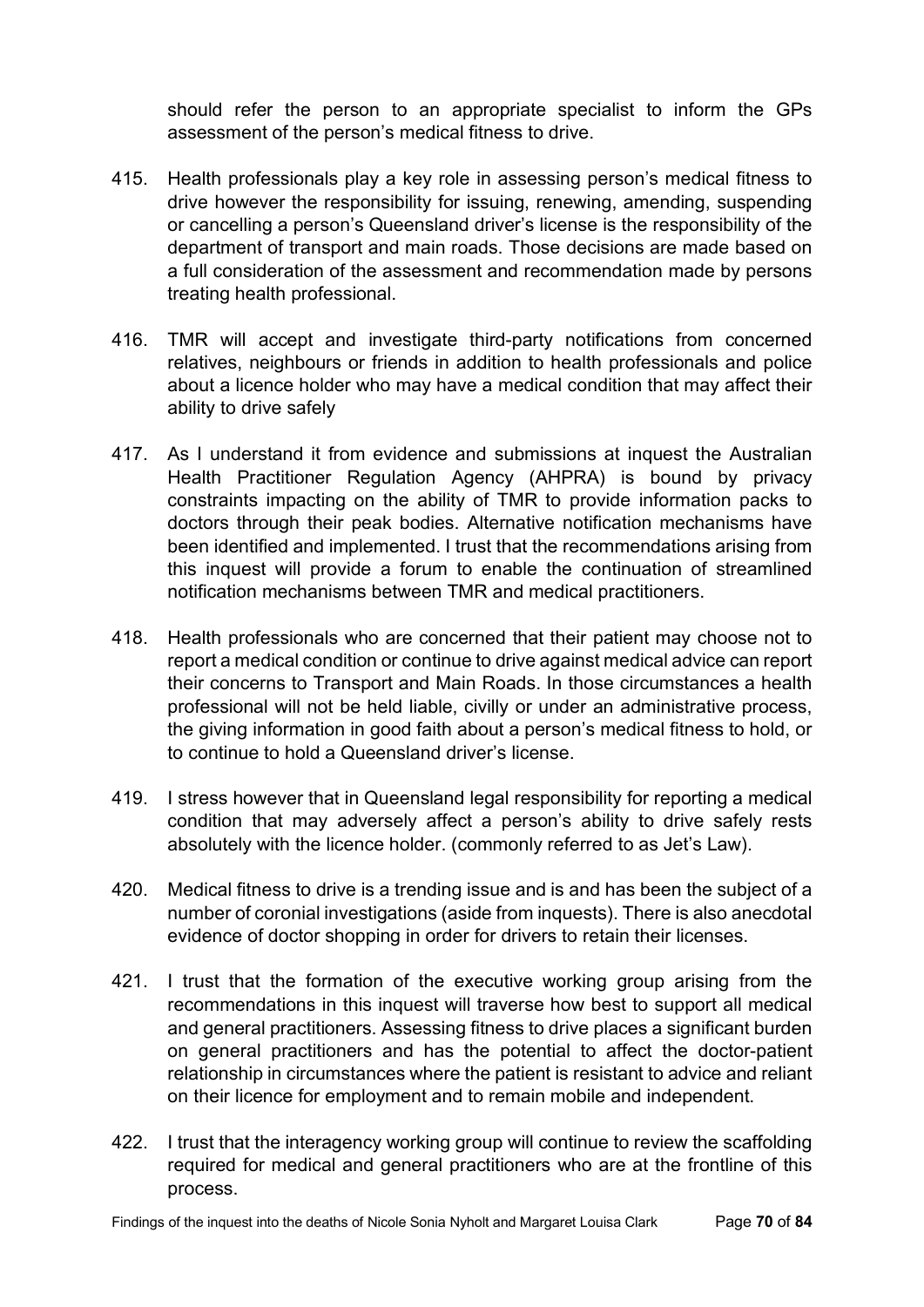should refer the person to an appropriate specialist to inform the GPs assessment of the person's medical fitness to drive.

415. Health professionals play a key role in assessing person's medical fitness to drive however the responsibility for issuing, renewing, amending, suspending or cancelling a person's Queensland driver's license is the responsibility of the department of transport and main roads. Those decisions are made based on a full consideration of the assessment and recommendation made by persons treating health professional.

416. TMR will accept and investigate third-party notifications from concerned relatives, neighbours or friends in addition to health professionals and police about a licence holder who may have a medical condition that may affect their ability to drive safely

417. As I understand it from evidence and submissions at inquest the Australian Health Practitioner Regulation Agency (AHPRA) is bound by privacy constraints impacting on the ability of TMR to provide information packs to doctors through their peak bodies. Alternative notification mechanisms have been identified and implemented. I trust that the recommendations arising from this inquest will provide a forum to enable the continuation of streamlined notification mechanisms between TMR and medical practitioners.

418. Health professionals who are concerned that their patient may choose not to report a medical condition or continue to drive against medical advice can report their concerns to Transport and Main Roads. In those circumstances a health professional will not be held liable, civilly or under an administrative process, the giving information in good faith about a person's medical fitness to hold, or to continue to hold a Queensland driver's license.

419. I stress however that in Queensland legal responsibility for reporting a medical condition that may adversely affect a person's ability to drive safely rests absolutely with the licence holder. (commonly referred to as Jet's Law).

420. Medical fitness to drive is a trending issue and is and has been the subject of a number of coronial investigations (aside from inquests). There is also anecdotal evidence of doctor shopping in order for drivers to retain their licenses.

421. I trust that the formation of the executive working group arising from the recommendations in this inquest will traverse how best to support all medical and general practitioners. Assessing fitness to drive places a significant burden on general practitioners and has the potential to affect the doctor-patient relationship in circumstances where the patient is resistant to advice and reliant on their licence for employment and to remain mobile and independent.

422. I trust that the interagency working group will continue to review the scaffolding required for medical and general practitioners who are at the frontline of this process.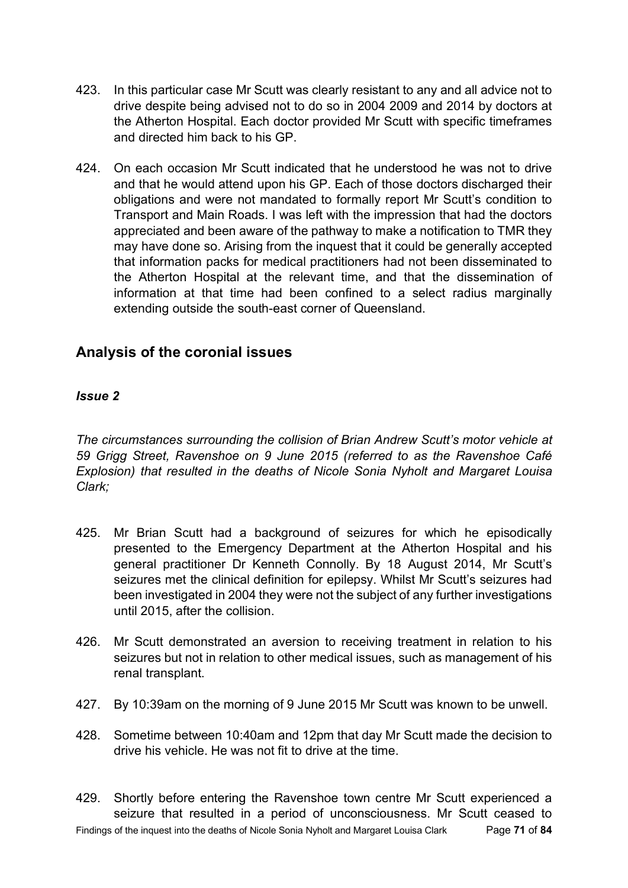423. In this particular case Mr Scutt was clearly resistant to any and all advice not to drive despite being advised not to do so in 2004 2009 and 2014 by doctors at the Atherton Hospital. Each doctor provided Mr Scutt with specific timeframes and directed him back to his GP.

424. On each occasion Mr Scutt indicated that he understood he was not to drive and that he would attend upon his GP. Each of those doctors discharged their obligations and were not mandated to formally report Mr Scutt's condition to Transport and Main Roads. I was left with the impression that had the doctors appreciated and been aware of the pathway to make a notification to TMR they may have done so. Arising from the inquest that it could be generally accepted that information packs for medical practitioners had not been disseminated to the Atherton Hospital at the relevant time, and that the dissemination of information at that time had been confined to a select radius marginally extending outside the south-east corner of Queensland.

## Analysis of the coronial issues

### *Issue 2*

*The circumstances surrounding the collision of Brian Andrew Scutt's motor vehicle at 59 Grigg Street, Ravenshoe on 9 June 2015 (referred to as the Ravenshoe Café Explosion) that resulted in the deaths of Nicole Sonia Nyholt and Margaret Louisa Clark;*

425. Mr Brian Scutt had a background of seizures for which he episodically presented to the Emergency Department at the Atherton Hospital and his general practitioner Dr Kenneth Connolly. By 18 August 2014, Mr Scutt's seizures met the clinical definition for epilepsy. Whilst Mr Scutt's seizures had been investigated in 2004 they were not the subject of any further investigations until 2015, after the collision.

426. Mr Scutt demonstrated an aversion to receiving treatment in relation to his seizures but not in relation to other medical issues, such as management of his renal transplant.

427. By 10:39am on the morning of 9 June 2015 Mr Scutt was known to be unwell.

428. Sometime between 10:40am and 12pm that day Mr Scutt made the decision to drive his vehicle. He was not fit to drive at the time.

429. Shortly before entering the Ravenshoe town centre Mr Scutt experienced a seizure that resulted in a period of unconsciousness. Mr Scutt ceased to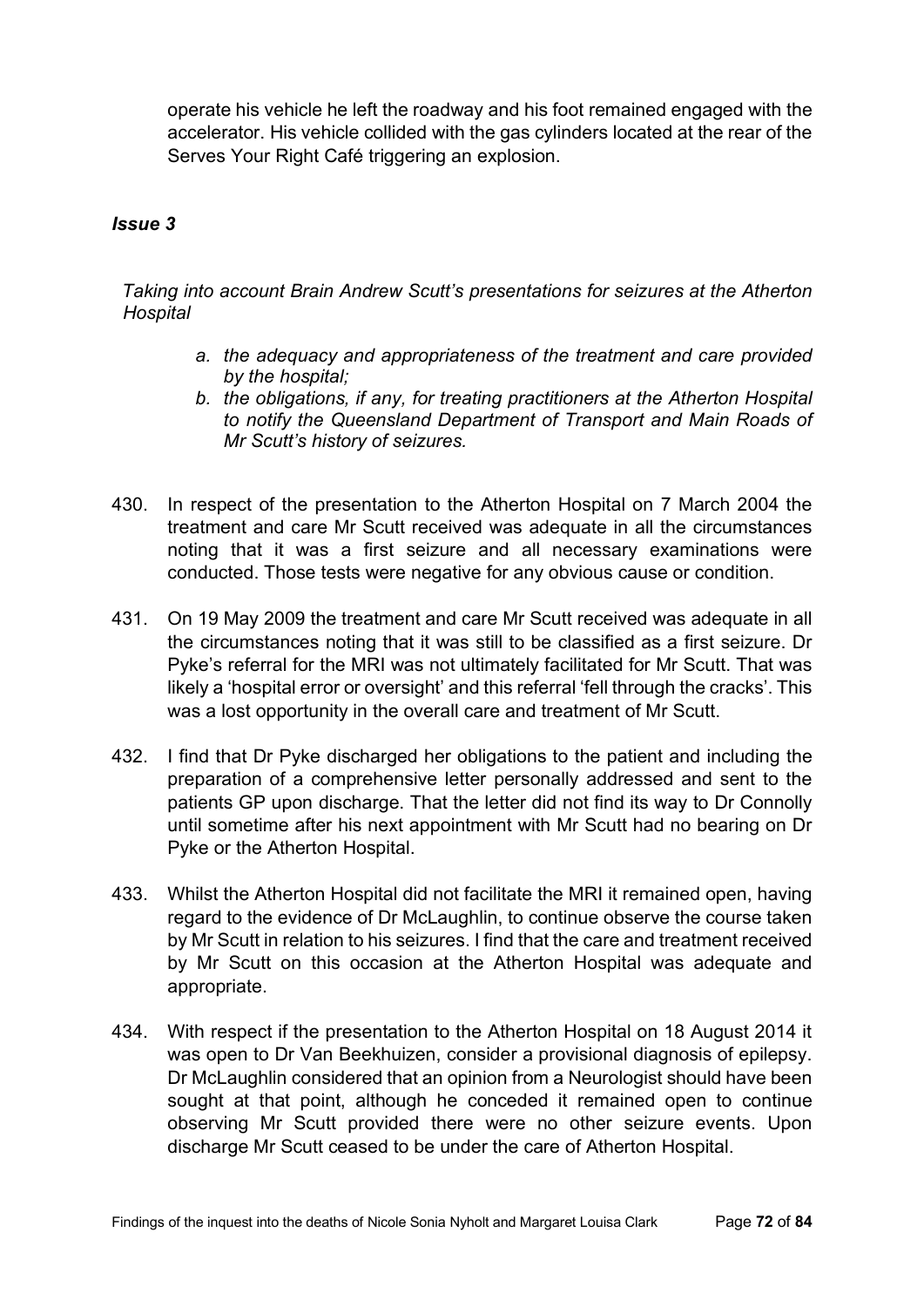operate his vehicle he left the roadway and his foot remained engaged with the accelerator. His vehicle collided with the gas cylinders located at the rear of the Serves Your Right Café triggering an explosion.

### *Issue 3*

*Taking into account Brain Andrew Scutt's presentations for seizures at the Atherton Hospital*

> a. *the adequacy and appropriateness of the treatment and care provided by the hospital;*
> b. *the obligations, if any, for treating practitioners at the Atherton Hospital to notify the Queensland Department of Transport and Main Roads of Mr Scutt's history of seizures.*

430. In respect of the presentation to the Atherton Hospital on 7 March 2004 the treatment and care Mr Scutt received was adequate in all the circumstances noting that it was a first seizure and all necessary examinations were conducted. Those tests were negative for any obvious cause or condition.

431. On 19 May 2009 the treatment and care Mr Scutt received was adequate in all the circumstances noting that it was still to be classified as a first seizure. Dr Pyke's referral for the MRI was not ultimately facilitated for Mr Scutt. That was likely a 'hospital error or oversight' and this referral 'fell through the cracks'. This was a lost opportunity in the overall care and treatment of Mr Scutt.

432. I find that Dr Pyke discharged her obligations to the patient and including the preparation of a comprehensive letter personally addressed and sent to the patients GP upon discharge. That the letter did not find its way to Dr Connolly until sometime after his next appointment with Mr Scutt had no bearing on Dr Pyke or the Atherton Hospital.

433. Whilst the Atherton Hospital did not facilitate the MRI it remained open, having regard to the evidence of Dr McLaughlin, to continue observe the course taken by Mr Scutt in relation to his seizures. I find that the care and treatment received by Mr Scutt on this occasion at the Atherton Hospital was adequate and appropriate.

434. With respect if the presentation to the Atherton Hospital on 18 August 2014 it was open to Dr Van Beekhuizen, consider a provisional diagnosis of epilepsy. Dr McLaughlin considered that an opinion from a Neurologist should have been sought at that point, although he conceded it remained open to continue observing Mr Scutt provided there were no other seizure events. Upon discharge Mr Scutt ceased to be under the care of Atherton Hospital.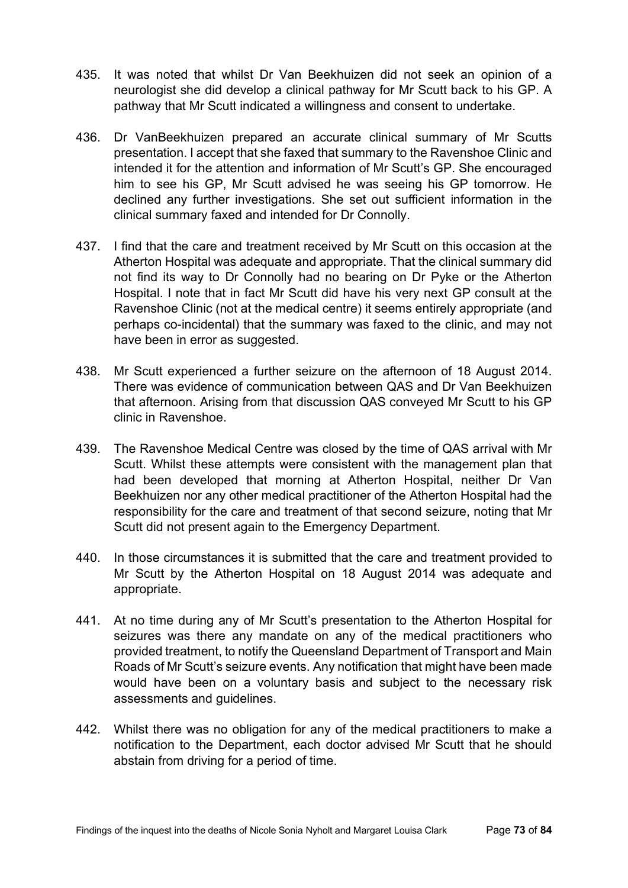435. It was noted that whilst Dr Van Beekhuizen did not seek an opinion of a neurologist she did develop a clinical pathway for Mr Scutt back to his GP. A pathway that Mr Scutt indicated a willingness and consent to undertake.

436. Dr VanBeekhuizen prepared an accurate clinical summary of Mr Scutts presentation. I accept that she faxed that summary to the Ravenshoe Clinic and intended it for the attention and information of Mr Scutt's GP. She encouraged him to see his GP, Mr Scutt advised he was seeing his GP tomorrow. He declined any further investigations. She set out sufficient information in the clinical summary faxed and intended for Dr Connolly.

437. I find that the care and treatment received by Mr Scutt on this occasion at the Atherton Hospital was adequate and appropriate. That the clinical summary did not find its way to Dr Connolly had no bearing on Dr Pyke or the Atherton Hospital. I note that in fact Mr Scutt did have his very next GP consult at the Ravenshoe Clinic (not at the medical centre) it seems entirely appropriate (and perhaps co-incidental) that the summary was faxed to the clinic, and may not have been in error as suggested.

438. Mr Scutt experienced a further seizure on the afternoon of 18 August 2014. There was evidence of communication between QAS and Dr Van Beekhuizen that afternoon. Arising from that discussion QAS conveyed Mr Scutt to his GP clinic in Ravenshoe.

439. The Ravenshoe Medical Centre was closed by the time of QAS arrival with Mr Scutt. Whilst these attempts were consistent with the management plan that had been developed that morning at Atherton Hospital, neither Dr Van Beekhuizen nor any other medical practitioner of the Atherton Hospital had the responsibility for the care and treatment of that second seizure, noting that Mr Scutt did not present again to the Emergency Department.

440. In those circumstances it is submitted that the care and treatment provided to Mr Scutt by the Atherton Hospital on 18 August 2014 was adequate and appropriate.

441. At no time during any of Mr Scutt's presentation to the Atherton Hospital for seizures was there any mandate on any of the medical practitioners who provided treatment, to notify the Queensland Department of Transport and Main Roads of Mr Scutt's seizure events. Any notification that might have been made would have been on a voluntary basis and subject to the necessary risk assessments and guidelines.

442. Whilst there was no obligation for any of the medical practitioners to make a notification to the Department, each doctor advised Mr Scutt that he should abstain from driving for a period of time.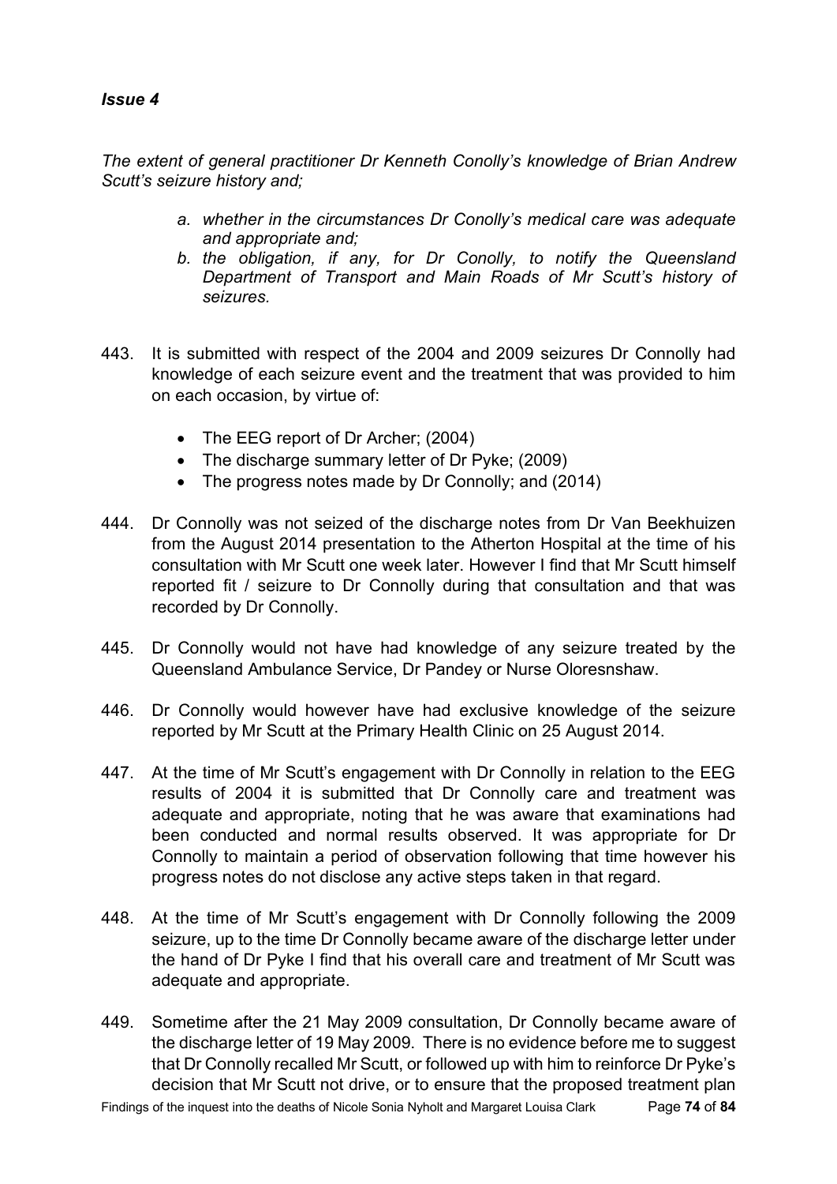***Issue 4***

*The extent of general practitioner Dr Kenneth Conolly's knowledge of Brian Andrew Scutt's seizure history and;*

> *a. whether in the circumstances Dr Conolly's medical care was adequate and appropriate and;*
> *b. the obligation, if any, for Dr Conolly, to notify the Queensland Department of Transport and Main Roads of Mr Scutt's history of seizures.*

443. It is submitted with respect of the 2004 and 2009 seizures Dr Connolly had knowledge of each seizure event and the treatment that was provided to him on each occasion, by virtue of:

- The EEG report of Dr Archer; (2004)
- The discharge summary letter of Dr Pyke; (2009)
- The progress notes made by Dr Connolly; and (2014)

444. Dr Connolly was not seized of the discharge notes from Dr Van Beekhuizen from the August 2014 presentation to the Atherton Hospital at the time of his consultation with Mr Scutt one week later. However I find that Mr Scutt himself reported fit / seizure to Dr Connolly during that consultation and that was recorded by Dr Connolly.

445. Dr Connolly would not have had knowledge of any seizure treated by the Queensland Ambulance Service, Dr Pandey or Nurse Oloresnshaw.

446. Dr Connolly would however have had exclusive knowledge of the seizure reported by Mr Scutt at the Primary Health Clinic on 25 August 2014.

447. At the time of Mr Scutt's engagement with Dr Connolly in relation to the EEG results of 2004 it is submitted that Dr Connolly care and treatment was adequate and appropriate, noting that he was aware that examinations had been conducted and normal results observed. It was appropriate for Dr Connolly to maintain a period of observation following that time however his progress notes do not disclose any active steps taken in that regard.

448. At the time of Mr Scutt's engagement with Dr Connolly following the 2009 seizure, up to the time Dr Connolly became aware of the discharge letter under the hand of Dr Pyke I find that his overall care and treatment of Mr Scutt was adequate and appropriate.

449. Sometime after the 21 May 2009 consultation, Dr Connolly became aware of the discharge letter of 19 May 2009. There is no evidence before me to suggest that Dr Connolly recalled Mr Scutt, or followed up with him to reinforce Dr Pyke's decision that Mr Scutt not drive, or to ensure that the proposed treatment plan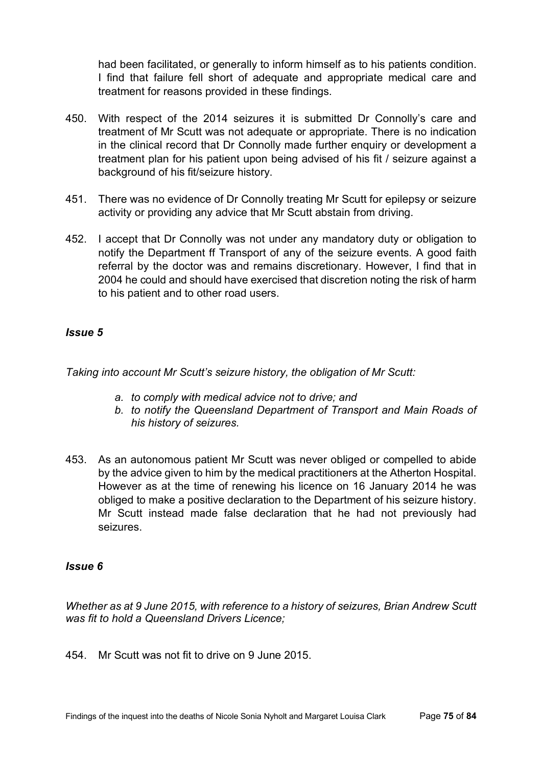had been facilitated, or generally to inform himself as to his patients condition. I find that failure fell short of adequate and appropriate medical care and treatment for reasons provided in these findings.

450. With respect of the 2014 seizures it is submitted Dr Connolly's care and treatment of Mr Scutt was not adequate or appropriate. There is no indication in the clinical record that Dr Connolly made further enquiry or development a treatment plan for his patient upon being advised of his fit / seizure against a background of his fit/seizure history.

451. There was no evidence of Dr Connolly treating Mr Scutt for epilepsy or seizure activity or providing any advice that Mr Scutt abstain from driving.

452. I accept that Dr Connolly was not under any mandatory duty or obligation to notify the Department ff Transport of any of the seizure events. A good faith referral by the doctor was and remains discretionary. However, I find that in 2004 he could and should have exercised that discretion noting the risk of harm to his patient and to other road users.

### *Issue 5*

*Taking into account Mr Scutt's seizure history, the obligation of Mr Scutt:*

- *a. to comply with medical advice not to drive; and*
- *b. to notify the Queensland Department of Transport and Main Roads of his history of seizures.*

453. As an autonomous patient Mr Scutt was never obliged or compelled to abide by the advice given to him by the medical practitioners at the Atherton Hospital. However as at the time of renewing his licence on 16 January 2014 he was obliged to make a positive declaration to the Department of his seizure history. Mr Scutt instead made false declaration that he had not previously had seizures.

### *Issue 6*

*Whether as at 9 June 2015, with reference to a history of seizures, Brian Andrew Scutt was fit to hold a Queensland Drivers Licence;*

454. Mr Scutt was not fit to drive on 9 June 2015.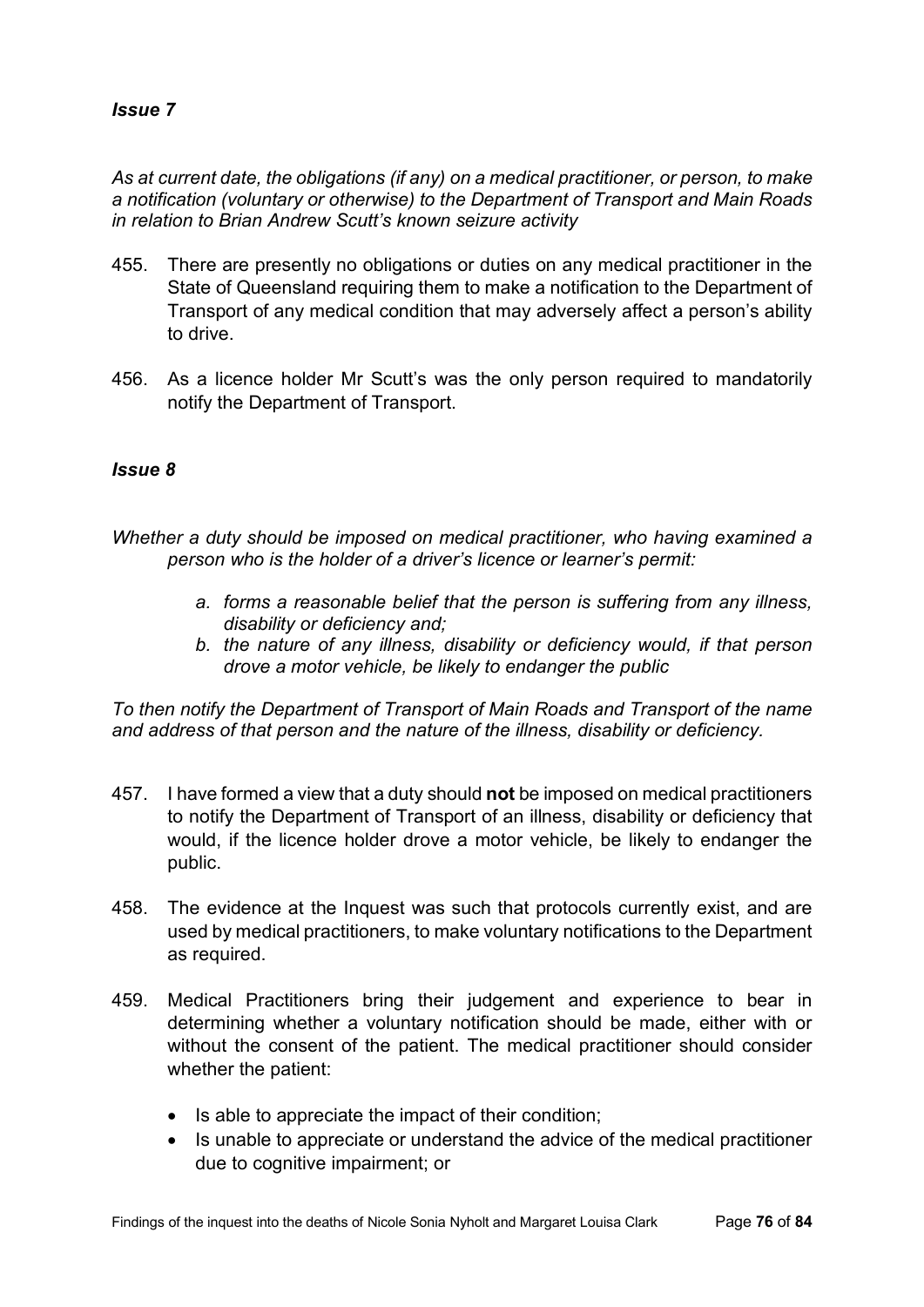***Issue 7***

*As at current date, the obligations (if any) on a medical practitioner, or person, to make a notification (voluntary or otherwise) to the Department of Transport and Main Roads in relation to Brian Andrew Scutt's known seizure activity*

455. There are presently no obligations or duties on any medical practitioner in the State of Queensland requiring them to make a notification to the Department of Transport of any medical condition that may adversely affect a person's ability to drive.

456. As a licence holder Mr Scutt's was the only person required to mandatorily notify the Department of Transport.

***Issue 8***

*Whether a duty should be imposed on medical practitioner, who having examined a person who is the holder of a driver's licence or learner's permit:*

> *a. forms a reasonable belief that the person is suffering from any illness, disability or deficiency and;*
> *b. the nature of any illness, disability or deficiency would, if that person drove a motor vehicle, be likely to endanger the public*

*To then notify the Department of Transport of Main Roads and Transport of the name and address of that person and the nature of the illness, disability or deficiency.*

457. I have formed a view that a duty should **not** be imposed on medical practitioners to notify the Department of Transport of an illness, disability or deficiency that would, if the licence holder drove a motor vehicle, be likely to endanger the public.

458. The evidence at the Inquest was such that protocols currently exist, and are used by medical practitioners, to make voluntary notifications to the Department as required.

459. Medical Practitioners bring their judgement and experience to bear in determining whether a voluntary notification should be made, either with or without the consent of the patient. The medical practitioner should consider whether the patient:

    - Is able to appreciate the impact of their condition;
    - Is unable to appreciate or understand the advice of the medical practitioner due to cognitive impairment; or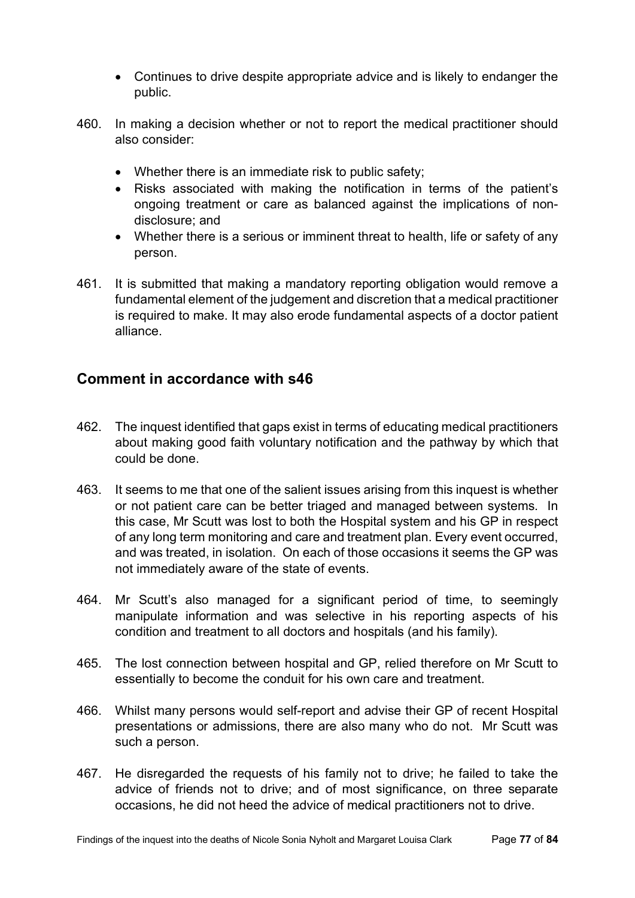- Continues to drive despite appropriate advice and is likely to endanger the public.

460. In making a decision whether or not to report the medical practitioner should also consider:

    - Whether there is an immediate risk to public safety;
    - Risks associated with making the notification in terms of the patient's ongoing treatment or care as balanced against the implications of non-disclosure; and
    - Whether there is a serious or imminent threat to health, life or safety of any person.

461. It is submitted that making a mandatory reporting obligation would remove a fundamental element of the judgement and discretion that a medical practitioner is required to make. It may also erode fundamental aspects of a doctor patient alliance.

## Comment in accordance with s46

462. The inquest identified that gaps exist in terms of educating medical practitioners about making good faith voluntary notification and the pathway by which that could be done.

463. It seems to me that one of the salient issues arising from this inquest is whether or not patient care can be better triaged and managed between systems. In this case, Mr Scutt was lost to both the Hospital system and his GP in respect of any long term monitoring and care and treatment plan. Every event occurred, and was treated, in isolation. On each of those occasions it seems the GP was not immediately aware of the state of events.

464. Mr Scutt's also managed for a significant period of time, to seemingly manipulate information and was selective in his reporting aspects of his condition and treatment to all doctors and hospitals (and his family).

465. The lost connection between hospital and GP, relied therefore on Mr Scutt to essentially to become the conduit for his own care and treatment.

466. Whilst many persons would self-report and advise their GP of recent Hospital presentations or admissions, there are also many who do not. Mr Scutt was such a person.

467. He disregarded the requests of his family not to drive; he failed to take the advice of friends not to drive; and of most significance, on three separate occasions, he did not heed the advice of medical practitioners not to drive.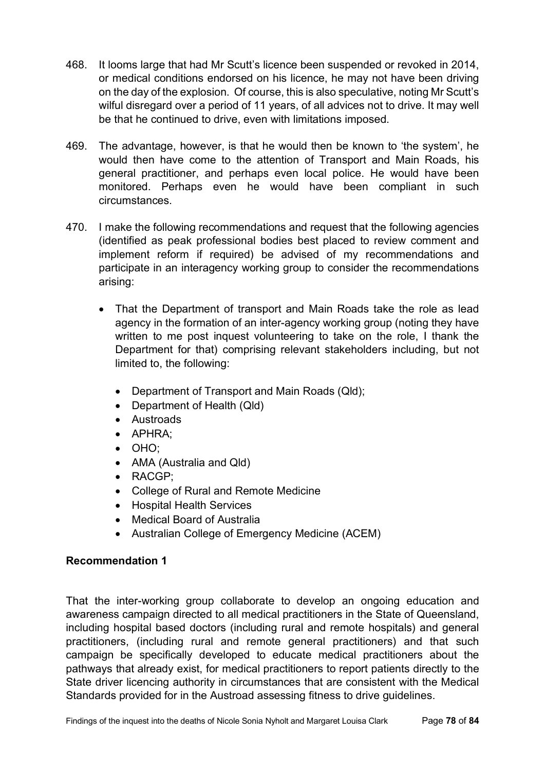468. It looms large that had Mr Scutt's licence been suspended or revoked in 2014, or medical conditions endorsed on his licence, he may not have been driving on the day of the explosion. Of course, this is also speculative, noting Mr Scutt's wilful disregard over a period of 11 years, of all advices not to drive. It may well be that he continued to drive, even with limitations imposed.

469. The advantage, however, is that he would then be known to 'the system', he would then have come to the attention of Transport and Main Roads, his general practitioner, and perhaps even local police. He would have been monitored. Perhaps even he would have been compliant in such circumstances.

470. I make the following recommendations and request that the following agencies (identified as peak professional bodies best placed to review comment and implement reform if required) be advised of my recommendations and participate in an interagency working group to consider the recommendations arising:

   - That the Department of transport and Main Roads take the role as lead agency in the formation of an inter-agency working group (noting they have written to me post inquest volunteering to take on the role, I thank the Department for that) comprising relevant stakeholders including, but not limited to, the following:

     - Department of Transport and Main Roads (Qld);
     - Department of Health (Qld)
     - Austroads
     - APHRA;
     - OHO;
     - AMA (Australia and Qld)
     - RACGP;
     - College of Rural and Remote Medicine
     - Hospital Health Services
     - Medical Board of Australia
     - Australian College of Emergency Medicine (ACEM)

**Recommendation 1**

That the inter-working group collaborate to develop an ongoing education and awareness campaign directed to all medical practitioners in the State of Queensland, including hospital based doctors (including rural and remote hospitals) and general practitioners, (including rural and remote general practitioners) and that such campaign be specifically developed to educate medical practitioners about the pathways that already exist, for medical practitioners to report patients directly to the State driver licencing authority in circumstances that are consistent with the Medical Standards provided for in the Austroad assessing fitness to drive guidelines.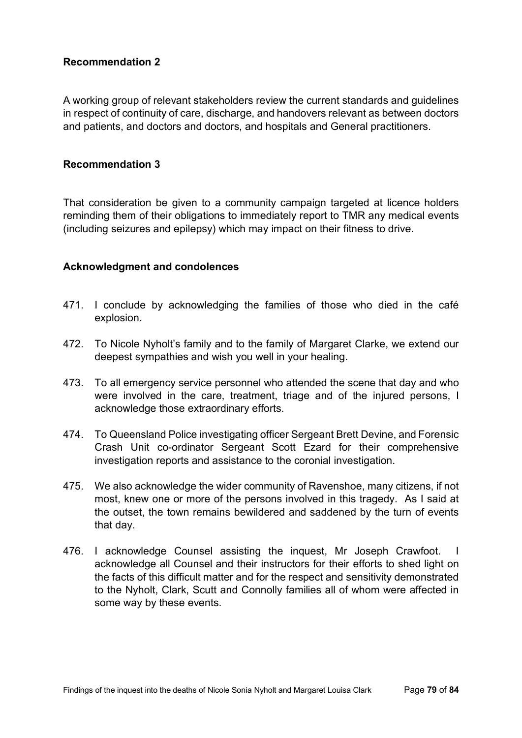### Recommendation 2

A working group of relevant stakeholders review the current standards and guidelines in respect of continuity of care, discharge, and handovers relevant as between doctors and patients, and doctors and doctors, and hospitals and General practitioners.

### Recommendation 3

That consideration be given to a community campaign targeted at licence holders reminding them of their obligations to immediately report to TMR any medical events (including seizures and epilepsy) which may impact on their fitness to drive.

### Acknowledgment and condolences

471. I conclude by acknowledging the families of those who died in the café explosion.

472. To Nicole Nyholt's family and to the family of Margaret Clarke, we extend our deepest sympathies and wish you well in your healing.

473. To all emergency service personnel who attended the scene that day and who were involved in the care, treatment, triage and of the injured persons, I acknowledge those extraordinary efforts.

474. To Queensland Police investigating officer Sergeant Brett Devine, and Forensic Crash Unit co-ordinator Sergeant Scott Ezard for their comprehensive investigation reports and assistance to the coronial investigation.

475. We also acknowledge the wider community of Ravenshoe, many citizens, if not most, knew one or more of the persons involved in this tragedy. As I said at the outset, the town remains bewildered and saddened by the turn of events that day.

476. I acknowledge Counsel assisting the inquest, Mr Joseph Crawfoot. I acknowledge all Counsel and their instructors for their efforts to shed light on the facts of this difficult matter and for the respect and sensitivity demonstrated to the Nyholt, Clark, Scutt and Connolly families all of whom were affected in some way by these events.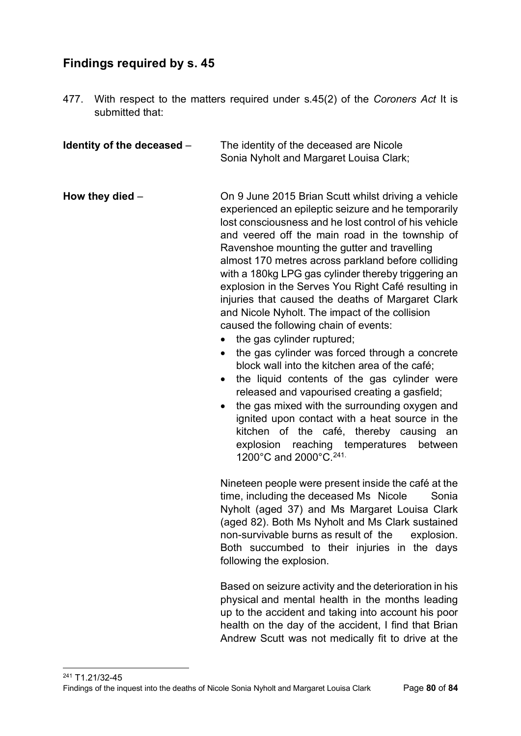## Findings required by s. 45

477. With respect to the matters required under s.45(2) of the *Coroners Act* It is submitted that:

**Identity of the deceased** – The identity of the deceased are Nicole Sonia Nyholt and Margaret Louisa Clark;

**How they died** – On 9 June 2015 Brian Scutt whilst driving a vehicle experienced an epileptic seizure and he temporarily lost consciousness and he lost control of his vehicle and veered off the main road in the township of Ravenshoe mounting the gutter and travelling almost 170 metres across parkland before colliding with a 180kg LPG gas cylinder thereby triggering an explosion in the Serves You Right Café resulting in injuries that caused the deaths of Margaret Clark and Nicole Nyholt. The impact of the collision caused the following chain of events:

- the gas cylinder ruptured;
- the gas cylinder was forced through a concrete block wall into the kitchen area of the café;
- the liquid contents of the gas cylinder were released and vapourised creating a gasfield;
- the gas mixed with the surrounding oxygen and ignited upon contact with a heat source in the kitchen of the café, thereby causing an explosion reaching temperatures between 1200°C and 2000°C.[241]

Nineteen people were present inside the café at the time, including the deceased Ms Nicole Sonia Nyholt (aged 37) and Ms Margaret Louisa Clark (aged 82). Both Ms Nyholt and Ms Clark sustained non-survivable burns as result of the explosion. Both succumbed to their injuries in the days following the explosion.

Based on seizure activity and the deterioration in his physical and mental health in the months leading up to the accident and taking into account his poor health on the day of the accident, I find that Brian Andrew Scutt was not medically fit to drive at the

---

[241] T1.21/32-45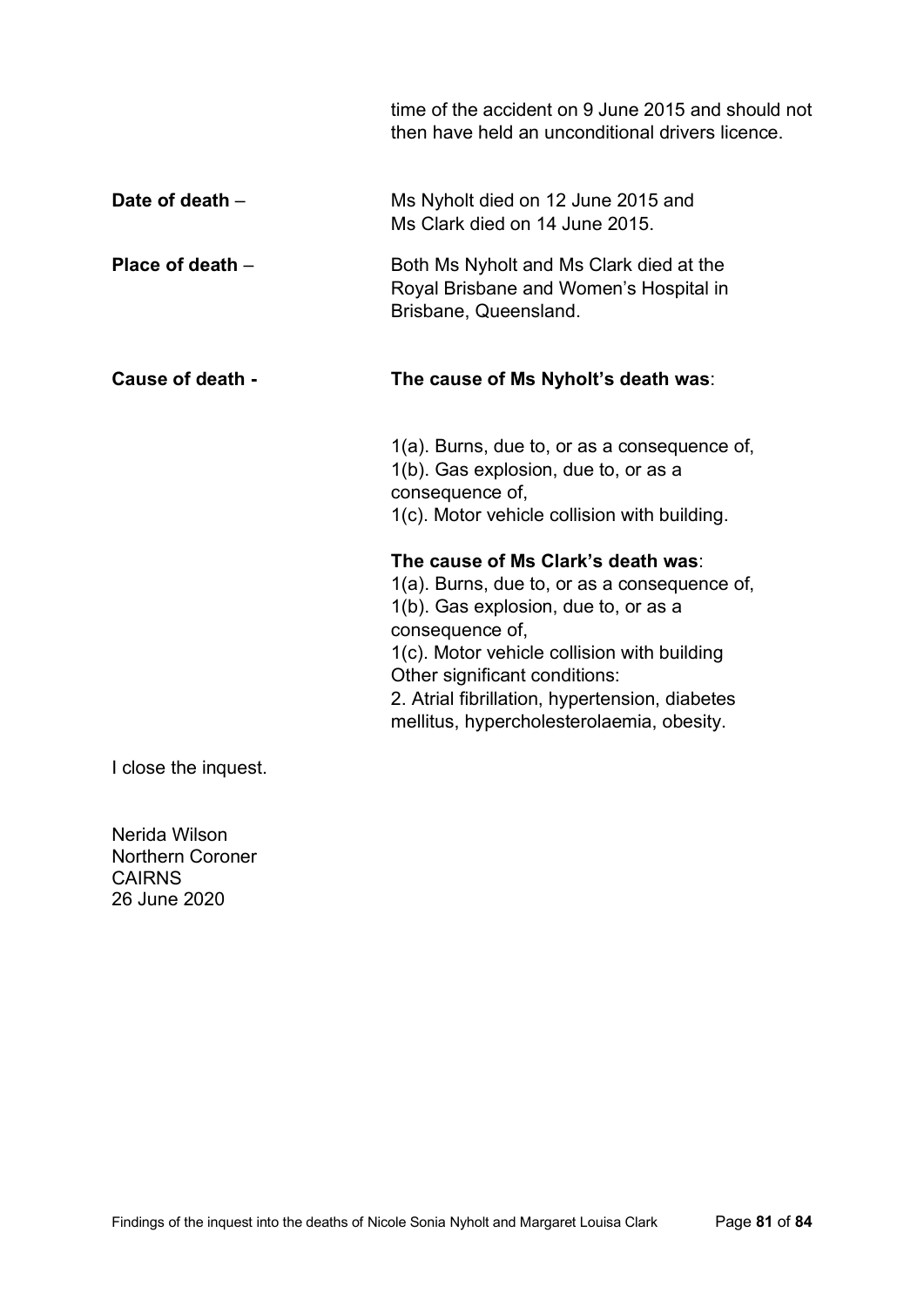time of the accident on 9 June 2015 and should not then have held an unconditional drivers licence.

**Date of death** – Ms Nyholt died on 12 June 2015 and Ms Clark died on 14 June 2015.

**Place of death** – Both Ms Nyholt and Ms Clark died at the Royal Brisbane and Women's Hospital in Brisbane, Queensland.

**Cause of death -** **The cause of Ms Nyholt's death was**:

1(a). Burns, due to, or as a consequence of,
1(b). Gas explosion, due to, or as a consequence of,
1(c). Motor vehicle collision with building.

**The cause of Ms Clark's death was**:
1(a). Burns, due to, or as a consequence of,
1(b). Gas explosion, due to, or as a consequence of,
1(c). Motor vehicle collision with building
Other significant conditions:
2. Atrial fibrillation, hypertension, diabetes mellitus, hypercholesterolaemia, obesity.

I close the inquest.

Nerida Wilson
Northern Coroner
CAIRNS
26 June 2020